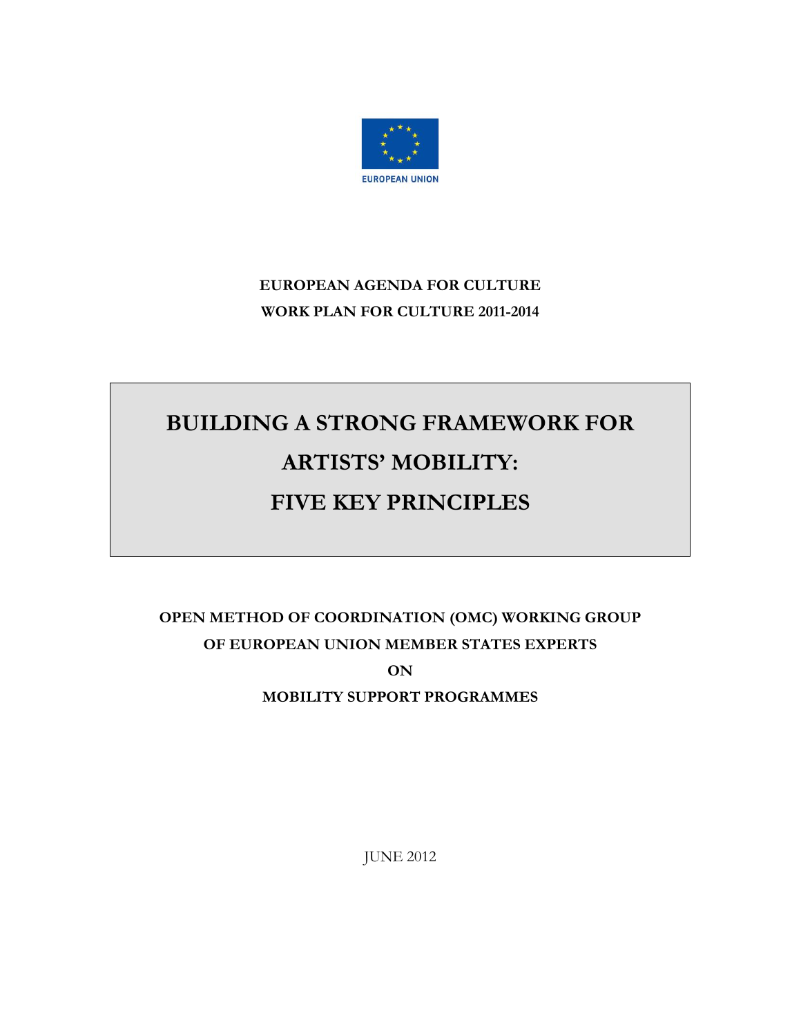EUROPEAN UNION

**EUROPEAN AGENDA FOR CULTURE**

**WORK PLAN FOR CULTURE 2011-2014**

# BUILDING A STRONG FRAMEWORK FOR ARTISTS' MOBILITY: FIVE KEY PRINCIPLES

**OPEN METHOD OF COORDINATION (OMC) WORKING GROUP**

**OF EUROPEAN UNION MEMBER STATES EXPERTS**

**ON**

**MOBILITY SUPPORT PROGRAMMES**

JUNE 2012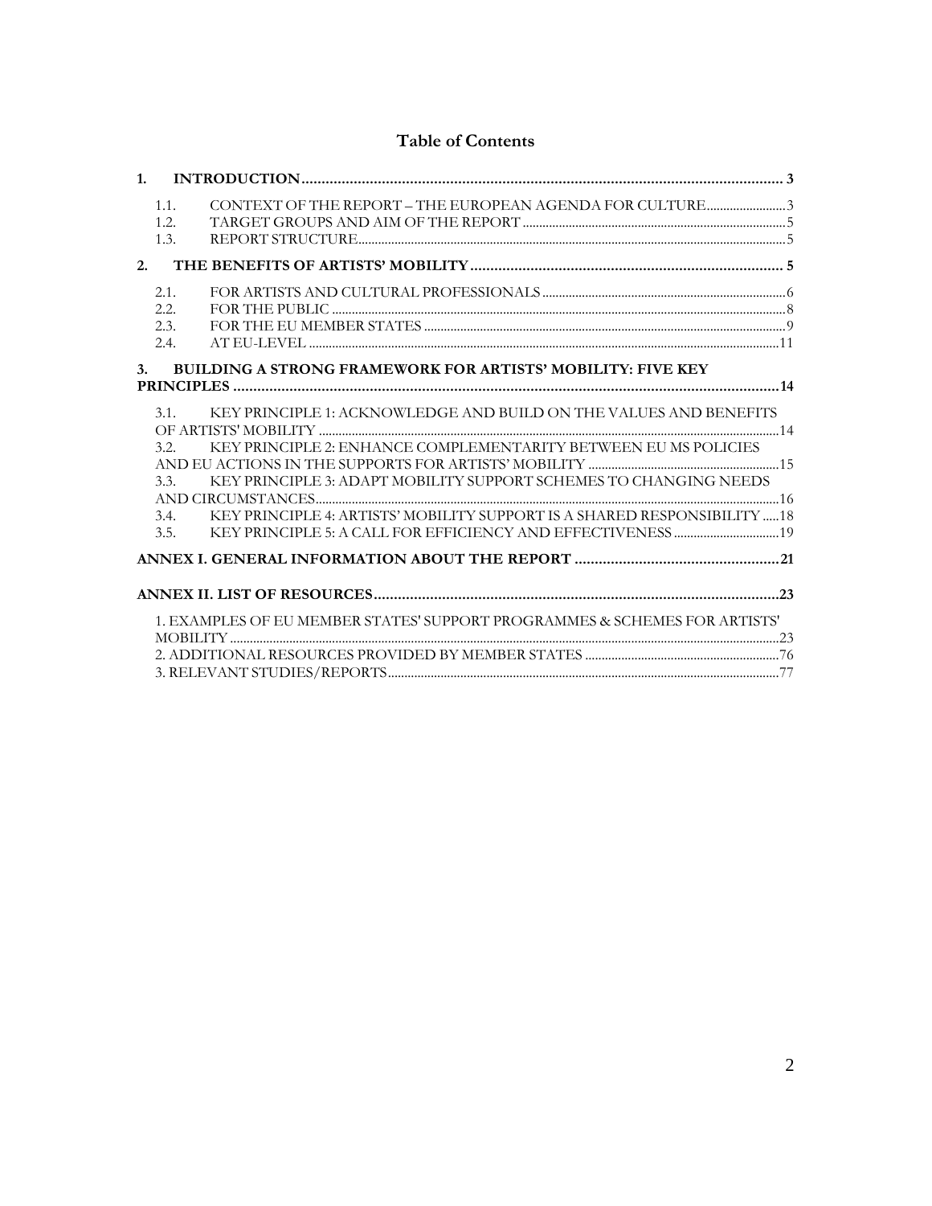# Table of Contents

**1. INTRODUCTION** ..... 3

- 1.1. CONTEXT OF THE REPORT – THE EUROPEAN AGENDA FOR CULTURE ..... 3
- 1.2. TARGET GROUPS AND AIM OF THE REPORT ..... 5
- 1.3. REPORT STRUCTURE ..... 5

**2. THE BENEFITS OF ARTISTS' MOBILITY** ..... 5

- 2.1. FOR ARTISTS AND CULTURAL PROFESSIONALS ..... 6
- 2.2. FOR THE PUBLIC ..... 8
- 2.3. FOR THE EU MEMBER STATES ..... 9
- 2.4. AT EU-LEVEL ..... 11

**3. BUILDING A STRONG FRAMEWORK FOR ARTISTS' MOBILITY: FIVE KEY PRINCIPLES** ..... 14

- 3.1. KEY PRINCIPLE 1: ACKNOWLEDGE AND BUILD ON THE VALUES AND BENEFITS OF ARTISTS' MOBILITY ..... 14
- 3.2. KEY PRINCIPLE 2: ENHANCE COMPLEMENTARITY BETWEEN EU MS POLICIES AND EU ACTIONS IN THE SUPPORTS FOR ARTISTS' MOBILITY ..... 15
- 3.3. KEY PRINCIPLE 3: ADAPT MOBILITY SUPPORT SCHEMES TO CHANGING NEEDS AND CIRCUMSTANCES ..... 16
- 3.4. KEY PRINCIPLE 4: ARTISTS' MOBILITY SUPPORT IS A SHARED RESPONSIBILITY ..... 18
- 3.5. KEY PRINCIPLE 5: A CALL FOR EFFICIENCY AND EFFECTIVENESS ..... 19

**ANNEX I. GENERAL INFORMATION ABOUT THE REPORT** ..... 21

**ANNEX II. LIST OF RESOURCES** ..... 23

- 1. EXAMPLES OF EU MEMBER STATES' SUPPORT PROGRAMMES & SCHEMES FOR ARTISTS' MOBILITY ..... 23
- 2. ADDITIONAL RESOURCES PROVIDED BY MEMBER STATES ..... 76
- 3. RELEVANT STUDIES/REPORTS ..... 77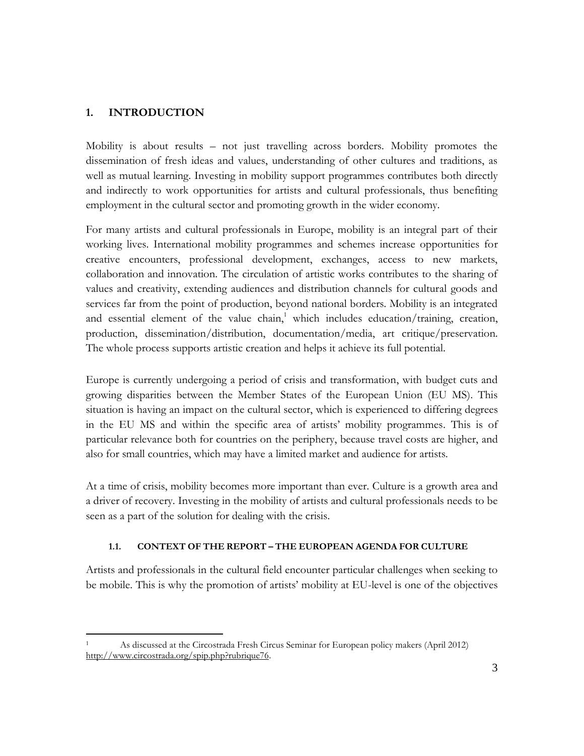# 1. INTRODUCTION

Mobility is about results – not just travelling across borders. Mobility promotes the dissemination of fresh ideas and values, understanding of other cultures and traditions, as well as mutual learning. Investing in mobility support programmes contributes both directly and indirectly to work opportunities for artists and cultural professionals, thus benefiting employment in the cultural sector and promoting growth in the wider economy.

For many artists and cultural professionals in Europe, mobility is an integral part of their working lives. International mobility programmes and schemes increase opportunities for creative encounters, professional development, exchanges, access to new markets, collaboration and innovation. The circulation of artistic works contributes to the sharing of values and creativity, extending audiences and distribution channels for cultural goods and services far from the point of production, beyond national borders. Mobility is an integrated and essential element of the value chain,[1] which includes education/training, creation, production, dissemination/distribution, documentation/media, art critique/preservation. The whole process supports artistic creation and helps it achieve its full potential.

Europe is currently undergoing a period of crisis and transformation, with budget cuts and growing disparities between the Member States of the European Union (EU MS). This situation is having an impact on the cultural sector, which is experienced to differing degrees in the EU MS and within the specific area of artists' mobility programmes. This is of particular relevance both for countries on the periphery, because travel costs are higher, and also for small countries, which may have a limited market and audience for artists.

At a time of crisis, mobility becomes more important than ever. Culture is a growth area and a driver of recovery. Investing in the mobility of artists and cultural professionals needs to be seen as a part of the solution for dealing with the crisis.

## 1.1. CONTEXT OF THE REPORT – THE EUROPEAN AGENDA FOR CULTURE

Artists and professionals in the cultural field encounter particular challenges when seeking to be mobile. This is why the promotion of artists' mobility at EU-level is one of the objectives

---

[1] As discussed at the Circostrada Fresh Circus Seminar for European policy makers (April 2012) http://www.circostrada.org/spip.php?rubrique76.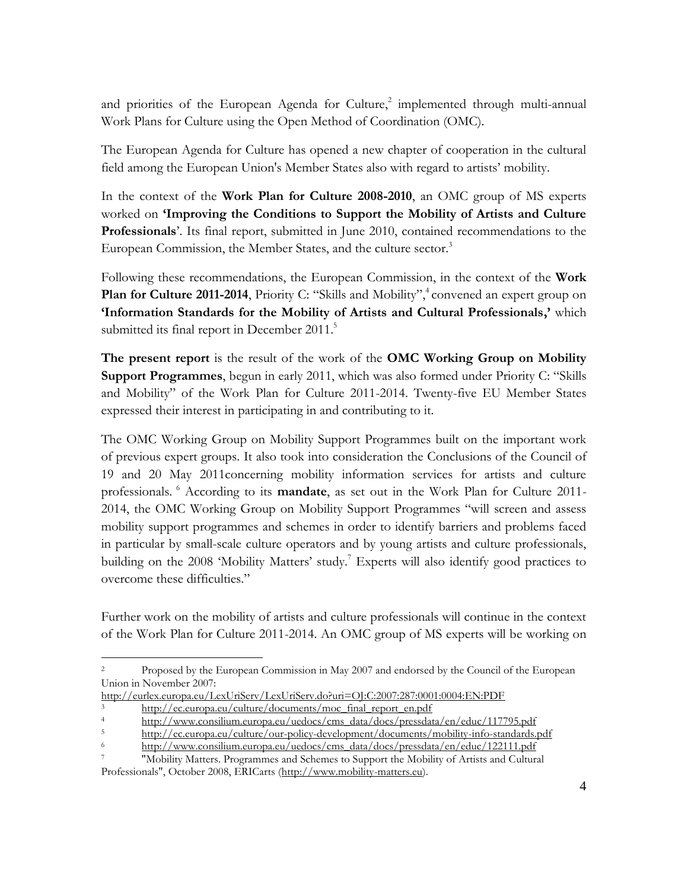and priorities of the European Agenda for Culture,[2] implemented through multi-annual Work Plans for Culture using the Open Method of Coordination (OMC).

The European Agenda for Culture has opened a new chapter of cooperation in the cultural field among the European Union's Member States also with regard to artists' mobility.

In the context of the **Work Plan for Culture 2008-2010**, an OMC group of MS experts worked on **'Improving the Conditions to Support the Mobility of Artists and Culture Professionals**'. Its final report, submitted in June 2010, contained recommendations to the European Commission, the Member States, and the culture sector.[3]

Following these recommendations, the European Commission, in the context of the **Work Plan for Culture 2011-2014**, Priority C: "Skills and Mobility",[4] convened an expert group on **'Information Standards for the Mobility of Artists and Cultural Professionals,'** which submitted its final report in December 2011.[5]

**The present report** is the result of the work of the **OMC Working Group on Mobility Support Programmes**, begun in early 2011, which was also formed under Priority C: "Skills and Mobility" of the Work Plan for Culture 2011-2014. Twenty-five EU Member States expressed their interest in participating in and contributing to it.

The OMC Working Group on Mobility Support Programmes built on the important work of previous expert groups. It also took into consideration the Conclusions of the Council of 19 and 20 May 2011concerning mobility information services for artists and culture professionals. [6] According to its **mandate**, as set out in the Work Plan for Culture 2011-2014, the OMC Working Group on Mobility Support Programmes "will screen and assess mobility support programmes and schemes in order to identify barriers and problems faced in particular by small-scale culture operators and by young artists and culture professionals, building on the 2008 'Mobility Matters' study.[7] Experts will also identify good practices to overcome these difficulties."

Further work on the mobility of artists and culture professionals will continue in the context of the Work Plan for Culture 2011-2014. An OMC group of MS experts will be working on

---

[2] Proposed by the European Commission in May 2007 and endorsed by the Council of the European Union in November 2007: http://eurlex.europa.eu/LexUriServ/LexUriServ.do?uri=OJ:C:2007:287:0001:0004:EN:PDF

[3] http://ec.europa.eu/culture/documents/moc_final_report_en.pdf

[4] http://www.consilium.europa.eu/uedocs/cms_data/docs/pressdata/en/educ/117795.pdf

[5] http://ec.europa.eu/culture/our-policy-development/documents/mobility-info-standards.pdf

[6] http://www.consilium.europa.eu/uedocs/cms_data/docs/pressdata/en/educ/122111.pdf

[7] "Mobility Matters. Programmes and Schemes to Support the Mobility of Artists and Cultural Professionals", October 2008, ERICarts (http://www.mobility-matters.eu).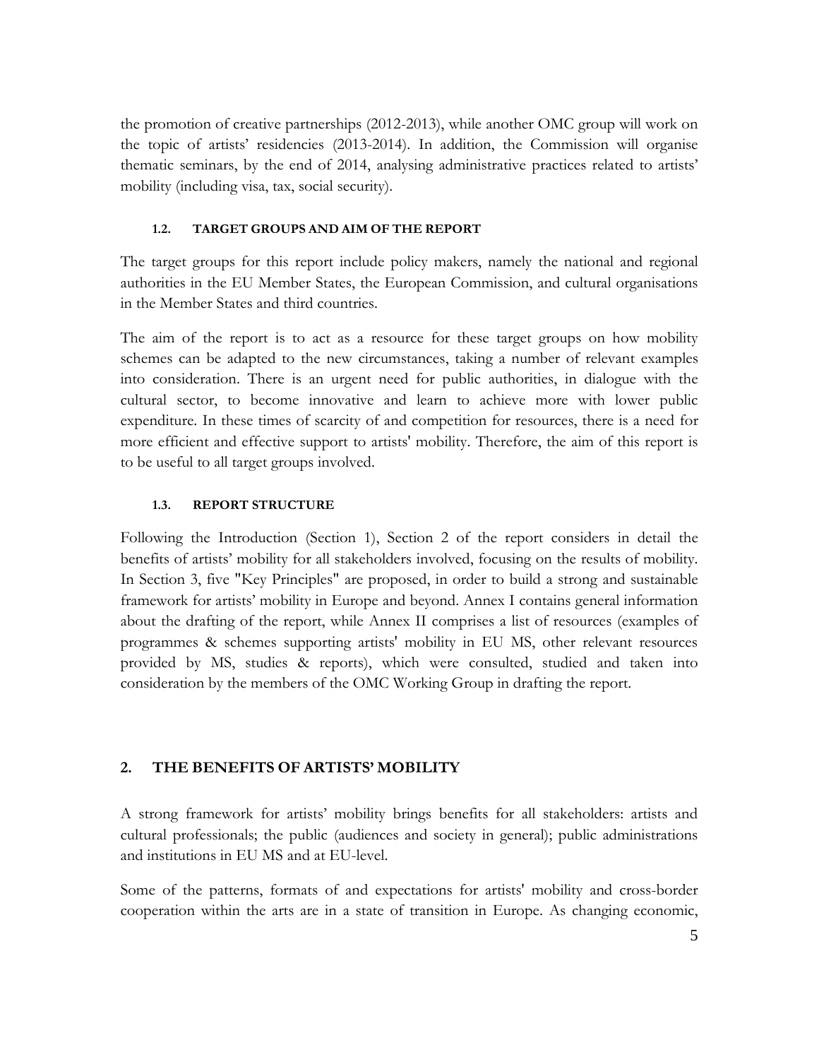the promotion of creative partnerships (2012-2013), while another OMC group will work on the topic of artists' residencies (2013-2014). In addition, the Commission will organise thematic seminars, by the end of 2014, analysing administrative practices related to artists' mobility (including visa, tax, social security).

### 1.2. TARGET GROUPS AND AIM OF THE REPORT

The target groups for this report include policy makers, namely the national and regional authorities in the EU Member States, the European Commission, and cultural organisations in the Member States and third countries.

The aim of the report is to act as a resource for these target groups on how mobility schemes can be adapted to the new circumstances, taking a number of relevant examples into consideration. There is an urgent need for public authorities, in dialogue with the cultural sector, to become innovative and learn to achieve more with lower public expenditure. In these times of scarcity of and competition for resources, there is a need for more efficient and effective support to artists' mobility. Therefore, the aim of this report is to be useful to all target groups involved.

### 1.3. REPORT STRUCTURE

Following the Introduction (Section 1), Section 2 of the report considers in detail the benefits of artists' mobility for all stakeholders involved, focusing on the results of mobility. In Section 3, five "Key Principles" are proposed, in order to build a strong and sustainable framework for artists' mobility in Europe and beyond. Annex I contains general information about the drafting of the report, while Annex II comprises a list of resources (examples of programmes & schemes supporting artists' mobility in EU MS, other relevant resources provided by MS, studies & reports), which were consulted, studied and taken into consideration by the members of the OMC Working Group in drafting the report.

## 2. THE BENEFITS OF ARTISTS' MOBILITY

A strong framework for artists' mobility brings benefits for all stakeholders: artists and cultural professionals; the public (audiences and society in general); public administrations and institutions in EU MS and at EU-level.

Some of the patterns, formats of and expectations for artists' mobility and cross-border cooperation within the arts are in a state of transition in Europe. As changing economic,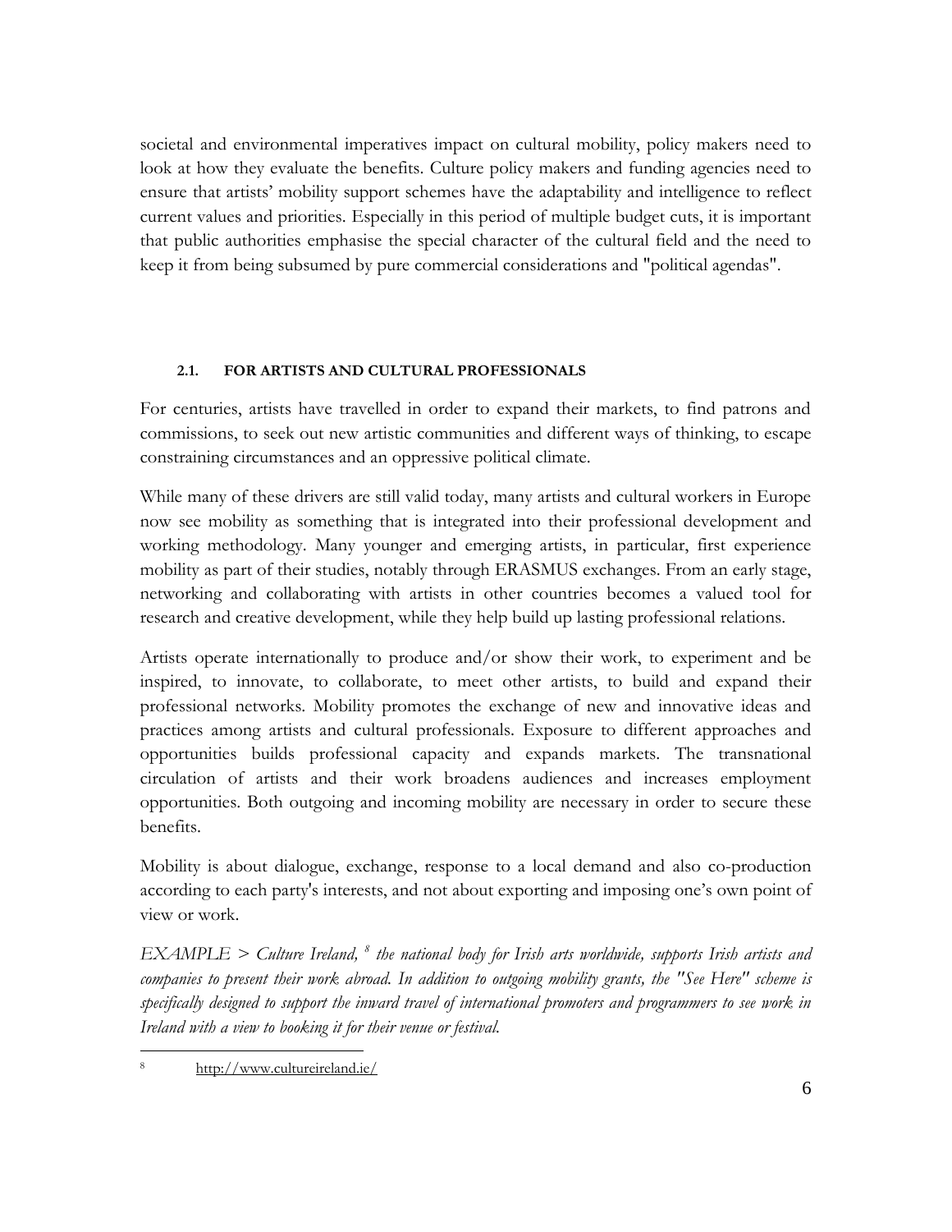societal and environmental imperatives impact on cultural mobility, policy makers need to look at how they evaluate the benefits. Culture policy makers and funding agencies need to ensure that artists' mobility support schemes have the adaptability and intelligence to reflect current values and priorities. Especially in this period of multiple budget cuts, it is important that public authorities emphasise the special character of the cultural field and the need to keep it from being subsumed by pure commercial considerations and "political agendas".

### 2.1. FOR ARTISTS AND CULTURAL PROFESSIONALS

For centuries, artists have travelled in order to expand their markets, to find patrons and commissions, to seek out new artistic communities and different ways of thinking, to escape constraining circumstances and an oppressive political climate.

While many of these drivers are still valid today, many artists and cultural workers in Europe now see mobility as something that is integrated into their professional development and working methodology. Many younger and emerging artists, in particular, first experience mobility as part of their studies, notably through ERASMUS exchanges. From an early stage, networking and collaborating with artists in other countries becomes a valued tool for research and creative development, while they help build up lasting professional relations.

Artists operate internationally to produce and/or show their work, to experiment and be inspired, to innovate, to collaborate, to meet other artists, to build and expand their professional networks. Mobility promotes the exchange of new and innovative ideas and practices among artists and cultural professionals. Exposure to different approaches and opportunities builds professional capacity and expands markets. The transnational circulation of artists and their work broadens audiences and increases employment opportunities. Both outgoing and incoming mobility are necessary in order to secure these benefits.

Mobility is about dialogue, exchange, response to a local demand and also co-production according to each party's interests, and not about exporting and imposing one's own point of view or work.

*EXAMPLE > Culture Ireland,* [8] *the national body for Irish arts worldwide, supports Irish artists and companies to present their work abroad. In addition to outgoing mobility grants, the "See Here" scheme is specifically designed to support the inward travel of international promoters and programmers to see work in Ireland with a view to booking it for their venue or festival.*

[8] http://www.cultureireland.ie/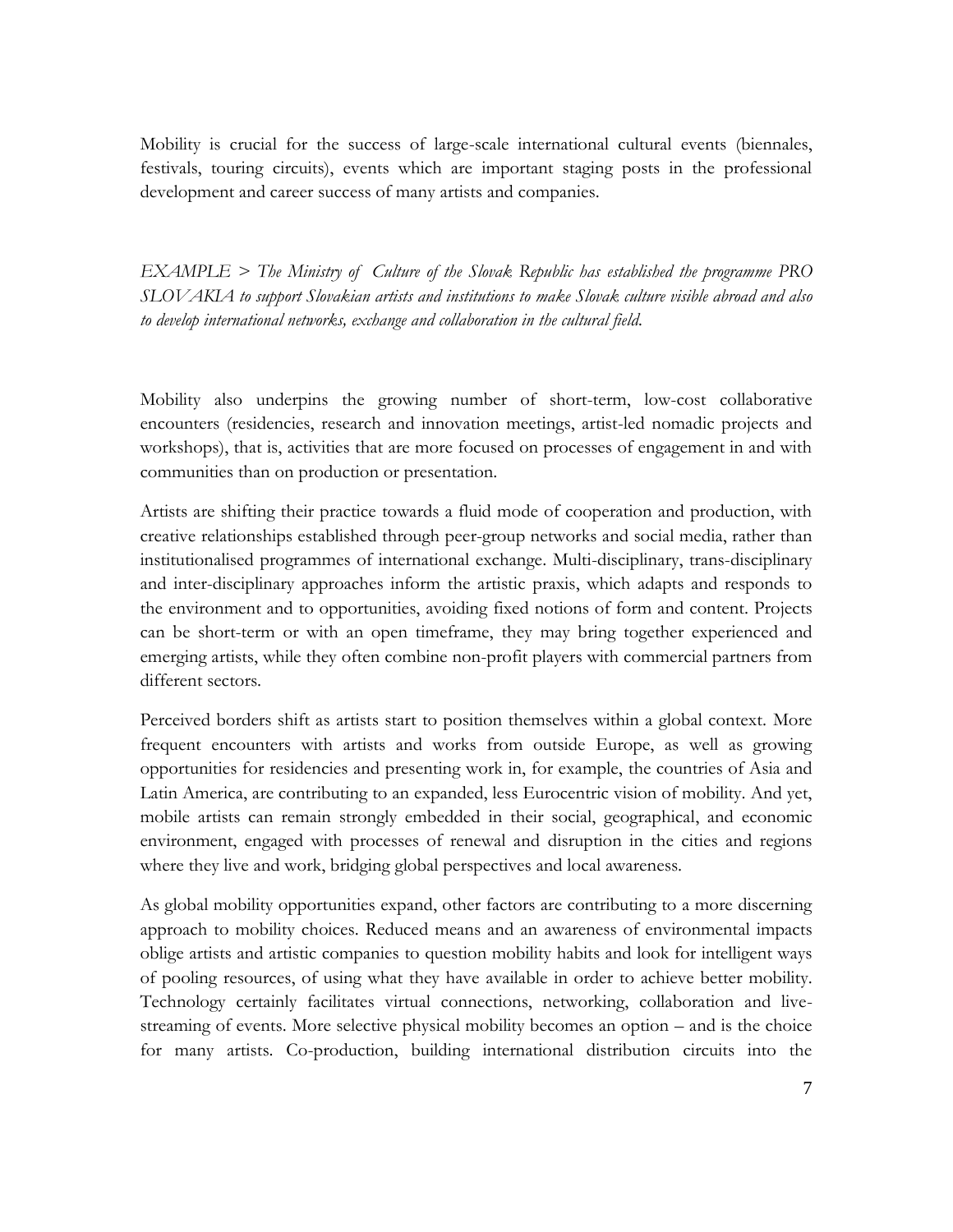Mobility is crucial for the success of large-scale international cultural events (biennales, festivals, touring circuits), events which are important staging posts in the professional development and career success of many artists and companies.

*EXAMPLE > The Ministry of Culture of the Slovak Republic has established the programme PRO SLOVAKIA to support Slovakian artists and institutions to make Slovak culture visible abroad and also to develop international networks, exchange and collaboration in the cultural field.*

Mobility also underpins the growing number of short-term, low-cost collaborative encounters (residencies, research and innovation meetings, artist-led nomadic projects and workshops), that is, activities that are more focused on processes of engagement in and with communities than on production or presentation.

Artists are shifting their practice towards a fluid mode of cooperation and production, with creative relationships established through peer-group networks and social media, rather than institutionalised programmes of international exchange. Multi-disciplinary, trans-disciplinary and inter-disciplinary approaches inform the artistic praxis, which adapts and responds to the environment and to opportunities, avoiding fixed notions of form and content. Projects can be short-term or with an open timeframe, they may bring together experienced and emerging artists, while they often combine non-profit players with commercial partners from different sectors.

Perceived borders shift as artists start to position themselves within a global context. More frequent encounters with artists and works from outside Europe, as well as growing opportunities for residencies and presenting work in, for example, the countries of Asia and Latin America, are contributing to an expanded, less Eurocentric vision of mobility. And yet, mobile artists can remain strongly embedded in their social, geographical, and economic environment, engaged with processes of renewal and disruption in the cities and regions where they live and work, bridging global perspectives and local awareness.

As global mobility opportunities expand, other factors are contributing to a more discerning approach to mobility choices. Reduced means and an awareness of environmental impacts oblige artists and artistic companies to question mobility habits and look for intelligent ways of pooling resources, of using what they have available in order to achieve better mobility. Technology certainly facilitates virtual connections, networking, collaboration and live-streaming of events. More selective physical mobility becomes an option – and is the choice for many artists. Co-production, building international distribution circuits into the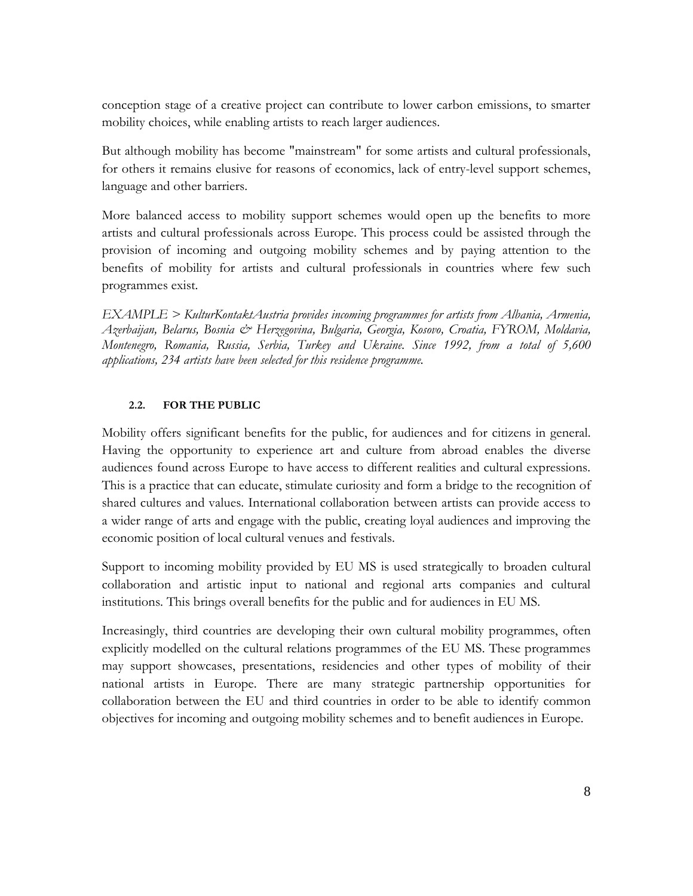conception stage of a creative project can contribute to lower carbon emissions, to smarter mobility choices, while enabling artists to reach larger audiences.

But although mobility has become "mainstream" for some artists and cultural professionals, for others it remains elusive for reasons of economics, lack of entry-level support schemes, language and other barriers.

More balanced access to mobility support schemes would open up the benefits to more artists and cultural professionals across Europe. This process could be assisted through the provision of incoming and outgoing mobility schemes and by paying attention to the benefits of mobility for artists and cultural professionals in countries where few such programmes exist.

*EXAMPLE > KulturKontaktAustria provides incoming programmes for artists from Albania, Armenia, Azerbaijan, Belarus, Bosnia & Herzegovina, Bulgaria, Georgia, Kosovo, Croatia, FYROM, Moldavia, Montenegro, Romania, Russia, Serbia, Turkey and Ukraine. Since 1992, from a total of 5,600 applications, 234 artists have been selected for this residence programme.*

### 2.2. FOR THE PUBLIC

Mobility offers significant benefits for the public, for audiences and for citizens in general. Having the opportunity to experience art and culture from abroad enables the diverse audiences found across Europe to have access to different realities and cultural expressions. This is a practice that can educate, stimulate curiosity and form a bridge to the recognition of shared cultures and values. International collaboration between artists can provide access to a wider range of arts and engage with the public, creating loyal audiences and improving the economic position of local cultural venues and festivals.

Support to incoming mobility provided by EU MS is used strategically to broaden cultural collaboration and artistic input to national and regional arts companies and cultural institutions. This brings overall benefits for the public and for audiences in EU MS.

Increasingly, third countries are developing their own cultural mobility programmes, often explicitly modelled on the cultural relations programmes of the EU MS. These programmes may support showcases, presentations, residencies and other types of mobility of their national artists in Europe. There are many strategic partnership opportunities for collaboration between the EU and third countries in order to be able to identify common objectives for incoming and outgoing mobility schemes and to benefit audiences in Europe.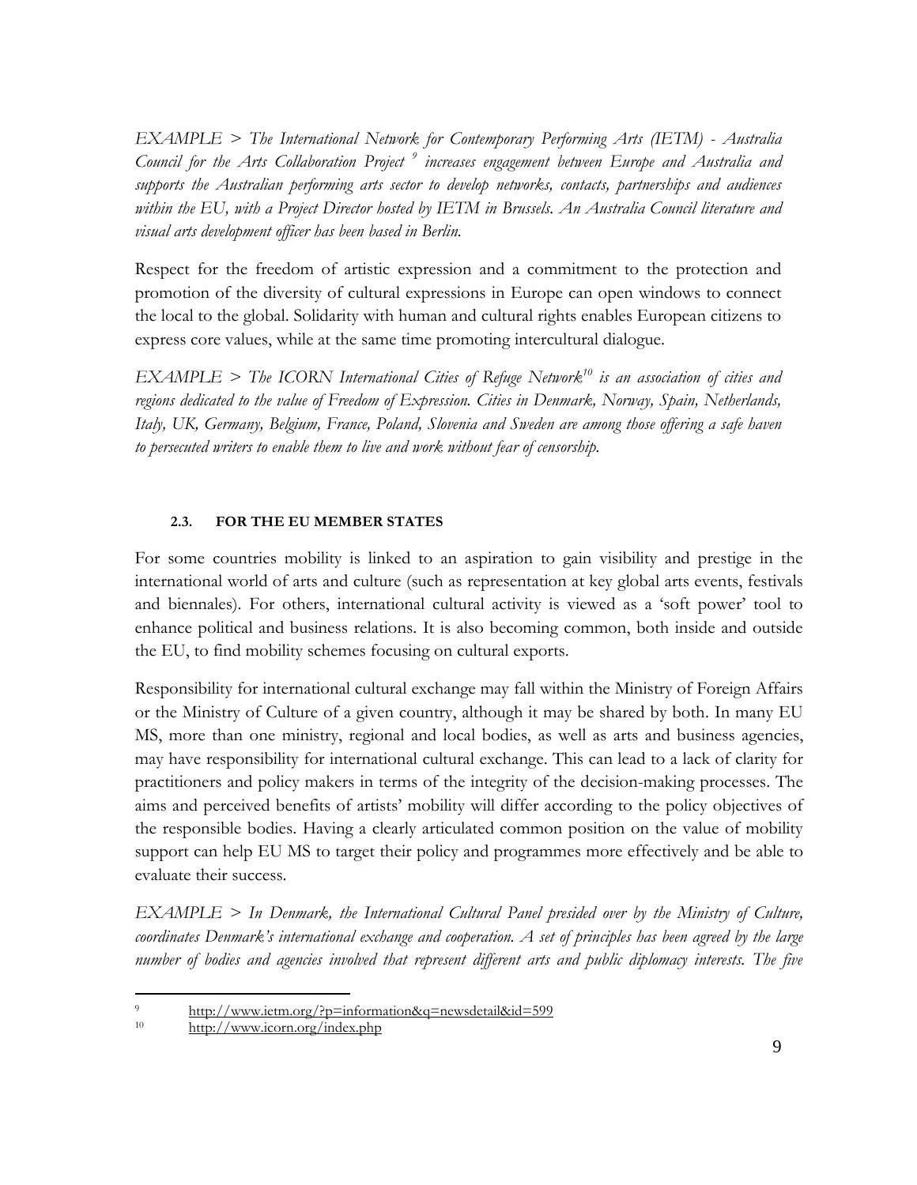*EXAMPLE > The International Network for Contemporary Performing Arts (IETM) - Australia Council for the Arts Collaboration Project [9] increases engagement between Europe and Australia and supports the Australian performing arts sector to develop networks, contacts, partnerships and audiences within the EU, with a Project Director hosted by IETM in Brussels. An Australia Council literature and visual arts development officer has been based in Berlin.*

Respect for the freedom of artistic expression and a commitment to the protection and promotion of the diversity of cultural expressions in Europe can open windows to connect the local to the global. Solidarity with human and cultural rights enables European citizens to express core values, while at the same time promoting intercultural dialogue.

*EXAMPLE > The ICORN International Cities of Refuge Network[10] is an association of cities and regions dedicated to the value of Freedom of Expression. Cities in Denmark, Norway, Spain, Netherlands, Italy, UK, Germany, Belgium, France, Poland, Slovenia and Sweden are among those offering a safe haven to persecuted writers to enable them to live and work without fear of censorship.*

### 2.3. FOR THE EU MEMBER STATES

For some countries mobility is linked to an aspiration to gain visibility and prestige in the international world of arts and culture (such as representation at key global arts events, festivals and biennales). For others, international cultural activity is viewed as a 'soft power' tool to enhance political and business relations. It is also becoming common, both inside and outside the EU, to find mobility schemes focusing on cultural exports.

Responsibility for international cultural exchange may fall within the Ministry of Foreign Affairs or the Ministry of Culture of a given country, although it may be shared by both. In many EU MS, more than one ministry, regional and local bodies, as well as arts and business agencies, may have responsibility for international cultural exchange. This can lead to a lack of clarity for practitioners and policy makers in terms of the integrity of the decision-making processes. The aims and perceived benefits of artists' mobility will differ according to the policy objectives of the responsible bodies. Having a clearly articulated common position on the value of mobility support can help EU MS to target their policy and programmes more effectively and be able to evaluate their success.

*EXAMPLE > In Denmark, the International Cultural Panel presided over by the Ministry of Culture, coordinates Denmark's international exchange and cooperation. A set of principles has been agreed by the large number of bodies and agencies involved that represent different arts and public diplomacy interests. The five*

---

[9] http://www.ietm.org/?p=information&q=newsdetail&id=599

[10] http://www.icorn.org/index.php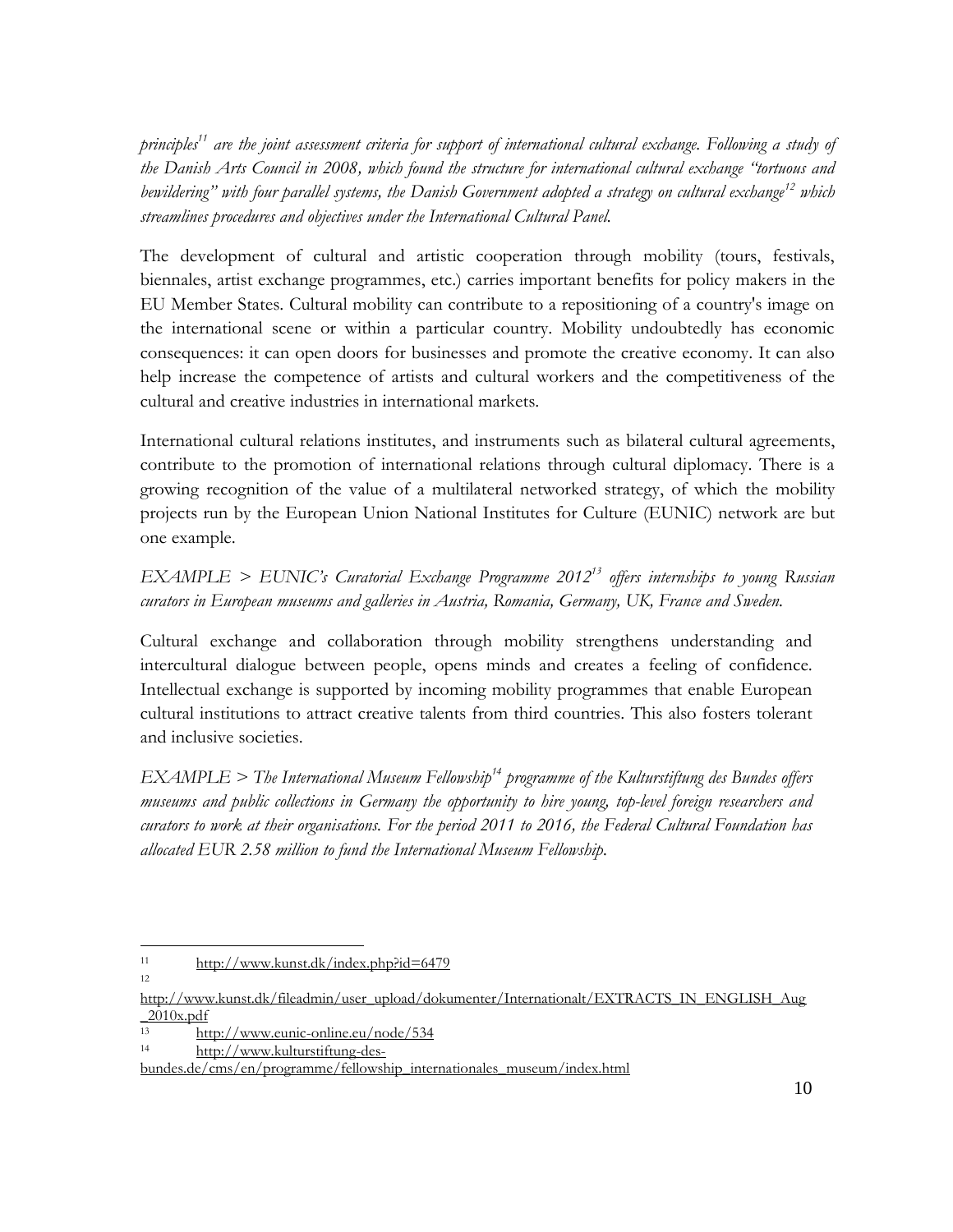*principles[11] are the joint assessment criteria for support of international cultural exchange. Following a study of the Danish Arts Council in 2008, which found the structure for international cultural exchange "tortuous and bewildering" with four parallel systems, the Danish Government adopted a strategy on cultural exchange[12] which streamlines procedures and objectives under the International Cultural Panel.*

The development of cultural and artistic cooperation through mobility (tours, festivals, biennales, artist exchange programmes, etc.) carries important benefits for policy makers in the EU Member States. Cultural mobility can contribute to a repositioning of a country's image on the international scene or within a particular country. Mobility undoubtedly has economic consequences: it can open doors for businesses and promote the creative economy. It can also help increase the competence of artists and cultural workers and the competitiveness of the cultural and creative industries in international markets.

International cultural relations institutes, and instruments such as bilateral cultural agreements, contribute to the promotion of international relations through cultural diplomacy. There is a growing recognition of the value of a multilateral networked strategy, of which the mobility projects run by the European Union National Institutes for Culture (EUNIC) network are but one example.

*EXAMPLE > EUNIC's Curatorial Exchange Programme 2012[13] offers internships to young Russian curators in European museums and galleries in Austria, Romania, Germany, UK, France and Sweden.*

Cultural exchange and collaboration through mobility strengthens understanding and intercultural dialogue between people, opens minds and creates a feeling of confidence. Intellectual exchange is supported by incoming mobility programmes that enable European cultural institutions to attract creative talents from third countries. This also fosters tolerant and inclusive societies.

*EXAMPLE > The International Museum Fellowship[14] programme of the Kulturstiftung des Bundes offers museums and public collections in Germany the opportunity to hire young, top-level foreign researchers and curators to work at their organisations. For the period 2011 to 2016, the Federal Cultural Foundation has allocated EUR 2.58 million to fund the International Museum Fellowship.*

---

[11] http://www.kunst.dk/index.php?id=6479

[12] http://www.kunst.dk/fileadmin/user_upload/dokumenter/Internationalt/EXTRACTS_IN_ENGLISH_Aug_2010x.pdf

[13] http://www.eunic-online.eu/node/534

[14] http://www.kulturstiftung-des-bundes.de/cms/en/programme/fellowship_internationales_museum/index.html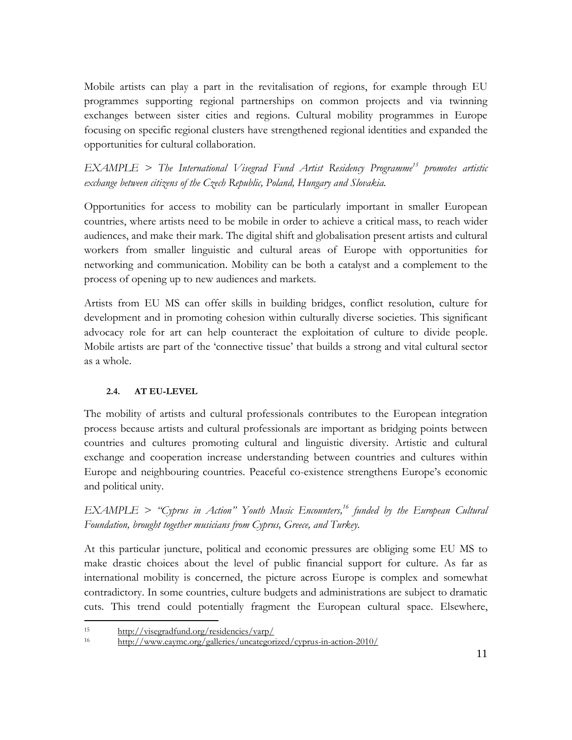Mobile artists can play a part in the revitalisation of regions, for example through EU programmes supporting regional partnerships on common projects and via twinning exchanges between sister cities and regions. Cultural mobility programmes in Europe focusing on specific regional clusters have strengthened regional identities and expanded the opportunities for cultural collaboration.

*EXAMPLE > The International Visegrad Fund Artist Residency Programme[15] promotes artistic exchange between citizens of the Czech Republic, Poland, Hungary and Slovakia.*

Opportunities for access to mobility can be particularly important in smaller European countries, where artists need to be mobile in order to achieve a critical mass, to reach wider audiences, and make their mark. The digital shift and globalisation present artists and cultural workers from smaller linguistic and cultural areas of Europe with opportunities for networking and communication. Mobility can be both a catalyst and a complement to the process of opening up to new audiences and markets.

Artists from EU MS can offer skills in building bridges, conflict resolution, culture for development and in promoting cohesion within culturally diverse societies. This significant advocacy role for art can help counteract the exploitation of culture to divide people. Mobile artists are part of the 'connective tissue' that builds a strong and vital cultural sector as a whole.

### 2.4. AT EU-LEVEL

The mobility of artists and cultural professionals contributes to the European integration process because artists and cultural professionals are important as bridging points between countries and cultures promoting cultural and linguistic diversity. Artistic and cultural exchange and cooperation increase understanding between countries and cultures within Europe and neighbouring countries. Peaceful co-existence strengthens Europe's economic and political unity.

*EXAMPLE > "Cyprus in Action" Youth Music Encounters,[16] funded by the European Cultural Foundation, brought together musicians from Cyprus, Greece, and Turkey.*

At this particular juncture, political and economic pressures are obliging some EU MS to make drastic choices about the level of public financial support for culture. As far as international mobility is concerned, the picture across Europe is complex and somewhat contradictory. In some countries, culture budgets and administrations are subject to dramatic cuts. This trend could potentially fragment the European cultural space. Elsewhere,

---

[15] http://visegradfund.org/residencies/varp/

[16] http://www.eaymc.org/galleries/uncategorized/cyprus-in-action-2010/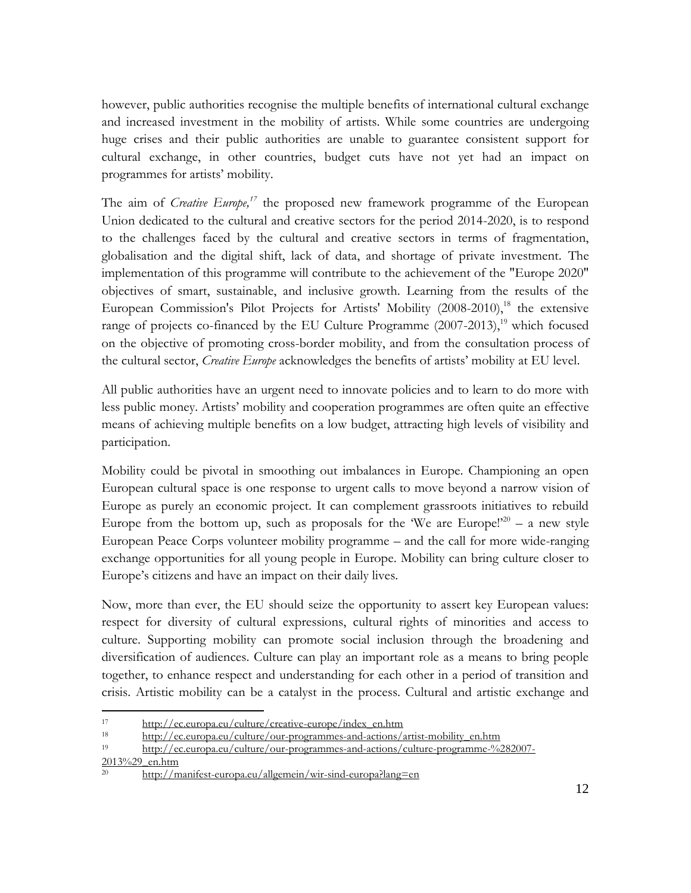however, public authorities recognise the multiple benefits of international cultural exchange and increased investment in the mobility of artists. While some countries are undergoing huge crises and their public authorities are unable to guarantee consistent support for cultural exchange, in other countries, budget cuts have not yet had an impact on programmes for artists' mobility.

The aim of *Creative Europe,*[17] the proposed new framework programme of the European Union dedicated to the cultural and creative sectors for the period 2014-2020, is to respond to the challenges faced by the cultural and creative sectors in terms of fragmentation, globalisation and the digital shift, lack of data, and shortage of private investment. The implementation of this programme will contribute to the achievement of the "Europe 2020" objectives of smart, sustainable, and inclusive growth. Learning from the results of the European Commission's Pilot Projects for Artists' Mobility (2008-2010),[18] the extensive range of projects co-financed by the EU Culture Programme (2007-2013),[19] which focused on the objective of promoting cross-border mobility, and from the consultation process of the cultural sector, *Creative Europe* acknowledges the benefits of artists' mobility at EU level.

All public authorities have an urgent need to innovate policies and to learn to do more with less public money. Artists' mobility and cooperation programmes are often quite an effective means of achieving multiple benefits on a low budget, attracting high levels of visibility and participation.

Mobility could be pivotal in smoothing out imbalances in Europe. Championing an open European cultural space is one response to urgent calls to move beyond a narrow vision of Europe as purely an economic project. It can complement grassroots initiatives to rebuild Europe from the bottom up, such as proposals for the 'We are Europe!'[20] – a new style European Peace Corps volunteer mobility programme – and the call for more wide-ranging exchange opportunities for all young people in Europe. Mobility can bring culture closer to Europe's citizens and have an impact on their daily lives.

Now, more than ever, the EU should seize the opportunity to assert key European values: respect for diversity of cultural expressions, cultural rights of minorities and access to culture. Supporting mobility can promote social inclusion through the broadening and diversification of audiences. Culture can play an important role as a means to bring people together, to enhance respect and understanding for each other in a period of transition and crisis. Artistic mobility can be a catalyst in the process. Cultural and artistic exchange and

---

[17] http://ec.europa.eu/culture/creative-europe/index_en.htm

[18] http://ec.europa.eu/culture/our-programmes-and-actions/artist-mobility_en.htm

[19] http://ec.europa.eu/culture/our-programmes-and-actions/culture-programme-%282007-2013%29_en.htm

[20] http://manifest-europa.eu/allgemein/wir-sind-europa?lang=en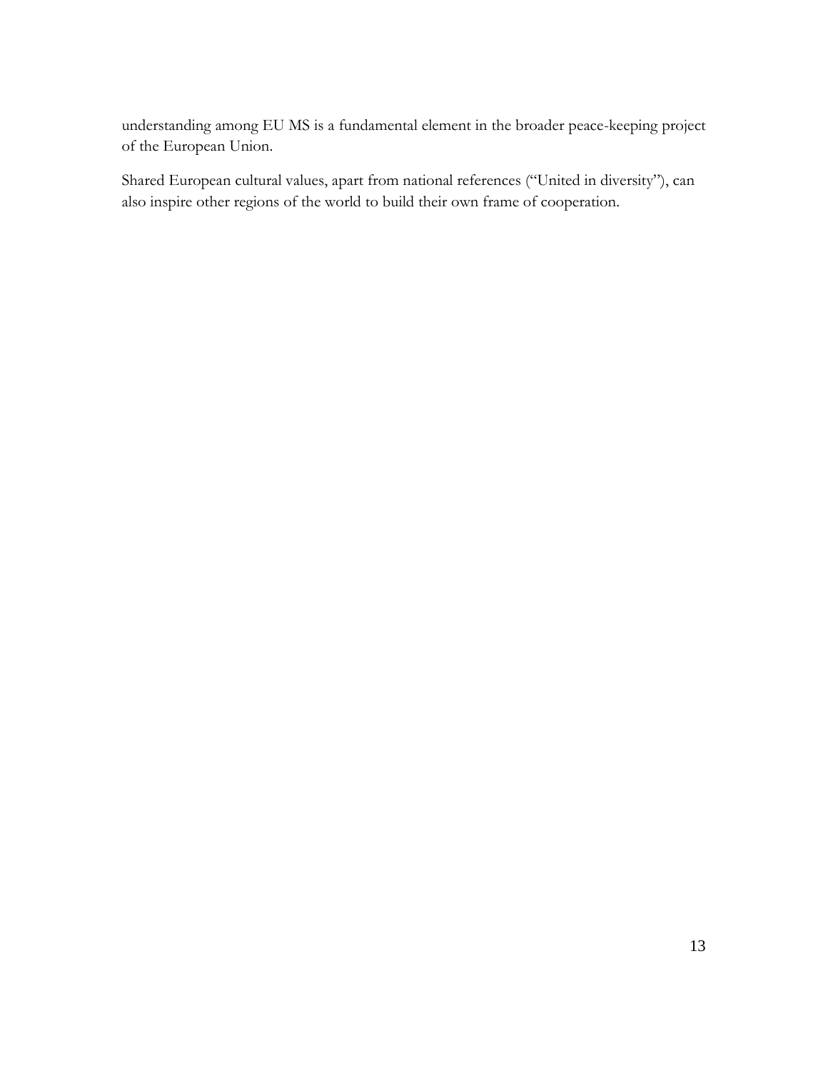understanding among EU MS is a fundamental element in the broader peace-keeping project of the European Union.

Shared European cultural values, apart from national references ("United in diversity"), can also inspire other regions of the world to build their own frame of cooperation.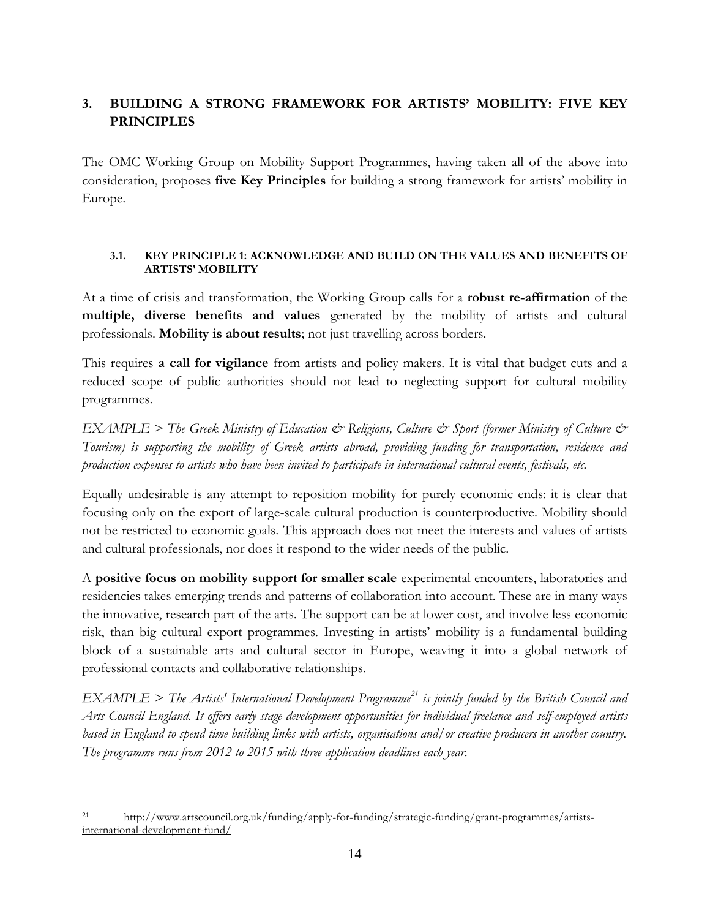## 3. BUILDING A STRONG FRAMEWORK FOR ARTISTS' MOBILITY: FIVE KEY PRINCIPLES

The OMC Working Group on Mobility Support Programmes, having taken all of the above into consideration, proposes **five Key Principles** for building a strong framework for artists' mobility in Europe.

### 3.1. KEY PRINCIPLE 1: ACKNOWLEDGE AND BUILD ON THE VALUES AND BENEFITS OF ARTISTS' MOBILITY

At a time of crisis and transformation, the Working Group calls for a **robust re-affirmation** of the **multiple, diverse benefits and values** generated by the mobility of artists and cultural professionals. **Mobility is about results**; not just travelling across borders.

This requires **a call for vigilance** from artists and policy makers. It is vital that budget cuts and a reduced scope of public authorities should not lead to neglecting support for cultural mobility programmes.

*EXAMPLE > The Greek Ministry of Education & Religions, Culture & Sport (former Ministry of Culture & Tourism) is supporting the mobility of Greek artists abroad, providing funding for transportation, residence and production expenses to artists who have been invited to participate in international cultural events, festivals, etc.*

Equally undesirable is any attempt to reposition mobility for purely economic ends: it is clear that focusing only on the export of large-scale cultural production is counterproductive. Mobility should not be restricted to economic goals. This approach does not meet the interests and values of artists and cultural professionals, nor does it respond to the wider needs of the public.

A **positive focus on mobility support for smaller scale** experimental encounters, laboratories and residencies takes emerging trends and patterns of collaboration into account. These are in many ways the innovative, research part of the arts. The support can be at lower cost, and involve less economic risk, than big cultural export programmes. Investing in artists' mobility is a fundamental building block of a sustainable arts and cultural sector in Europe, weaving it into a global network of professional contacts and collaborative relationships.

*EXAMPLE > The Artists' International Development Programme[21] is jointly funded by the British Council and Arts Council England. It offers early stage development opportunities for individual freelance and self-employed artists based in England to spend time building links with artists, organisations and/or creative producers in another country. The programme runs from 2012 to 2015 with three application deadlines each year.*

---

[21] http://www.artscouncil.org.uk/funding/apply-for-funding/strategic-funding/grant-programmes/artists-international-development-fund/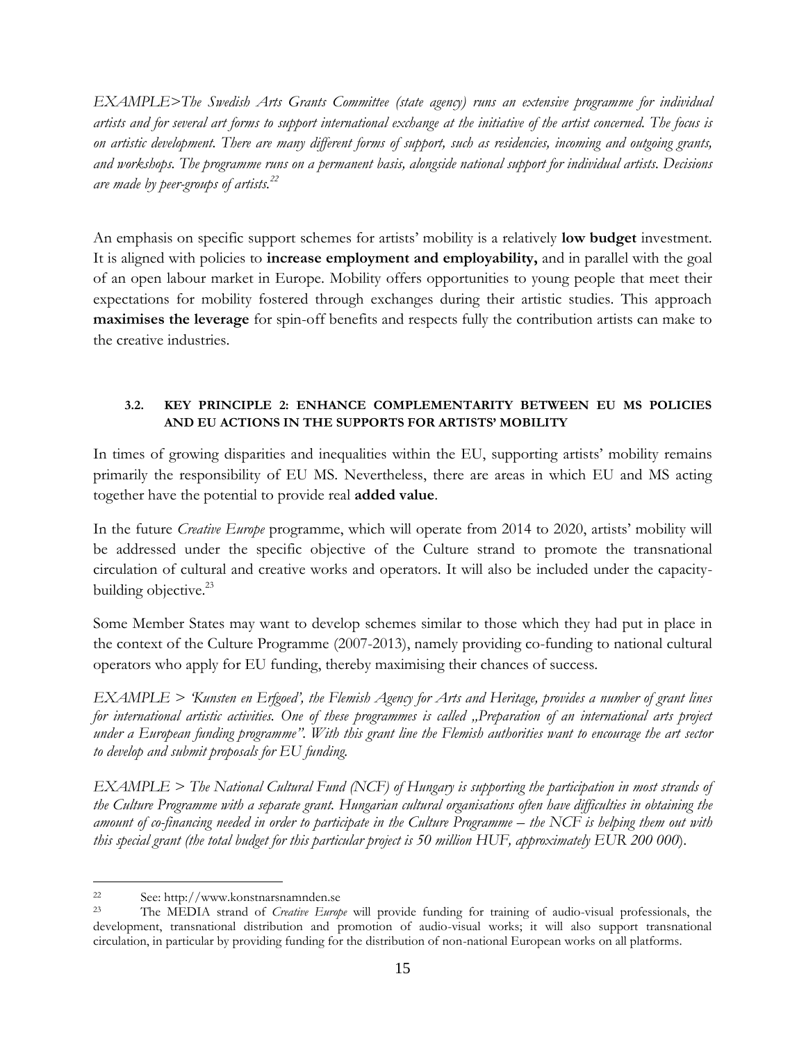*EXAMPLE>The Swedish Arts Grants Committee (state agency) runs an extensive programme for individual artists and for several art forms to support international exchange at the initiative of the artist concerned. The focus is on artistic development. There are many different forms of support, such as residencies, incoming and outgoing grants, and workshops. The programme runs on a permanent basis, alongside national support for individual artists. Decisions are made by peer-groups of artists.*[22]

An emphasis on specific support schemes for artists' mobility is a relatively **low budget** investment. It is aligned with policies to **increase employment and employability,** and in parallel with the goal of an open labour market in Europe. Mobility offers opportunities to young people that meet their expectations for mobility fostered through exchanges during their artistic studies. This approach **maximises the leverage** for spin-off benefits and respects fully the contribution artists can make to the creative industries.

### 3.2. KEY PRINCIPLE 2: ENHANCE COMPLEMENTARITY BETWEEN EU MS POLICIES AND EU ACTIONS IN THE SUPPORTS FOR ARTISTS' MOBILITY

In times of growing disparities and inequalities within the EU, supporting artists' mobility remains primarily the responsibility of EU MS. Nevertheless, there are areas in which EU and MS acting together have the potential to provide real **added value**.

In the future *Creative Europe* programme, which will operate from 2014 to 2020, artists' mobility will be addressed under the specific objective of the Culture strand to promote the transnational circulation of cultural and creative works and operators. It will also be included under the capacity-building objective.[23]

Some Member States may want to develop schemes similar to those which they had put in place in the context of the Culture Programme (2007-2013), namely providing co-funding to national cultural operators who apply for EU funding, thereby maximising their chances of success.

*EXAMPLE > 'Kunsten en Erfgoed', the Flemish Agency for Arts and Heritage, provides a number of grant lines for international artistic activities. One of these programmes is called „Preparation of an international arts project under a European funding programme". With this grant line the Flemish authorities want to encourage the art sector to develop and submit proposals for EU funding.*

*EXAMPLE > The National Cultural Fund (NCF) of Hungary is supporting the participation in most strands of the Culture Programme with a separate grant. Hungarian cultural organisations often have difficulties in obtaining the amount of co-financing needed in order to participate in the Culture Programme – the NCF is helping them out with this special grant (the total budget for this particular project is 50 million HUF, approximately EUR 200 000).*

---

[22] See: http://www.konstnarsnamnden.se

[23] The MEDIA strand of *Creative Europe* will provide funding for training of audio-visual professionals, the development, transnational distribution and promotion of audio-visual works; it will also support transnational circulation, in particular by providing funding for the distribution of non-national European works on all platforms.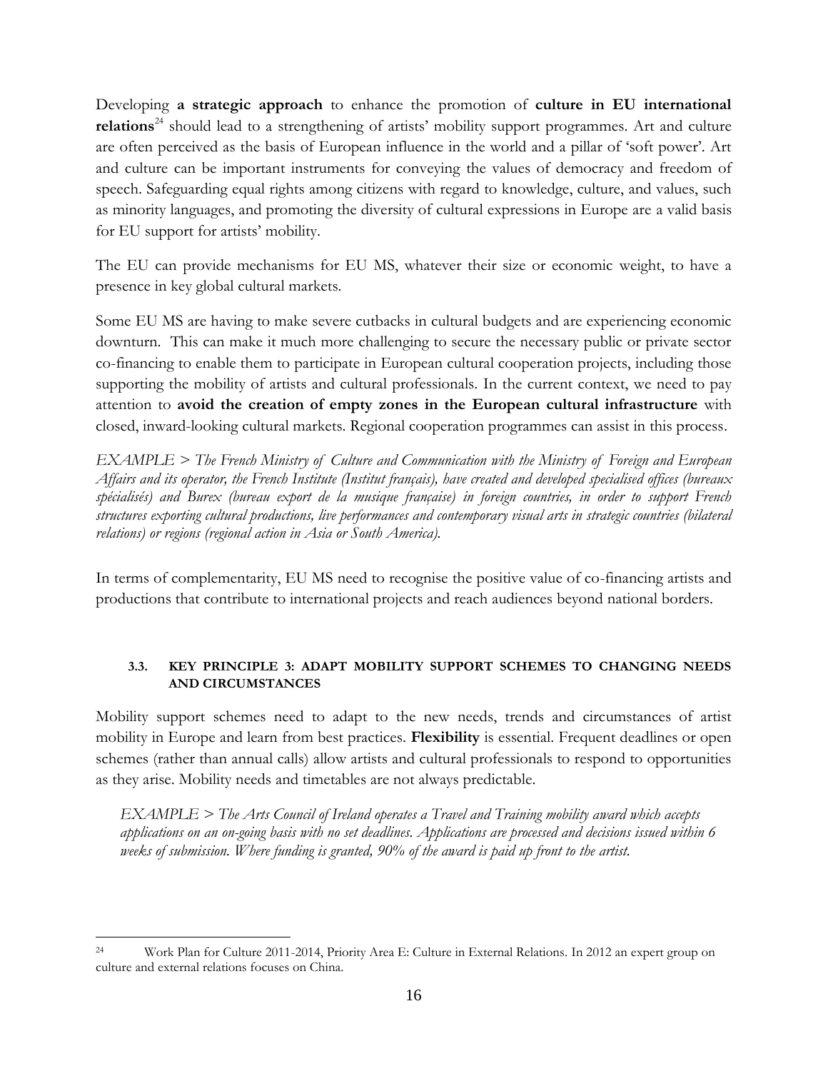Developing **a strategic approach** to enhance the promotion of **culture in EU international relations**[24] should lead to a strengthening of artists' mobility support programmes. Art and culture are often perceived as the basis of European influence in the world and a pillar of 'soft power'. Art and culture can be important instruments for conveying the values of democracy and freedom of speech. Safeguarding equal rights among citizens with regard to knowledge, culture, and values, such as minority languages, and promoting the diversity of cultural expressions in Europe are a valid basis for EU support for artists' mobility.

The EU can provide mechanisms for EU MS, whatever their size or economic weight, to have a presence in key global cultural markets.

Some EU MS are having to make severe cutbacks in cultural budgets and are experiencing economic downturn. This can make it much more challenging to secure the necessary public or private sector co-financing to enable them to participate in European cultural cooperation projects, including those supporting the mobility of artists and cultural professionals. In the current context, we need to pay attention to **avoid the creation of empty zones in the European cultural infrastructure** with closed, inward-looking cultural markets. Regional cooperation programmes can assist in this process.

*EXAMPLE > The French Ministry of Culture and Communication with the Ministry of Foreign and European Affairs and its operator, the French Institute (Institut français), have created and developed specialised offices (bureaux spécialisés) and Burex (bureau export de la musique française) in foreign countries, in order to support French structures exporting cultural productions, live performances and contemporary visual arts in strategic countries (bilateral relations) or regions (regional action in Asia or South America).*

In terms of complementarity, EU MS need to recognise the positive value of co-financing artists and productions that contribute to international projects and reach audiences beyond national borders.

### 3.3. KEY PRINCIPLE 3: ADAPT MOBILITY SUPPORT SCHEMES TO CHANGING NEEDS AND CIRCUMSTANCES

Mobility support schemes need to adapt to the new needs, trends and circumstances of artist mobility in Europe and learn from best practices. **Flexibility** is essential. Frequent deadlines or open schemes (rather than annual calls) allow artists and cultural professionals to respond to opportunities as they arise. Mobility needs and timetables are not always predictable.

*EXAMPLE > The Arts Council of Ireland operates a Travel and Training mobility award which accepts applications on an on-going basis with no set deadlines. Applications are processed and decisions issued within 6 weeks of submission. Where funding is granted, 90% of the award is paid up front to the artist.*

---

[24] Work Plan for Culture 2011-2014, Priority Area E: Culture in External Relations. In 2012 an expert group on culture and external relations focuses on China.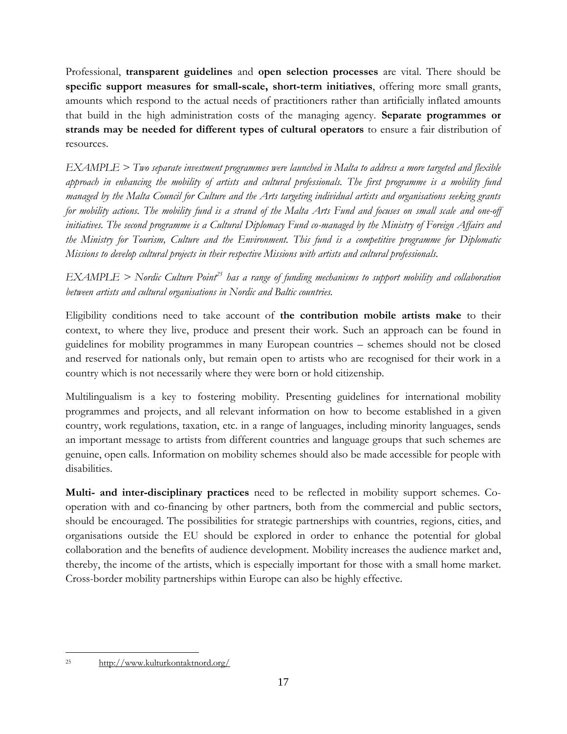Professional, **transparent guidelines** and **open selection processes** are vital. There should be **specific support measures for small-scale, short-term initiatives**, offering more small grants, amounts which respond to the actual needs of practitioners rather than artificially inflated amounts that build in the high administration costs of the managing agency. **Separate programmes or strands may be needed for different types of cultural operators** to ensure a fair distribution of resources.

*EXAMPLE > Two separate investment programmes were launched in Malta to address a more targeted and flexible approach in enhancing the mobility of artists and cultural professionals. The first programme is a mobility fund managed by the Malta Council for Culture and the Arts targeting individual artists and organisations seeking grants for mobility actions. The mobility fund is a strand of the Malta Arts Fund and focuses on small scale and one-off initiatives. The second programme is a Cultural Diplomacy Fund co-managed by the Ministry of Foreign Affairs and the Ministry for Tourism, Culture and the Environment. This fund is a competitive programme for Diplomatic Missions to develop cultural projects in their respective Missions with artists and cultural professionals.*

*EXAMPLE > Nordic Culture Point*[25] *has a range of funding mechanisms to support mobility and collaboration between artists and cultural organisations in Nordic and Baltic countries.*

Eligibility conditions need to take account of **the contribution mobile artists make** to their context, to where they live, produce and present their work. Such an approach can be found in guidelines for mobility programmes in many European countries – schemes should not be closed and reserved for nationals only, but remain open to artists who are recognised for their work in a country which is not necessarily where they were born or hold citizenship.

Multilingualism is a key to fostering mobility. Presenting guidelines for international mobility programmes and projects, and all relevant information on how to become established in a given country, work regulations, taxation, etc. in a range of languages, including minority languages, sends an important message to artists from different countries and language groups that such schemes are genuine, open calls. Information on mobility schemes should also be made accessible for people with disabilities.

**Multi- and inter-disciplinary practices** need to be reflected in mobility support schemes. Co-operation with and co-financing by other partners, both from the commercial and public sectors, should be encouraged. The possibilities for strategic partnerships with countries, regions, cities, and organisations outside the EU should be explored in order to enhance the potential for global collaboration and the benefits of audience development. Mobility increases the audience market and, thereby, the income of the artists, which is especially important for those with a small home market. Cross-border mobility partnerships within Europe can also be highly effective.

---

[25] http://www.kulturkontaktnord.org/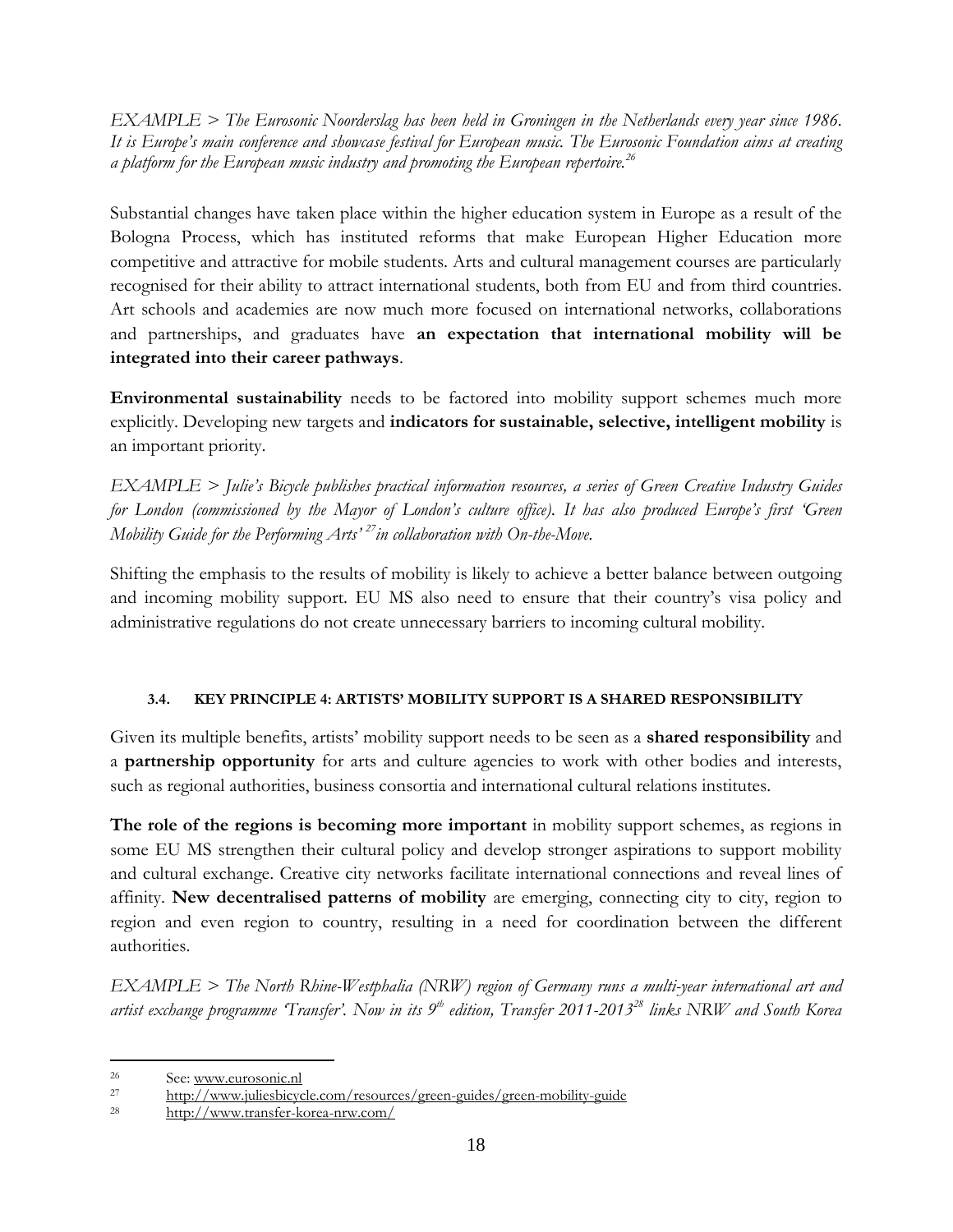*EXAMPLE > The Eurosonic Noorderslag has been held in Groningen in the Netherlands every year since 1986. It is Europe's main conference and showcase festival for European music. The Eurosonic Foundation aims at creating a platform for the European music industry and promoting the European repertoire.*[26]

Substantial changes have taken place within the higher education system in Europe as a result of the Bologna Process, which has instituted reforms that make European Higher Education more competitive and attractive for mobile students. Arts and cultural management courses are particularly recognised for their ability to attract international students, both from EU and from third countries. Art schools and academies are now much more focused on international networks, collaborations and partnerships, and graduates have **an expectation that international mobility will be integrated into their career pathways**.

**Environmental sustainability** needs to be factored into mobility support schemes much more explicitly. Developing new targets and **indicators for sustainable, selective, intelligent mobility** is an important priority.

*EXAMPLE > Julie's Bicycle publishes practical information resources, a series of Green Creative Industry Guides for London (commissioned by the Mayor of London's culture office). It has also produced Europe's first 'Green Mobility Guide for the Performing Arts'*[27] *in collaboration with On-the-Move.*

Shifting the emphasis to the results of mobility is likely to achieve a better balance between outgoing and incoming mobility support. EU MS also need to ensure that their country's visa policy and administrative regulations do not create unnecessary barriers to incoming cultural mobility.

### 3.4. KEY PRINCIPLE 4: ARTISTS' MOBILITY SUPPORT IS A SHARED RESPONSIBILITY

Given its multiple benefits, artists' mobility support needs to be seen as a **shared responsibility** and a **partnership opportunity** for arts and culture agencies to work with other bodies and interests, such as regional authorities, business consortia and international cultural relations institutes.

**The role of the regions is becoming more important** in mobility support schemes, as regions in some EU MS strengthen their cultural policy and develop stronger aspirations to support mobility and cultural exchange. Creative city networks facilitate international connections and reveal lines of affinity. **New decentralised patterns of mobility** are emerging, connecting city to city, region to region and even region to country, resulting in a need for coordination between the different authorities.

*EXAMPLE > The North Rhine-Westphalia (NRW) region of Germany runs a multi-year international art and artist exchange programme 'Transfer'. Now in its 9th edition, Transfer 2011-2013*[28] *links NRW and South Korea*

---

[26] See: www.eurosonic.nl

[27] http://www.juliesbicycle.com/resources/green-guides/green-mobility-guide

[28] http://www.transfer-korea-nrw.com/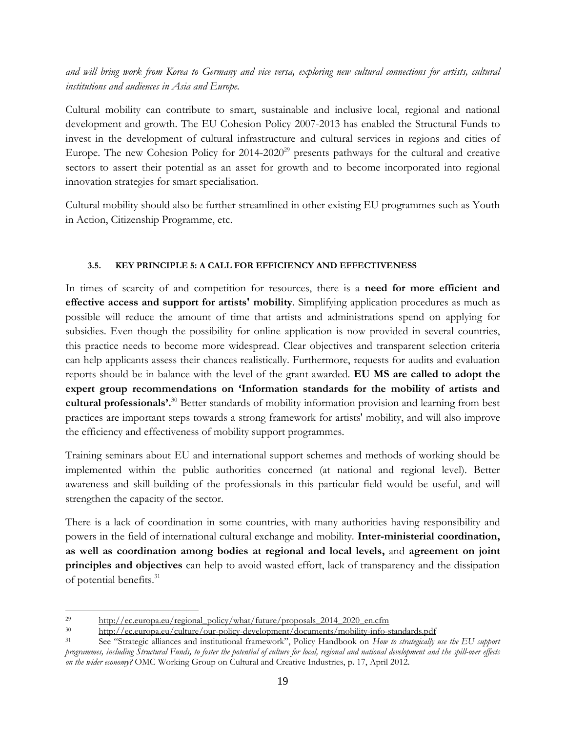*and will bring work from Korea to Germany and vice versa, exploring new cultural connections for artists, cultural institutions and audiences in Asia and Europe.*

Cultural mobility can contribute to smart, sustainable and inclusive local, regional and national development and growth. The EU Cohesion Policy 2007-2013 has enabled the Structural Funds to invest in the development of cultural infrastructure and cultural services in regions and cities of Europe. The new Cohesion Policy for 2014-2020[29] presents pathways for the cultural and creative sectors to assert their potential as an asset for growth and to become incorporated into regional innovation strategies for smart specialisation.

Cultural mobility should also be further streamlined in other existing EU programmes such as Youth in Action, Citizenship Programme, etc.

### 3.5. KEY PRINCIPLE 5: A CALL FOR EFFICIENCY AND EFFECTIVENESS

In times of scarcity of and competition for resources, there is a **need for more efficient and effective access and support for artists' mobility**. Simplifying application procedures as much as possible will reduce the amount of time that artists and administrations spend on applying for subsidies. Even though the possibility for online application is now provided in several countries, this practice needs to become more widespread. Clear objectives and transparent selection criteria can help applicants assess their chances realistically. Furthermore, requests for audits and evaluation reports should be in balance with the level of the grant awarded. **EU MS are called to adopt the expert group recommendations on 'Information standards for the mobility of artists and cultural professionals'.**[30] Better standards of mobility information provision and learning from best practices are important steps towards a strong framework for artists' mobility, and will also improve the efficiency and effectiveness of mobility support programmes.

Training seminars about EU and international support schemes and methods of working should be implemented within the public authorities concerned (at national and regional level). Better awareness and skill-building of the professionals in this particular field would be useful, and will strengthen the capacity of the sector.

There is a lack of coordination in some countries, with many authorities having responsibility and powers in the field of international cultural exchange and mobility. **Inter-ministerial coordination, as well as coordination among bodies at regional and local levels,** and **agreement on joint principles and objectives** can help to avoid wasted effort, lack of transparency and the dissipation of potential benefits.[31]

---

[29] http://ec.europa.eu/regional_policy/what/future/proposals_2014_2020_en.cfm

[30] http://ec.europa.eu/culture/our-policy-development/documents/mobility-info-standards.pdf

[31] See "Strategic alliances and institutional framework", Policy Handbook on *How to strategically use the EU support programmes, including Structural Funds, to foster the potential of culture for local, regional and national development and the spill-over effects on the wider economy?* OMC Working Group on Cultural and Creative Industries, p. 17, April 2012.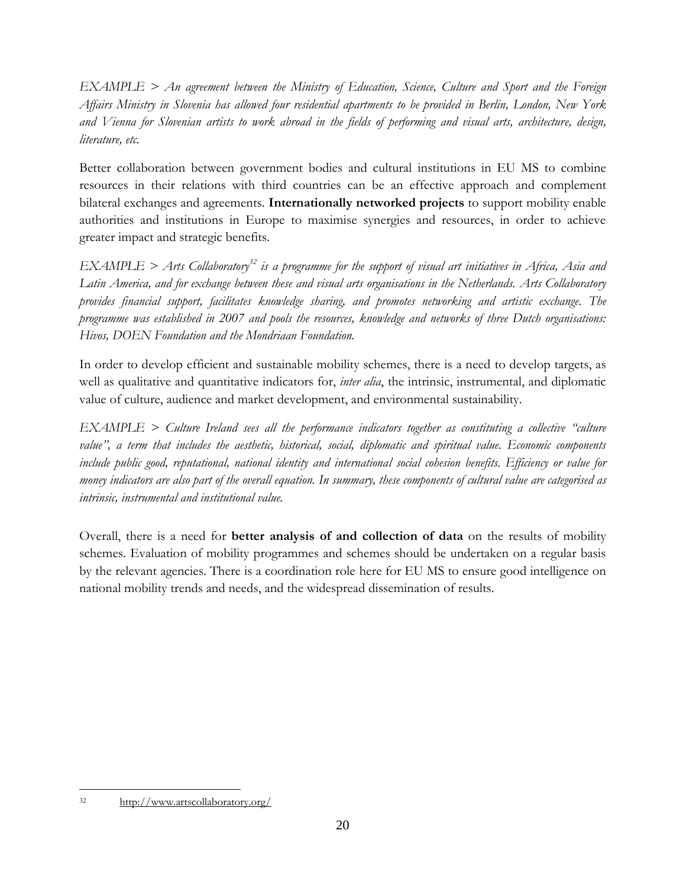*EXAMPLE > An agreement between the Ministry of Education, Science, Culture and Sport and the Foreign Affairs Ministry in Slovenia has allowed four residential apartments to be provided in Berlin, London, New York and Vienna for Slovenian artists to work abroad in the fields of performing and visual arts, architecture, design, literature, etc.*

Better collaboration between government bodies and cultural institutions in EU MS to combine resources in their relations with third countries can be an effective approach and complement bilateral exchanges and agreements. **Internationally networked projects** to support mobility enable authorities and institutions in Europe to maximise synergies and resources, in order to achieve greater impact and strategic benefits.

*EXAMPLE > Arts Collaboratory*[32] *is a programme for the support of visual art initiatives in Africa, Asia and Latin America, and for exchange between these and visual arts organisations in the Netherlands. Arts Collaboratory provides financial support, facilitates knowledge sharing, and promotes networking and artistic exchange. The programme was established in 2007 and pools the resources, knowledge and networks of three Dutch organisations: Hivos, DOEN Foundation and the Mondriaan Foundation.*

In order to develop efficient and sustainable mobility schemes, there is a need to develop targets, as well as qualitative and quantitative indicators for, *inter alia*, the intrinsic, instrumental, and diplomatic value of culture, audience and market development, and environmental sustainability.

*EXAMPLE > Culture Ireland sees all the performance indicators together as constituting a collective "culture value", a term that includes the aesthetic, historical, social, diplomatic and spiritual value. Economic components include public good, reputational, national identity and international social cohesion benefits. Efficiency or value for money indicators are also part of the overall equation. In summary, these components of cultural value are categorised as intrinsic, instrumental and institutional value.*

Overall, there is a need for **better analysis of and collection of data** on the results of mobility schemes. Evaluation of mobility programmes and schemes should be undertaken on a regular basis by the relevant agencies. There is a coordination role here for EU MS to ensure good intelligence on national mobility trends and needs, and the widespread dissemination of results.

---

[32] http://www.artscollaboratory.org/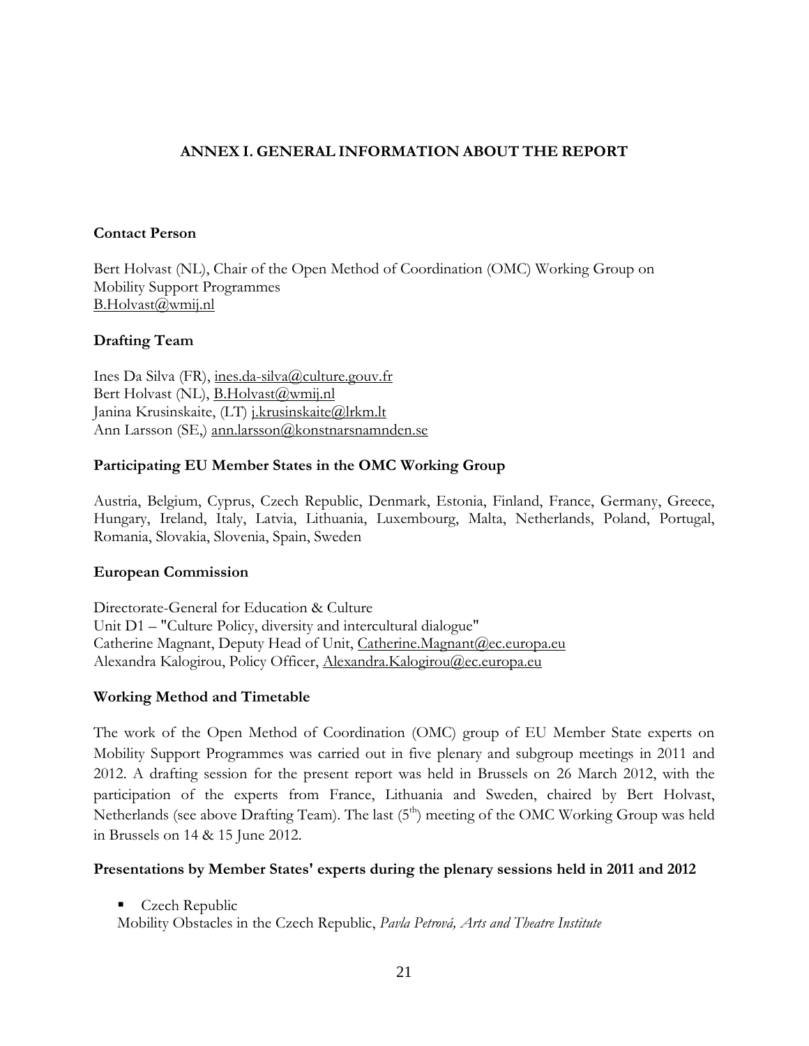## ANNEX I. GENERAL INFORMATION ABOUT THE REPORT

### Contact Person

Bert Holvast (NL), Chair of the Open Method of Coordination (OMC) Working Group on Mobility Support Programmes
B.Holvast@wmij.nl

### Drafting Team

Ines Da Silva (FR), ines.da-silva@culture.gouv.fr
Bert Holvast (NL), B.Holvast@wmij.nl
Janina Krusinskaite, (LT) j.krusinskaite@lrkm.lt
Ann Larsson (SE,) ann.larsson@konstnarsnamnden.se

### Participating EU Member States in the OMC Working Group

Austria, Belgium, Cyprus, Czech Republic, Denmark, Estonia, Finland, France, Germany, Greece, Hungary, Ireland, Italy, Latvia, Lithuania, Luxembourg, Malta, Netherlands, Poland, Portugal, Romania, Slovakia, Slovenia, Spain, Sweden

### European Commission

Directorate-General for Education & Culture
Unit D1 – "Culture Policy, diversity and intercultural dialogue"
Catherine Magnant, Deputy Head of Unit, Catherine.Magnant@ec.europa.eu
Alexandra Kalogirou, Policy Officer, Alexandra.Kalogirou@ec.europa.eu

### Working Method and Timetable

The work of the Open Method of Coordination (OMC) group of EU Member State experts on Mobility Support Programmes was carried out in five plenary and subgroup meetings in 2011 and 2012. A drafting session for the present report was held in Brussels on 26 March 2012, with the participation of the experts from France, Lithuania and Sweden, chaired by Bert Holvast, Netherlands (see above Drafting Team). The last (5th) meeting of the OMC Working Group was held in Brussels on 14 & 15 June 2012.

### Presentations by Member States' experts during the plenary sessions held in 2011 and 2012

- Czech Republic

Mobility Obstacles in the Czech Republic, *Pavla Petrová, Arts and Theatre Institute*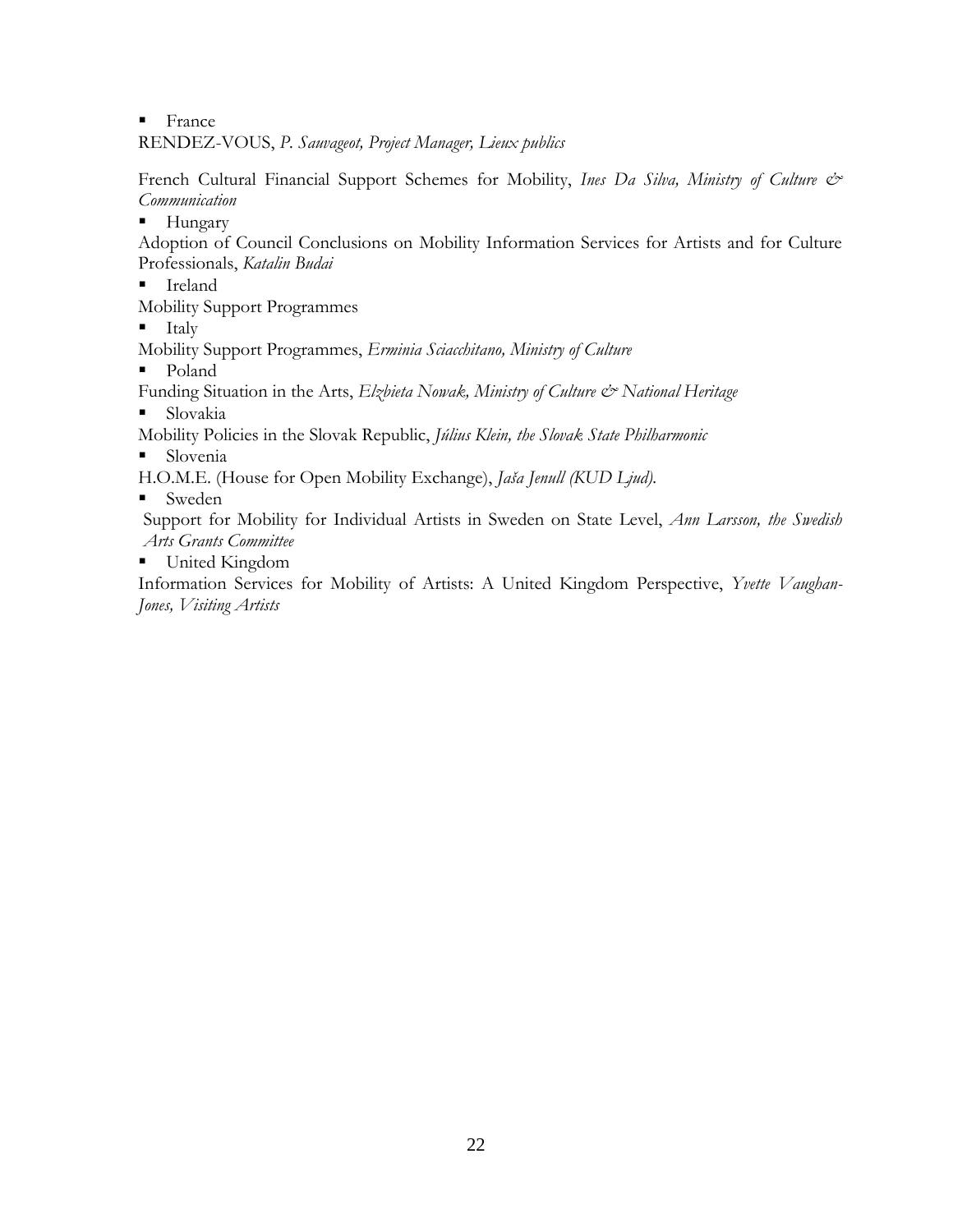- France

RENDEZ-VOUS, *P. Sauvageot, Project Manager, Lieux publics*

French Cultural Financial Support Schemes for Mobility, *Ines Da Silva, Ministry of Culture & Communication*

- Hungary

Adoption of Council Conclusions on Mobility Information Services for Artists and for Culture Professionals, *Katalin Budai*

- Ireland

Mobility Support Programmes

- Italy

Mobility Support Programmes, *Erminia Sciacchitano, Ministry of Culture*

- Poland

Funding Situation in the Arts, *Elzbieta Nowak, Ministry of Culture & National Heritage*

- Slovakia

Mobility Policies in the Slovak Republic, *Július Klein, the Slovak State Philharmonic*

- Slovenia

H.O.M.E. (House for Open Mobility Exchange), *Jaša Jenull (KUD Ljud).*

- Sweden

Support for Mobility for Individual Artists in Sweden on State Level, *Ann Larsson, the Swedish Arts Grants Committee*

- United Kingdom

Information Services for Mobility of Artists: A United Kingdom Perspective, *Yvette Vaughan-Jones, Visiting Artists*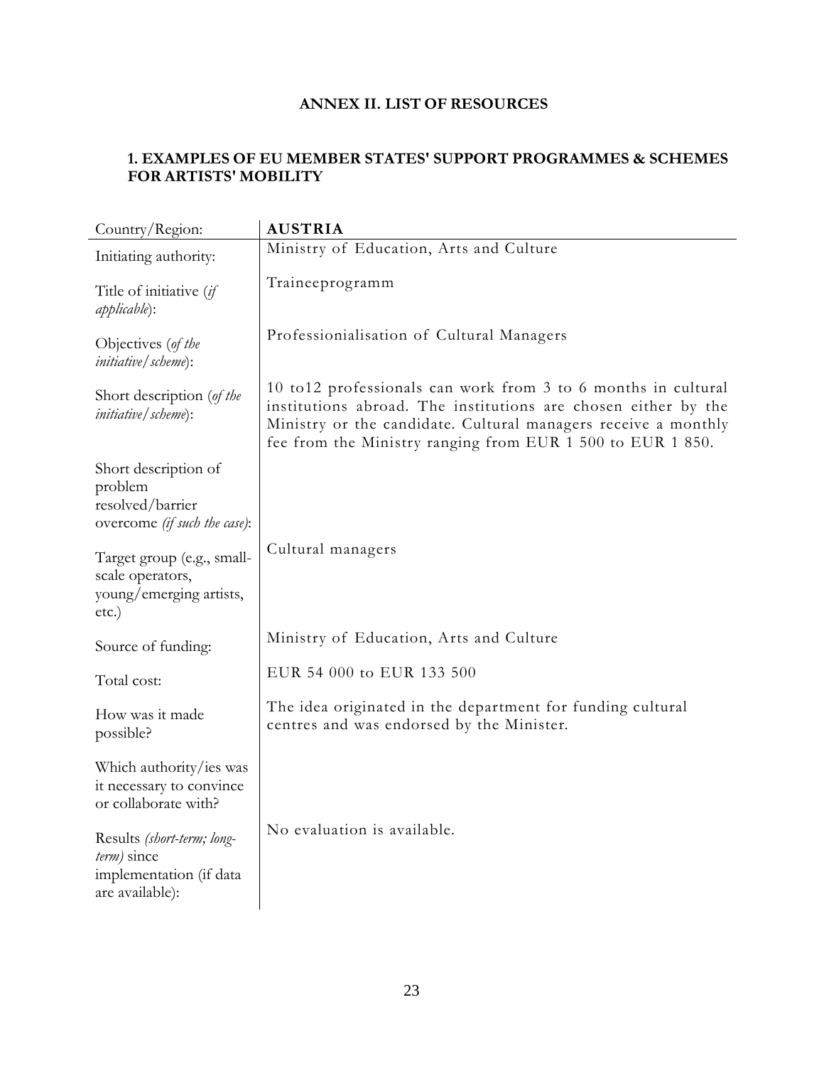# ANNEX II. LIST OF RESOURCES

## 1. EXAMPLES OF EU MEMBER STATES' SUPPORT PROGRAMMES & SCHEMES FOR ARTISTS' MOBILITY

| Country/Region: | **AUSTRIA** |
|---|---|
| Initiating authority: | Ministry of Education, Arts and Culture |
| Title of initiative (*if applicable*): | Traineeprogramm |
| Objectives (*of the initiative/scheme*): | Professionialisation of Cultural Managers |
| Short description (*of the initiative/scheme*): | 10 to12 professionals can work from 3 to 6 months in cultural institutions abroad. The institutions are chosen either by the Ministry or the candidate. Cultural managers receive a monthly fee from the Ministry ranging from EUR 1 500 to EUR 1 850. |
| Short description of problem resolved/barrier overcome *(if such the case)*: | |
| Target group (e.g., small-scale operators, young/emerging artists, etc.) | Cultural managers |
| Source of funding: | Ministry of Education, Arts and Culture |
| Total cost: | EUR 54 000 to EUR 133 500 |
| How was it made possible? | The idea originated in the department for funding cultural centres and was endorsed by the Minister. |
| Which authority/ies was it necessary to convince or collaborate with? | |
| Results *(short-term; long-term)* since implementation (if data are available): | No evaluation is available. |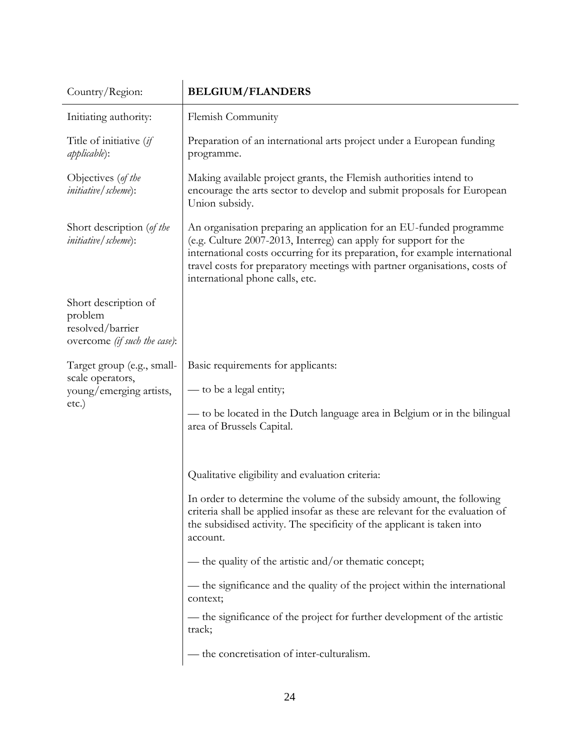| Country/Region: | **BELGIUM/FLANDERS** |
| --- | --- |
| Initiating authority: | Flemish Community |
| Title of initiative (*if applicable*): | Preparation of an international arts project under a European funding programme. |
| Objectives (*of the initiative/scheme*): | Making available project grants, the Flemish authorities intend to encourage the arts sector to develop and submit proposals for European Union subsidy. |
| Short description (*of the initiative/scheme*): | An organisation preparing an application for an EU-funded programme (e.g. Culture 2007-2013, Interreg) can apply for support for the international costs occurring for its preparation, for example international travel costs for preparatory meetings with partner organisations, costs of international phone calls, etc. |
| Short description of problem resolved/barrier overcome *(if such the case)*: | |
| Target group (e.g., small-scale operators, young/emerging artists, etc.) | Basic requirements for applicants:<br><br>— to be a legal entity;<br><br>— to be located in the Dutch language area in Belgium or in the bilingual area of Brussels Capital.<br><br>Qualitative eligibility and evaluation criteria:<br><br>In order to determine the volume of the subsidy amount, the following criteria shall be applied insofar as these are relevant for the evaluation of the subsidised activity. The specificity of the applicant is taken into account.<br><br>— the quality of the artistic and/or thematic concept;<br><br>— the significance and the quality of the project within the international context;<br><br>— the significance of the project for further development of the artistic track;<br><br>— the concretisation of inter-culturalism. |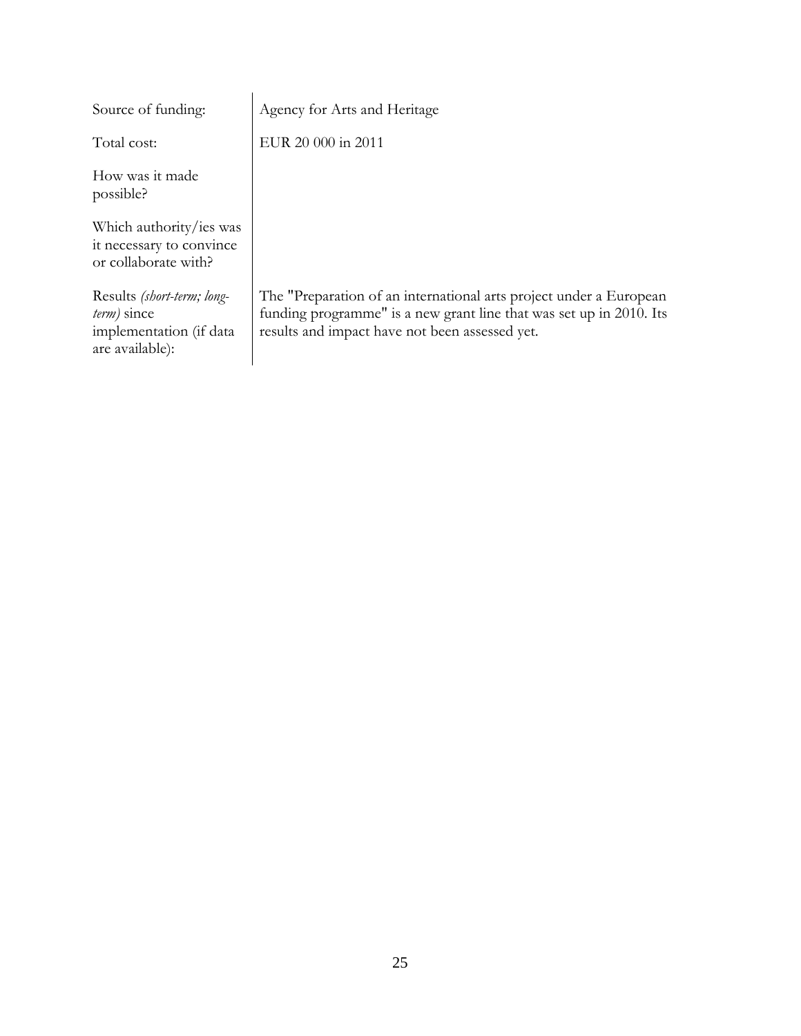| | |
|---|---|
| Source of funding: | Agency for Arts and Heritage |
| Total cost: | EUR 20 000 in 2011 |
| How was it made possible? | |
| Which authority/ies was it necessary to convince or collaborate with? | |
| Results *(short-term; long-term)* since implementation (if data are available): | The "Preparation of an international arts project under a European funding programme" is a new grant line that was set up in 2010. Its results and impact have not been assessed yet. |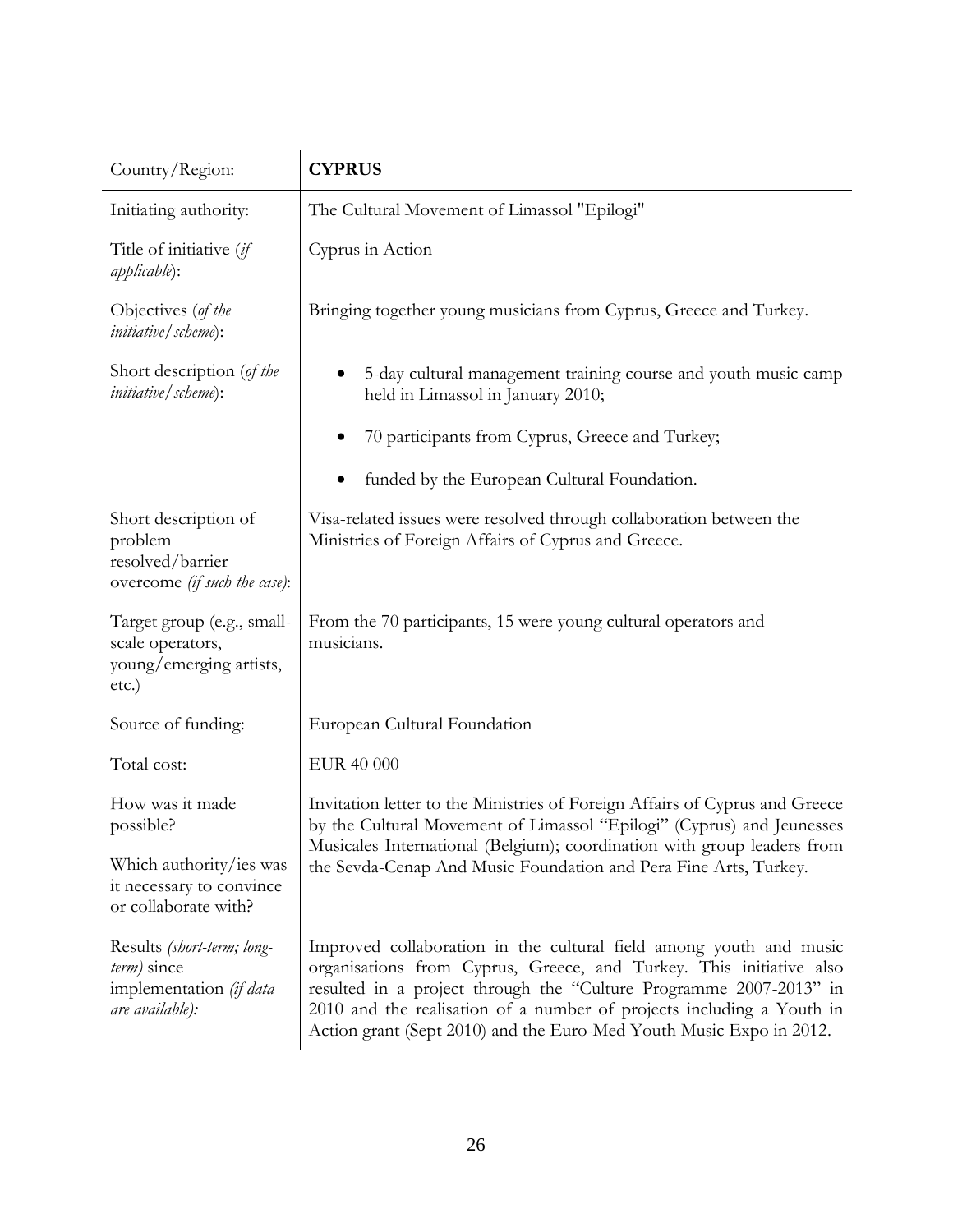| Country/Region: | **CYPRUS** |
|---|---|
| Initiating authority: | The Cultural Movement of Limassol "Epilogi" |
| Title of initiative (*if applicable*): | Cyprus in Action |
| Objectives (*of the initiative/scheme*): | Bringing together young musicians from Cyprus, Greece and Turkey. |
| Short description (*of the initiative/scheme*): | • 5-day cultural management training course and youth music camp held in Limassol in January 2010;<br>• 70 participants from Cyprus, Greece and Turkey;<br>• funded by the European Cultural Foundation. |
| Short description of problem resolved/barrier overcome *(if such the case)*: | Visa-related issues were resolved through collaboration between the Ministries of Foreign Affairs of Cyprus and Greece. |
| Target group (e.g., small-scale operators, young/emerging artists, etc.) | From the 70 participants, 15 were young cultural operators and musicians. |
| Source of funding: | European Cultural Foundation |
| Total cost: | EUR 40 000 |
| How was it made possible?<br><br>Which authority/ies was it necessary to convince or collaborate with? | Invitation letter to the Ministries of Foreign Affairs of Cyprus and Greece by the Cultural Movement of Limassol "Epilogi" (Cyprus) and Jeunesses Musicales International (Belgium); coordination with group leaders from the Sevda-Cenap And Music Foundation and Pera Fine Arts, Turkey. |
| Results *(short-term; long-term)* since implementation *(if data are available):* | Improved collaboration in the cultural field among youth and music organisations from Cyprus, Greece, and Turkey. This initiative also resulted in a project through the "Culture Programme 2007-2013" in 2010 and the realisation of a number of projects including a Youth in Action grant (Sept 2010) and the Euro-Med Youth Music Expo in 2012. |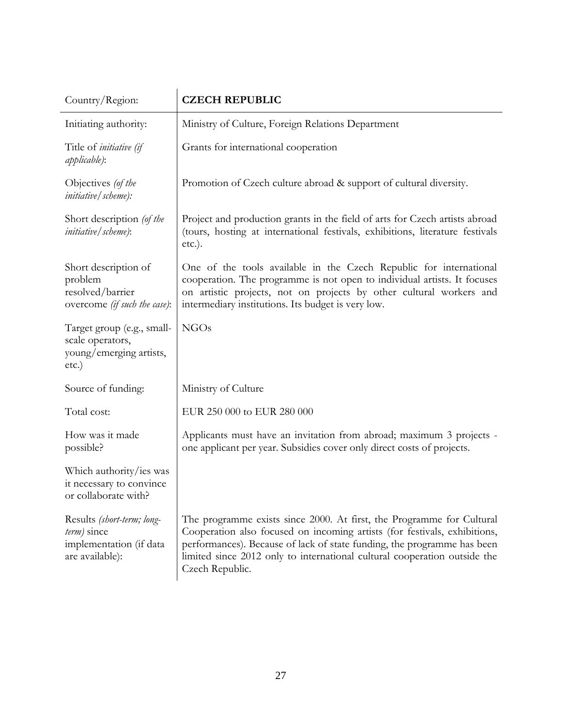| Country/Region: | **CZECH REPUBLIC** |
| --- | --- |
| Initiating authority: | Ministry of Culture, Foreign Relations Department |
| Title of *initiative (if applicable)*: | Grants for international cooperation |
| Objectives *(of the initiative/scheme):* | Promotion of Czech culture abroad & support of cultural diversity. |
| Short description *(of the initiative/scheme)*: | Project and production grants in the field of arts for Czech artists abroad (tours, hosting at international festivals, exhibitions, literature festivals etc.). |
| Short description of problem resolved/barrier overcome *(if such the case)*: | One of the tools available in the Czech Republic for international cooperation. The programme is not open to individual artists. It focuses on artistic projects, not on projects by other cultural workers and intermediary institutions. Its budget is very low. |
| Target group (e.g., small-scale operators, young/emerging artists, etc.) | NGOs |
| Source of funding: | Ministry of Culture |
| Total cost: | EUR 250 000 to EUR 280 000 |
| How was it made possible? | Applicants must have an invitation from abroad; maximum 3 projects - one applicant per year. Subsidies cover only direct costs of projects. |
| Which authority/ies was it necessary to convince or collaborate with? | |
| Results *(short-term; long-term)* since implementation (if data are available): | The programme exists since 2000. At first, the Programme for Cultural Cooperation also focused on incoming artists (for festivals, exhibitions, performances). Because of lack of state funding, the programme has been limited since 2012 only to international cultural cooperation outside the Czech Republic. |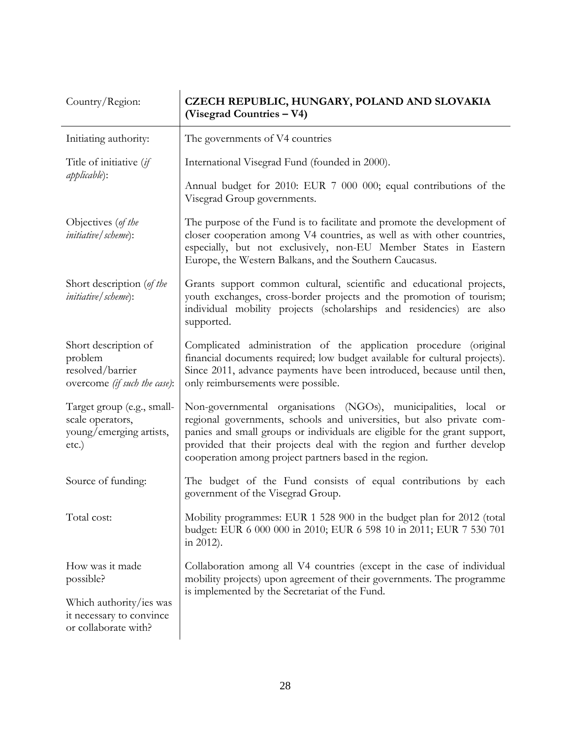| Country/Region: | **CZECH REPUBLIC, HUNGARY, POLAND AND SLOVAKIA (Visegrad Countries – V4)** |
|---|---|
| Initiating authority: | The governments of V4 countries |
| Title of initiative (*if applicable*): | International Visegrad Fund (founded in 2000).<br><br>Annual budget for 2010: EUR 7 000 000; equal contributions of the Visegrad Group governments. |
| Objectives (*of the initiative/scheme*): | The purpose of the Fund is to facilitate and promote the development of closer cooperation among V4 countries, as well as with other countries, especially, but not exclusively, non-EU Member States in Eastern Europe, the Western Balkans, and the Southern Caucasus. |
| Short description (*of the initiative/scheme*): | Grants support common cultural, scientific and educational projects, youth exchanges, cross-border projects and the promotion of tourism; individual mobility projects (scholarships and residencies) are also supported. |
| Short description of problem resolved/barrier overcome *(if such the case)*: | Complicated administration of the application procedure (original financial documents required; low budget available for cultural projects). Since 2011, advance payments have been introduced, because until then, only reimbursements were possible. |
| Target group (e.g., small-scale operators, young/emerging artists, etc.) | Non-governmental organisations (NGOs), municipalities, local or regional governments, schools and universities, but also private companies and small groups or individuals are eligible for the grant support, provided that their projects deal with the region and further develop cooperation among project partners based in the region. |
| Source of funding: | The budget of the Fund consists of equal contributions by each government of the Visegrad Group. |
| Total cost: | Mobility programmes: EUR 1 528 900 in the budget plan for 2012 (total budget: EUR 6 000 000 in 2010; EUR 6 598 10 in 2011; EUR 7 530 701 in 2012). |
| How was it made possible?<br><br>Which authority/ies was it necessary to convince or collaborate with? | Collaboration among all V4 countries (except in the case of individual mobility projects) upon agreement of their governments. The programme is implemented by the Secretariat of the Fund. |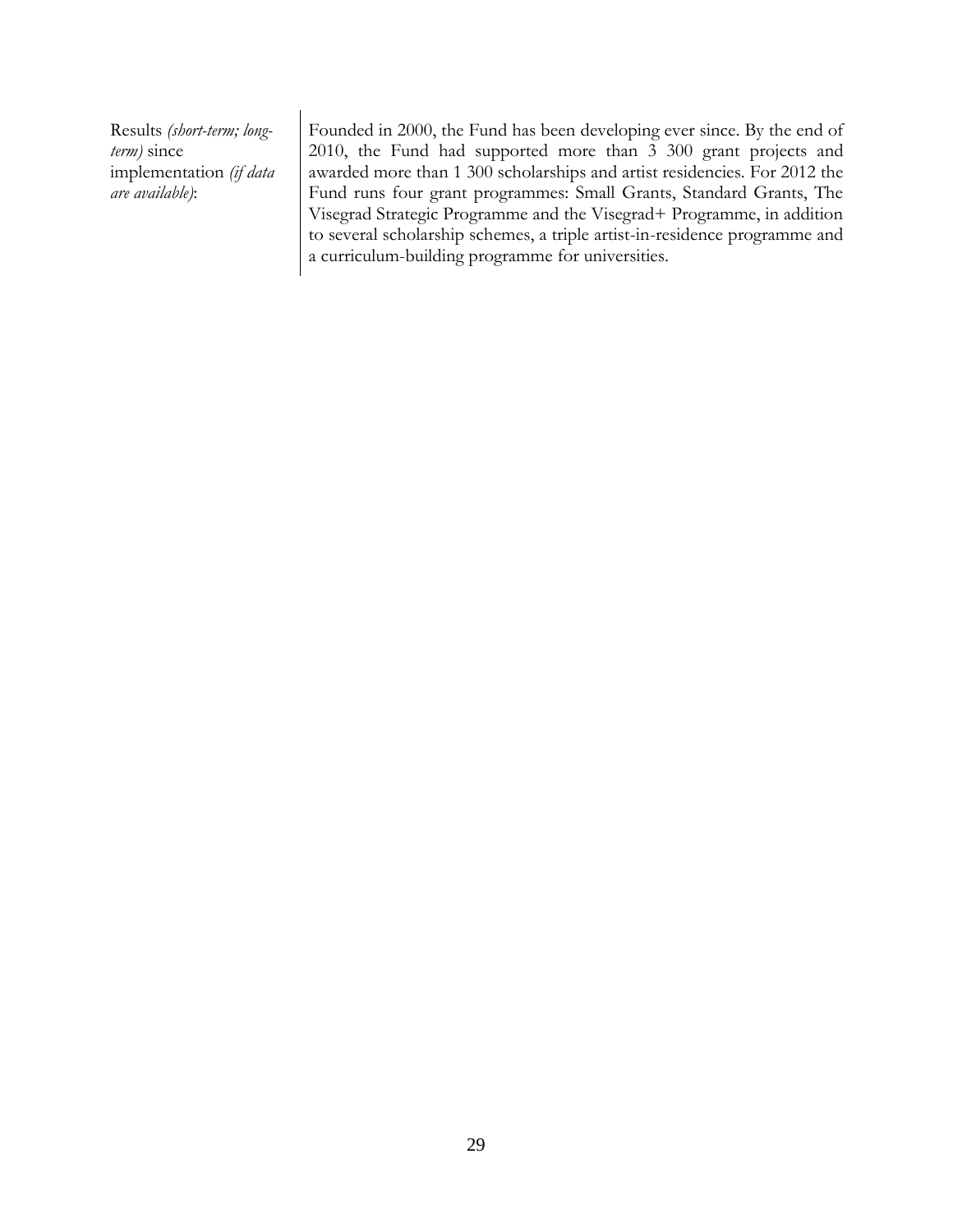| | |
|---|---|
| Results *(short-term; long-term)* since implementation *(if data are available)*: | Founded in 2000, the Fund has been developing ever since. By the end of 2010, the Fund had supported more than 3 300 grant projects and awarded more than 1 300 scholarships and artist residencies. For 2012 the Fund runs four grant programmes: Small Grants, Standard Grants, The Visegrad Strategic Programme and the Visegrad+ Programme, in addition to several scholarship schemes, a triple artist-in-residence programme and a curriculum-building programme for universities. |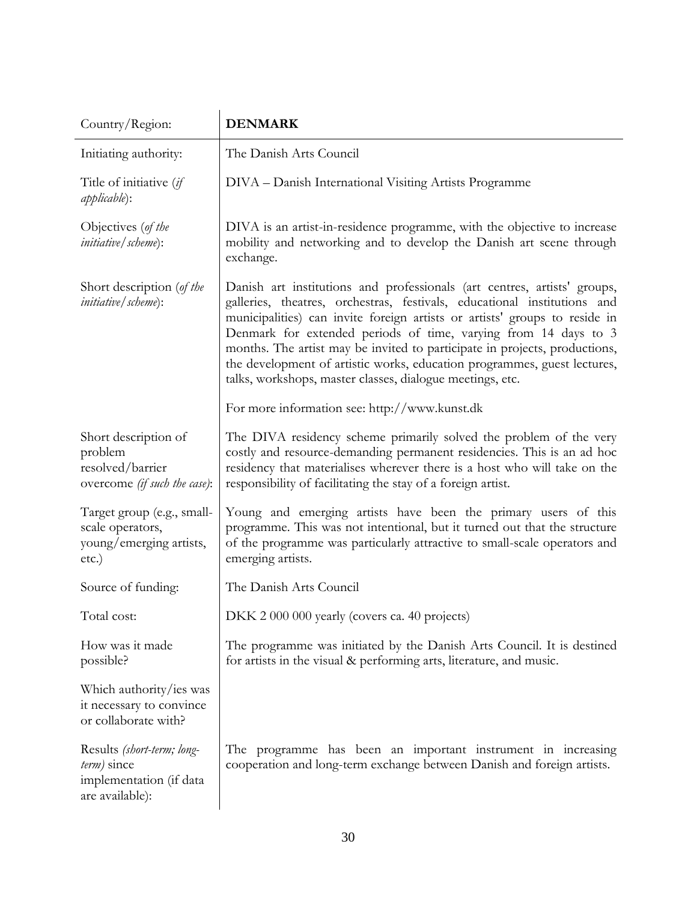| Country/Region: | **DENMARK** |
|---|---|
| Initiating authority: | The Danish Arts Council |
| Title of initiative (*if applicable*): | DIVA – Danish International Visiting Artists Programme |
| Objectives (*of the initiative/scheme*): | DIVA is an artist-in-residence programme, with the objective to increase mobility and networking and to develop the Danish art scene through exchange. |
| Short description (*of the initiative/scheme*): | Danish art institutions and professionals (art centres, artists' groups, galleries, theatres, orchestras, festivals, educational institutions and municipalities) can invite foreign artists or artists' groups to reside in Denmark for extended periods of time, varying from 14 days to 3 months. The artist may be invited to participate in projects, productions, the development of artistic works, education programmes, guest lectures, talks, workshops, master classes, dialogue meetings, etc.<br><br>For more information see: http://www.kunst.dk |
| Short description of problem resolved/barrier overcome *(if such the case)*: | The DIVA residency scheme primarily solved the problem of the very costly and resource-demanding permanent residencies. This is an ad hoc residency that materialises wherever there is a host who will take on the responsibility of facilitating the stay of a foreign artist. |
| Target group (e.g., small-scale operators, young/emerging artists, etc.) | Young and emerging artists have been the primary users of this programme. This was not intentional, but it turned out that the structure of the programme was particularly attractive to small-scale operators and emerging artists. |
| Source of funding: | The Danish Arts Council |
| Total cost: | DKK 2 000 000 yearly (covers ca. 40 projects) |
| How was it made possible? | The programme was initiated by the Danish Arts Council. It is destined for artists in the visual & performing arts, literature, and music. |
| Which authority/ies was it necessary to convince or collaborate with? | |
| Results *(short-term; long-term)* since implementation (if data are available): | The programme has been an important instrument in increasing cooperation and long-term exchange between Danish and foreign artists. |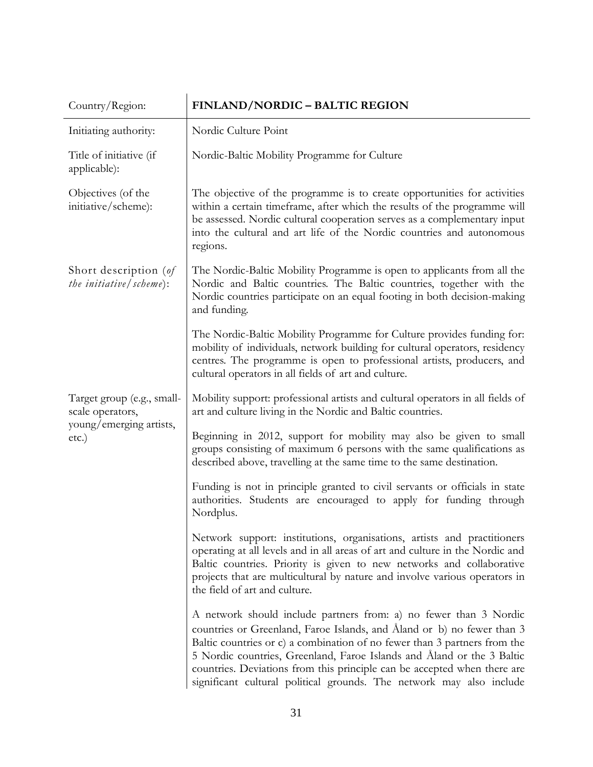| Country/Region: | **FINLAND/NORDIC – BALTIC REGION** |
|---|---|
| Initiating authority: | Nordic Culture Point |
| Title of initiative (if applicable): | Nordic-Baltic Mobility Programme for Culture |
| Objectives (of the initiative/scheme): | The objective of the programme is to create opportunities for activities within a certain timeframe, after which the results of the programme will be assessed. Nordic cultural cooperation serves as a complementary input into the cultural and art life of the Nordic countries and autonomous regions. |
| Short description (*of the initiative/scheme*): | The Nordic-Baltic Mobility Programme is open to applicants from all the Nordic and Baltic countries. The Baltic countries, together with the Nordic countries participate on an equal footing in both decision-making and funding.<br><br>The Nordic-Baltic Mobility Programme for Culture provides funding for: mobility of individuals, network building for cultural operators, residency centres. The programme is open to professional artists, producers, and cultural operators in all fields of art and culture. |
| Target group (e.g., small-scale operators, young/emerging artists, etc.) | Mobility support: professional artists and cultural operators in all fields of art and culture living in the Nordic and Baltic countries.<br><br>Beginning in 2012, support for mobility may also be given to small groups consisting of maximum 6 persons with the same qualifications as described above, travelling at the same time to the same destination.<br><br>Funding is not in principle granted to civil servants or officials in state authorities. Students are encouraged to apply for funding through Nordplus.<br><br>Network support: institutions, organisations, artists and practitioners operating at all levels and in all areas of art and culture in the Nordic and Baltic countries. Priority is given to new networks and collaborative projects that are multicultural by nature and involve various operators in the field of art and culture.<br><br>A network should include partners from: a) no fewer than 3 Nordic countries or Greenland, Faroe Islands, and Åland or b) no fewer than 3 Baltic countries or c) a combination of no fewer than 3 partners from the 5 Nordic countries, Greenland, Faroe Islands and Åland or the 3 Baltic countries. Deviations from this principle can be accepted when there are significant cultural political grounds. The network may also include |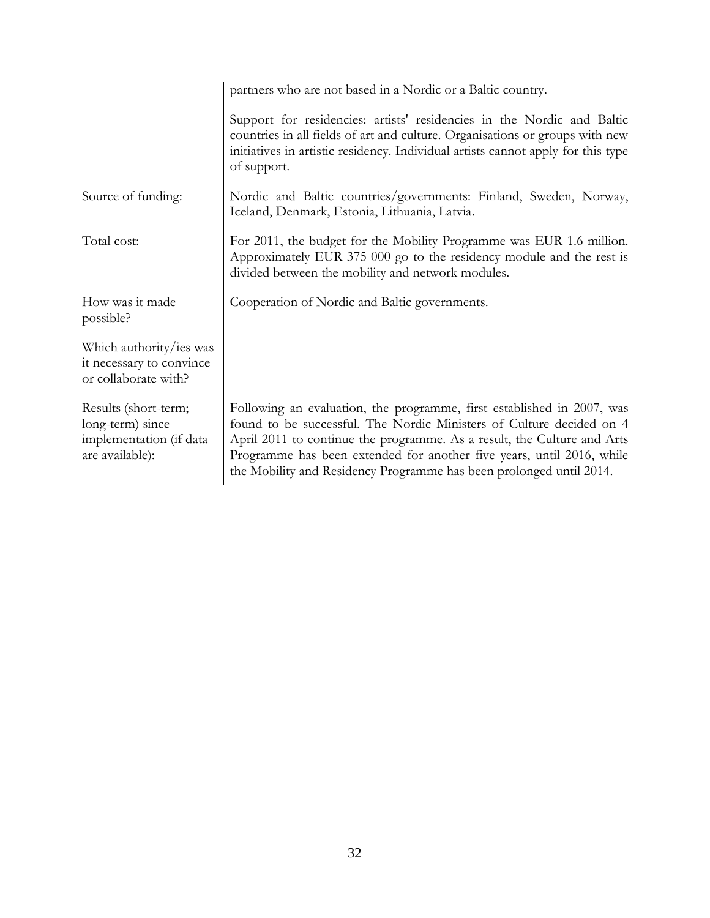| | |
|---|---|
| | partners who are not based in a Nordic or a Baltic country. |
| | Support for residencies: artists' residencies in the Nordic and Baltic countries in all fields of art and culture. Organisations or groups with new initiatives in artistic residency. Individual artists cannot apply for this type of support. |
| Source of funding: | Nordic and Baltic countries/governments: Finland, Sweden, Norway, Iceland, Denmark, Estonia, Lithuania, Latvia. |
| Total cost: | For 2011, the budget for the Mobility Programme was EUR 1.6 million. Approximately EUR 375 000 go to the residency module and the rest is divided between the mobility and network modules. |
| How was it made possible? | Cooperation of Nordic and Baltic governments. |
| Which authority/ies was it necessary to convince or collaborate with? | |
| Results (short-term; long-term) since implementation (if data are available): | Following an evaluation, the programme, first established in 2007, was found to be successful. The Nordic Ministers of Culture decided on 4 April 2011 to continue the programme. As a result, the Culture and Arts Programme has been extended for another five years, until 2016, while the Mobility and Residency Programme has been prolonged until 2014. |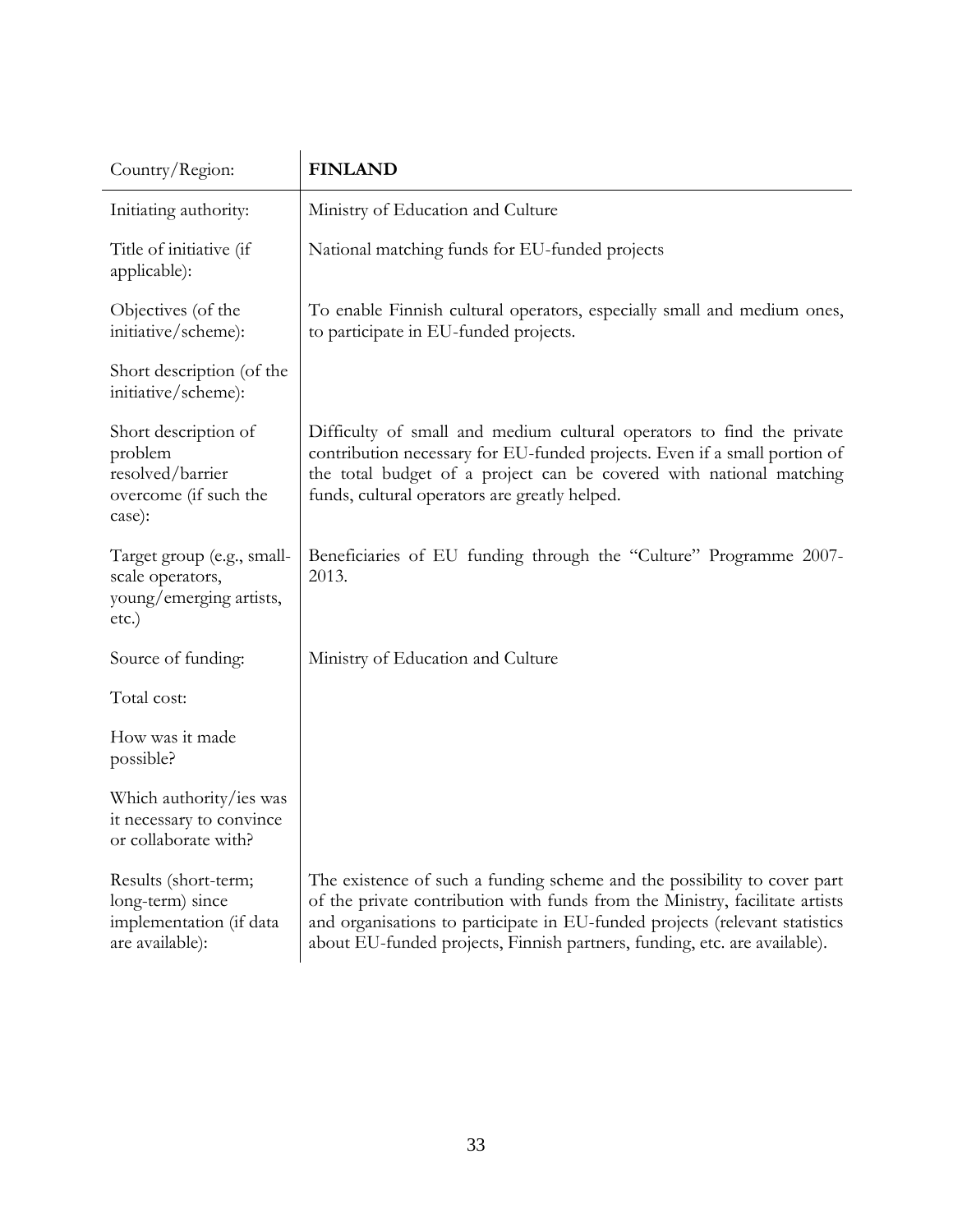| Country/Region: | **FINLAND** |
|---|---|
| Initiating authority: | Ministry of Education and Culture |
| Title of initiative (if applicable): | National matching funds for EU-funded projects |
| Objectives (of the initiative/scheme): | To enable Finnish cultural operators, especially small and medium ones, to participate in EU-funded projects. |
| Short description (of the initiative/scheme): | |
| Short description of problem resolved/barrier overcome (if such the case): | Difficulty of small and medium cultural operators to find the private contribution necessary for EU-funded projects. Even if a small portion of the total budget of a project can be covered with national matching funds, cultural operators are greatly helped. |
| Target group (e.g., small-scale operators, young/emerging artists, etc.) | Beneficiaries of EU funding through the "Culture" Programme 2007-2013. |
| Source of funding: | Ministry of Education and Culture |
| Total cost: | |
| How was it made possible? | |
| Which authority/ies was it necessary to convince or collaborate with? | |
| Results (short-term; long-term) since implementation (if data are available): | The existence of such a funding scheme and the possibility to cover part of the private contribution with funds from the Ministry, facilitate artists and organisations to participate in EU-funded projects (relevant statistics about EU-funded projects, Finnish partners, funding, etc. are available). |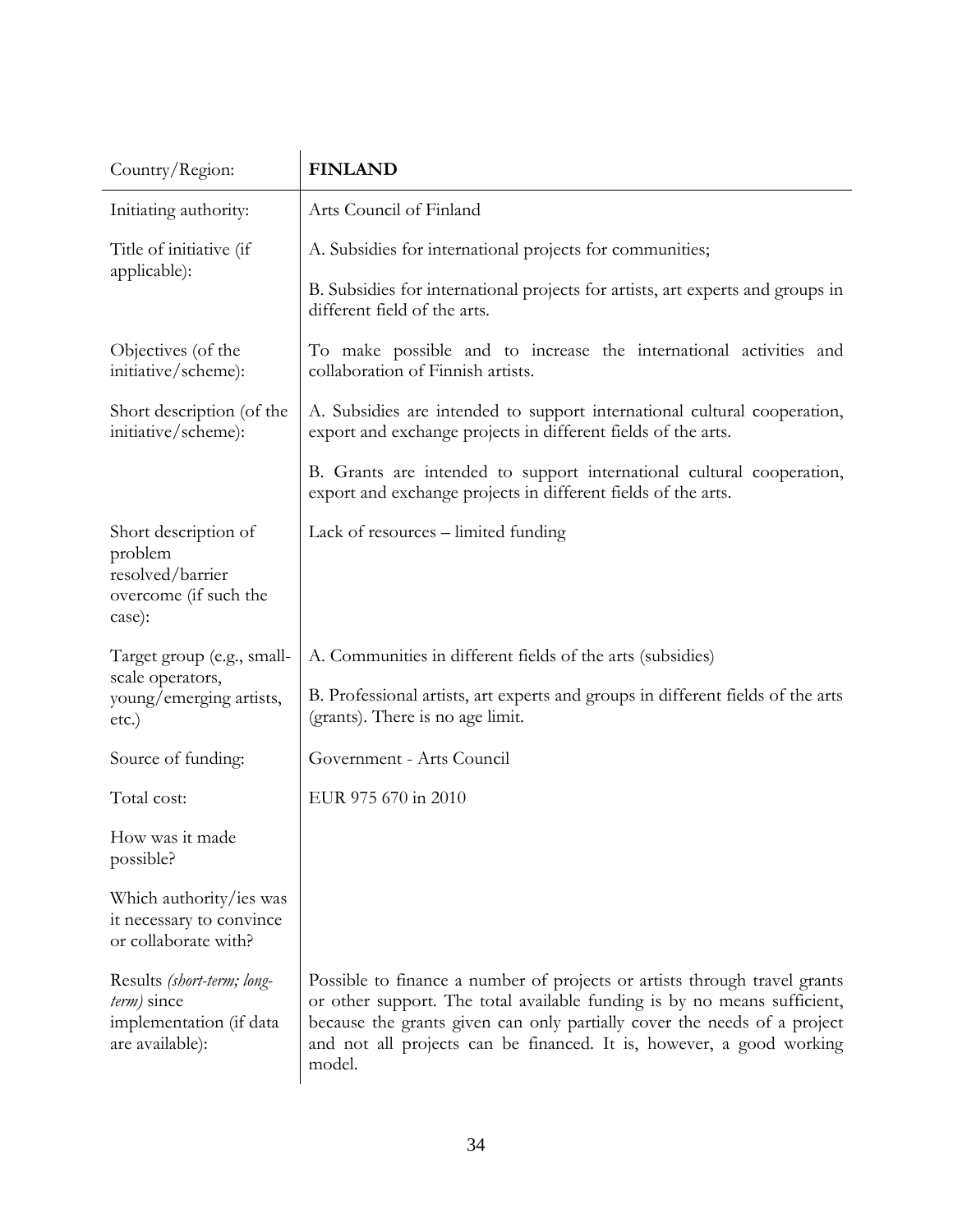| Country/Region: | **FINLAND** |
|---|---|
| Initiating authority: | Arts Council of Finland |
| Title of initiative (if applicable): | A. Subsidies for international projects for communities;<br><br>B. Subsidies for international projects for artists, art experts and groups in different field of the arts. |
| Objectives (of the initiative/scheme): | To make possible and to increase the international activities and collaboration of Finnish artists. |
| Short description (of the initiative/scheme): | A. Subsidies are intended to support international cultural cooperation, export and exchange projects in different fields of the arts.<br><br>B. Grants are intended to support international cultural cooperation, export and exchange projects in different fields of the arts. |
| Short description of problem resolved/barrier overcome (if such the case): | Lack of resources – limited funding |
| Target group (e.g., small-scale operators, young/emerging artists, etc.) | A. Communities in different fields of the arts (subsidies)<br><br>B. Professional artists, art experts and groups in different fields of the arts (grants). There is no age limit. |
| Source of funding: | Government - Arts Council |
| Total cost: | EUR 975 670 in 2010 |
| How was it made possible? | |
| Which authority/ies was it necessary to convince or collaborate with? | |
| Results *(short-term; long-term)* since implementation (if data are available): | Possible to finance a number of projects or artists through travel grants or other support. The total available funding is by no means sufficient, because the grants given can only partially cover the needs of a project and not all projects can be financed. It is, however, a good working model. |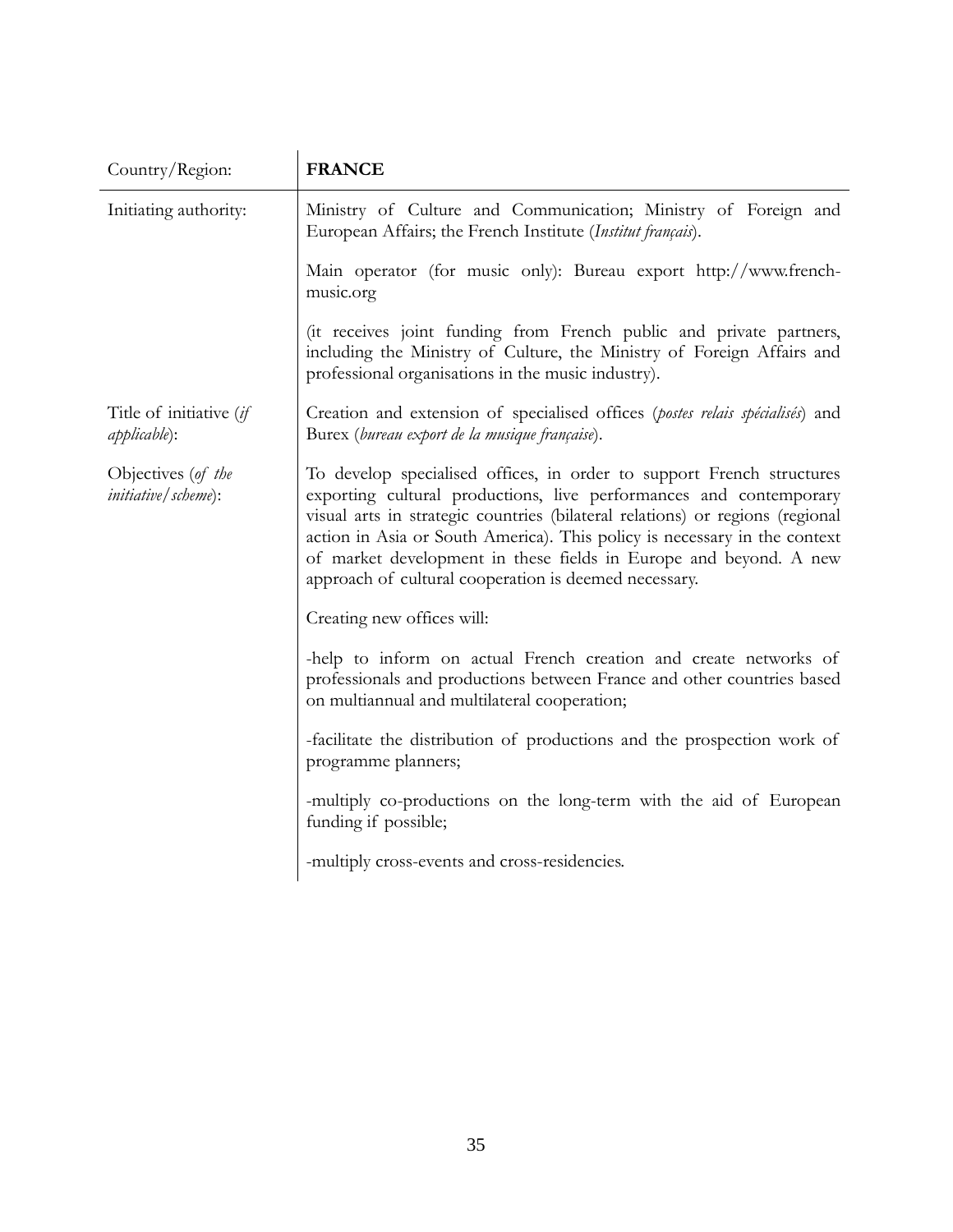| Country/Region: | **FRANCE** |
|---|---|
| Initiating authority: | Ministry of Culture and Communication; Ministry of Foreign and European Affairs; the French Institute (*Institut français*).<br><br>Main operator (for music only): Bureau export http://www.french-music.org<br><br>(it receives joint funding from French public and private partners, including the Ministry of Culture, the Ministry of Foreign Affairs and professional organisations in the music industry). |
| Title of initiative (*if applicable*): | Creation and extension of specialised offices (*postes relais spécialisés*) and Burex (*bureau export de la musique française*). |
| Objectives (*of the initiative/scheme*): | To develop specialised offices, in order to support French structures exporting cultural productions, live performances and contemporary visual arts in strategic countries (bilateral relations) or regions (regional action in Asia or South America). This policy is necessary in the context of market development in these fields in Europe and beyond. A new approach of cultural cooperation is deemed necessary.<br><br>Creating new offices will:<br><br>-help to inform on actual French creation and create networks of professionals and productions between France and other countries based on multiannual and multilateral cooperation;<br><br>-facilitate the distribution of productions and the prospection work of programme planners;<br><br>-multiply co-productions on the long-term with the aid of European funding if possible;<br><br>-multiply cross-events and cross-residencies. |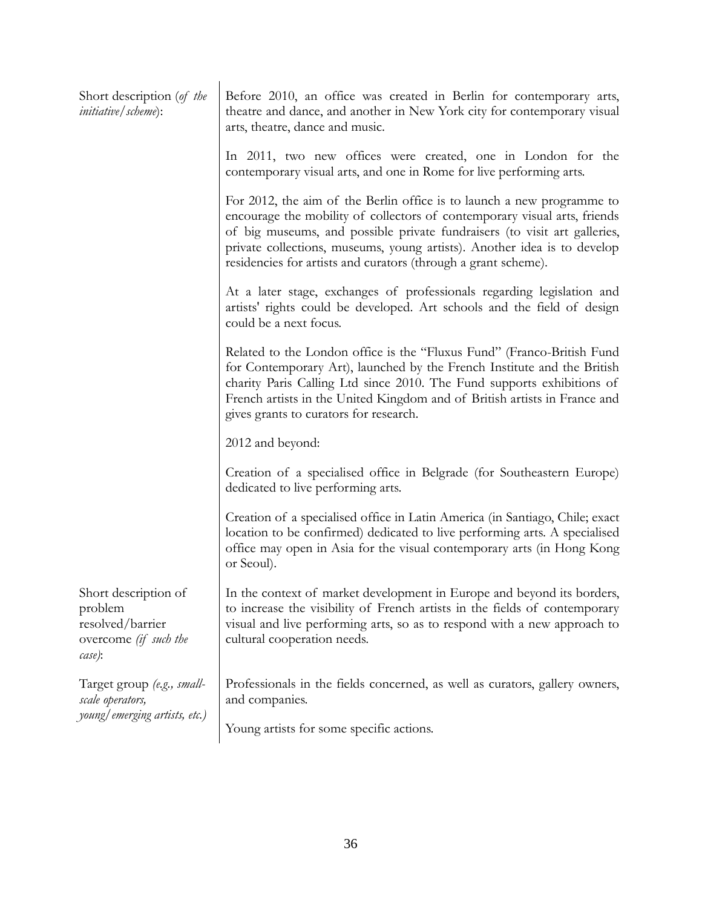| | |
|---|---|
| Short description (*of the initiative/scheme*): | Before 2010, an office was created in Berlin for contemporary arts, theatre and dance, and another in New York city for contemporary visual arts, theatre, dance and music.<br><br>In 2011, two new offices were created, one in London for the contemporary visual arts, and one in Rome for live performing arts.<br><br>For 2012, the aim of the Berlin office is to launch a new programme to encourage the mobility of collectors of contemporary visual arts, friends of big museums, and possible private fundraisers (to visit art galleries, private collections, museums, young artists). Another idea is to develop residencies for artists and curators (through a grant scheme).<br><br>At a later stage, exchanges of professionals regarding legislation and artists' rights could be developed. Art schools and the field of design could be a next focus.<br><br>Related to the London office is the "Fluxus Fund" (Franco-British Fund for Contemporary Art), launched by the French Institute and the British charity Paris Calling Ltd since 2010. The Fund supports exhibitions of French artists in the United Kingdom and of British artists in France and gives grants to curators for research.<br><br>2012 and beyond:<br><br>Creation of a specialised office in Belgrade (for Southeastern Europe) dedicated to live performing arts.<br><br>Creation of a specialised office in Latin America (in Santiago, Chile; exact location to be confirmed) dedicated to live performing arts. A specialised office may open in Asia for the visual contemporary arts (in Hong Kong or Seoul). |
| Short description of problem resolved/barrier overcome *(if such the case)*: | In the context of market development in Europe and beyond its borders, to increase the visibility of French artists in the fields of contemporary visual and live performing arts, so as to respond with a new approach to cultural cooperation needs. |
| Target group *(e.g., small-scale operators, young/emerging artists, etc.)* | Professionals in the fields concerned, as well as curators, gallery owners, and companies.<br><br>Young artists for some specific actions. |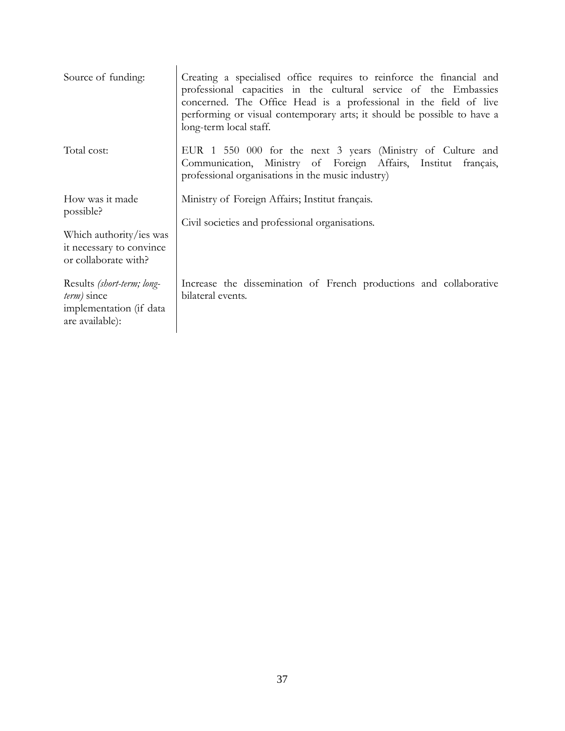| | |
|---|---|
| Source of funding: | Creating a specialised office requires to reinforce the financial and professional capacities in the cultural service of the Embassies concerned. The Office Head is a professional in the field of live performing or visual contemporary arts; it should be possible to have a long-term local staff. |
| Total cost: | EUR 1 550 000 for the next 3 years (Ministry of Culture and Communication, Ministry of Foreign Affairs, Institut français, professional organisations in the music industry) |
| How was it made possible?<br><br>Which authority/ies was it necessary to convince or collaborate with? | Ministry of Foreign Affairs; Institut français.<br><br>Civil societies and professional organisations. |
| Results *(short-term; long-term)* since implementation (if data are available): | Increase the dissemination of French productions and collaborative bilateral events. |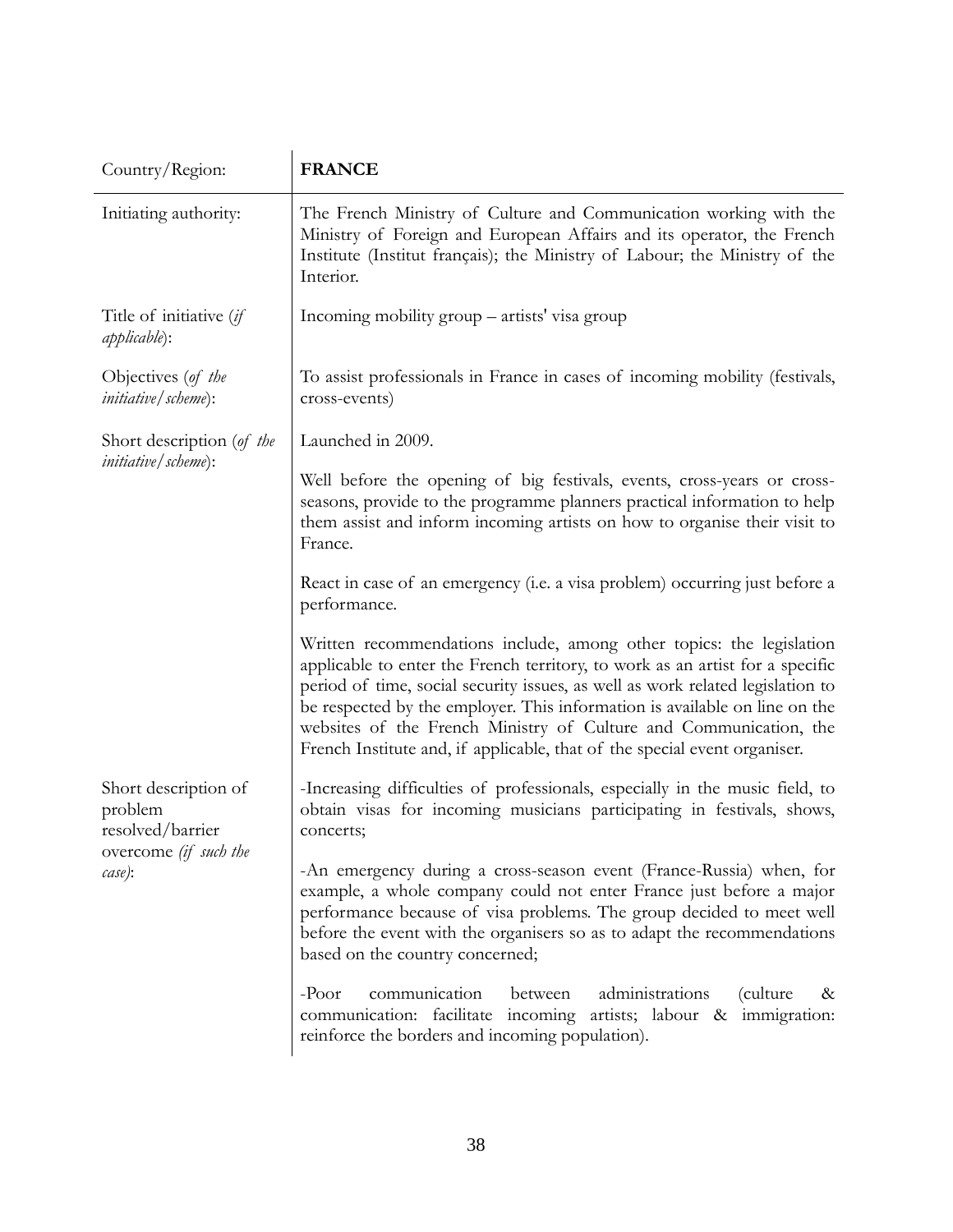| Country/Region: | **FRANCE** |
|---|---|
| Initiating authority: | The French Ministry of Culture and Communication working with the Ministry of Foreign and European Affairs and its operator, the French Institute (Institut français); the Ministry of Labour; the Ministry of the Interior. |
| Title of initiative (*if applicable*): | Incoming mobility group – artists' visa group |
| Objectives (*of the initiative/scheme*): | To assist professionals in France in cases of incoming mobility (festivals, cross-events) |
| Short description (*of the initiative/scheme*): | Launched in 2009.<br><br>Well before the opening of big festivals, events, cross-years or cross-seasons, provide to the programme planners practical information to help them assist and inform incoming artists on how to organise their visit to France.<br><br>React in case of an emergency (i.e. a visa problem) occurring just before a performance.<br><br>Written recommendations include, among other topics: the legislation applicable to enter the French territory, to work as an artist for a specific period of time, social security issues, as well as work related legislation to be respected by the employer. This information is available on line on the websites of the French Ministry of Culture and Communication, the French Institute and, if applicable, that of the special event organiser. |
| Short description of problem resolved/barrier overcome (*if such the case)*: | -Increasing difficulties of professionals, especially in the music field, to obtain visas for incoming musicians participating in festivals, shows, concerts;<br><br>-An emergency during a cross-season event (France-Russia) when, for example, a whole company could not enter France just before a major performance because of visa problems. The group decided to meet well before the event with the organisers so as to adapt the recommendations based on the country concerned;<br><br>-Poor communication between administrations (culture & communication: facilitate incoming artists; labour & immigration: reinforce the borders and incoming population). |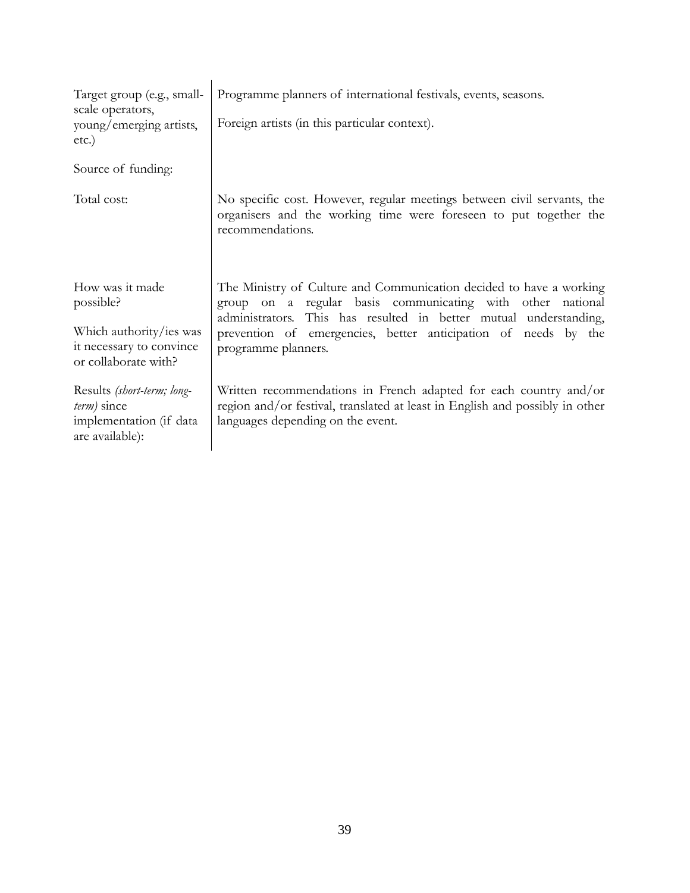| | |
|---|---|
| Target group (e.g., small-scale operators, young/emerging artists, etc.) | Programme planners of international festivals, events, seasons.<br><br>Foreign artists (in this particular context). |
| Source of funding: | |
| Total cost: | No specific cost. However, regular meetings between civil servants, the organisers and the working time were foreseen to put together the recommendations. |
| How was it made possible?<br><br>Which authority/ies was it necessary to convince or collaborate with? | The Ministry of Culture and Communication decided to have a working group on a regular basis communicating with other national administrators. This has resulted in better mutual understanding, prevention of emergencies, better anticipation of needs by the programme planners. |
| Results *(short-term; long-term)* since implementation (if data are available): | Written recommendations in French adapted for each country and/or region and/or festival, translated at least in English and possibly in other languages depending on the event. |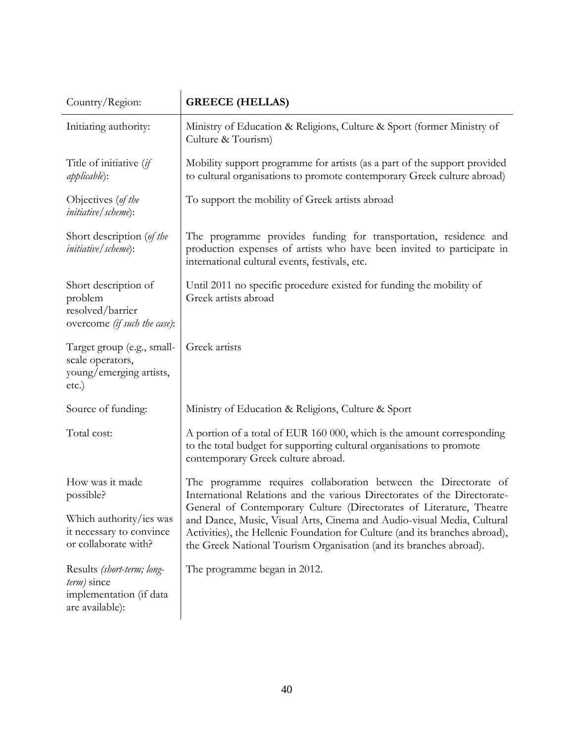| Country/Region: | **GREECE (HELLAS)** |
|---|---|
| Initiating authority: | Ministry of Education & Religions, Culture & Sport (former Ministry of Culture & Tourism) |
| Title of initiative (*if applicable*): | Mobility support programme for artists (as a part of the support provided to cultural organisations to promote contemporary Greek culture abroad) |
| Objectives (*of the initiative/scheme*): | To support the mobility of Greek artists abroad |
| Short description (*of the initiative/scheme*): | The programme provides funding for transportation, residence and production expenses of artists who have been invited to participate in international cultural events, festivals, etc. |
| Short description of problem resolved/barrier overcome *(if such the case)*: | Until 2011 no specific procedure existed for funding the mobility of Greek artists abroad |
| Target group (e.g., small-scale operators, young/emerging artists, etc.) | Greek artists |
| Source of funding: | Ministry of Education & Religions, Culture & Sport |
| Total cost: | A portion of a total of EUR 160 000, which is the amount corresponding to the total budget for supporting cultural organisations to promote contemporary Greek culture abroad. |
| How was it made possible? Which authority/ies was it necessary to convince or collaborate with? | The programme requires collaboration between the Directorate of International Relations and the various Directorates of the Directorate-General of Contemporary Culture (Directorates of Literature, Theatre and Dance, Music, Visual Arts, Cinema and Audio-visual Media, Cultural Activities), the Hellenic Foundation for Culture (and its branches abroad), the Greek National Tourism Organisation (and its branches abroad). |
| Results *(short-term; long-term)* since implementation (if data are available): | The programme began in 2012. |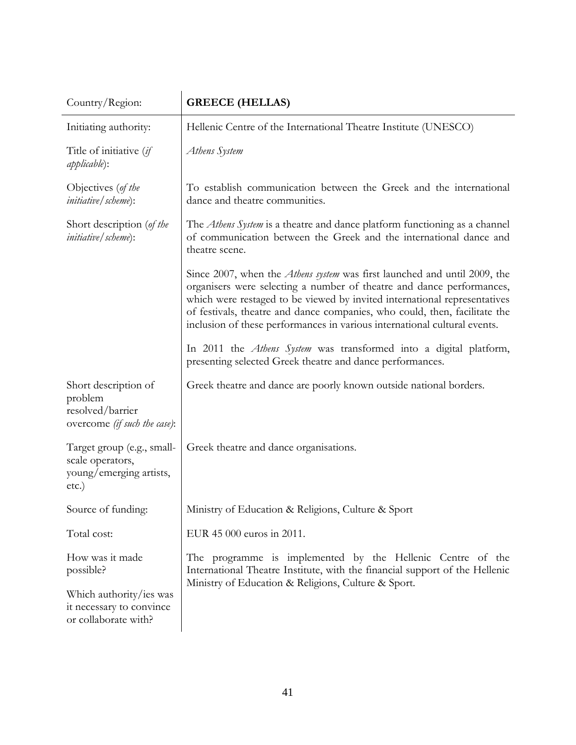| Country/Region: | **GREECE (HELLAS)** |
|---|---|
| Initiating authority: | Hellenic Centre of the International Theatre Institute (UNESCO) |
| Title of initiative (*if applicable*): | *Athens System* |
| Objectives (*of the initiative/scheme*): | To establish communication between the Greek and the international dance and theatre communities. |
| Short description (*of the initiative/scheme*): | The *Athens System* is a theatre and dance platform functioning as a channel of communication between the Greek and the international dance and theatre scene.<br><br>Since 2007, when the *Athens system* was first launched and until 2009, the organisers were selecting a number of theatre and dance performances, which were restaged to be viewed by invited international representatives of festivals, theatre and dance companies, who could, then, facilitate the inclusion of these performances in various international cultural events.<br><br>In 2011 the *Athens System* was transformed into a digital platform, presenting selected Greek theatre and dance performances. |
| Short description of problem resolved/barrier overcome *(if such the case)*: | Greek theatre and dance are poorly known outside national borders. |
| Target group (e.g., small-scale operators, young/emerging artists, etc.) | Greek theatre and dance organisations. |
| Source of funding: | Ministry of Education & Religions, Culture & Sport |
| Total cost: | EUR 45 000 euros in 2011. |
| How was it made possible?<br><br>Which authority/ies was it necessary to convince or collaborate with? | The programme is implemented by the Hellenic Centre of the International Theatre Institute, with the financial support of the Hellenic Ministry of Education & Religions, Culture & Sport. |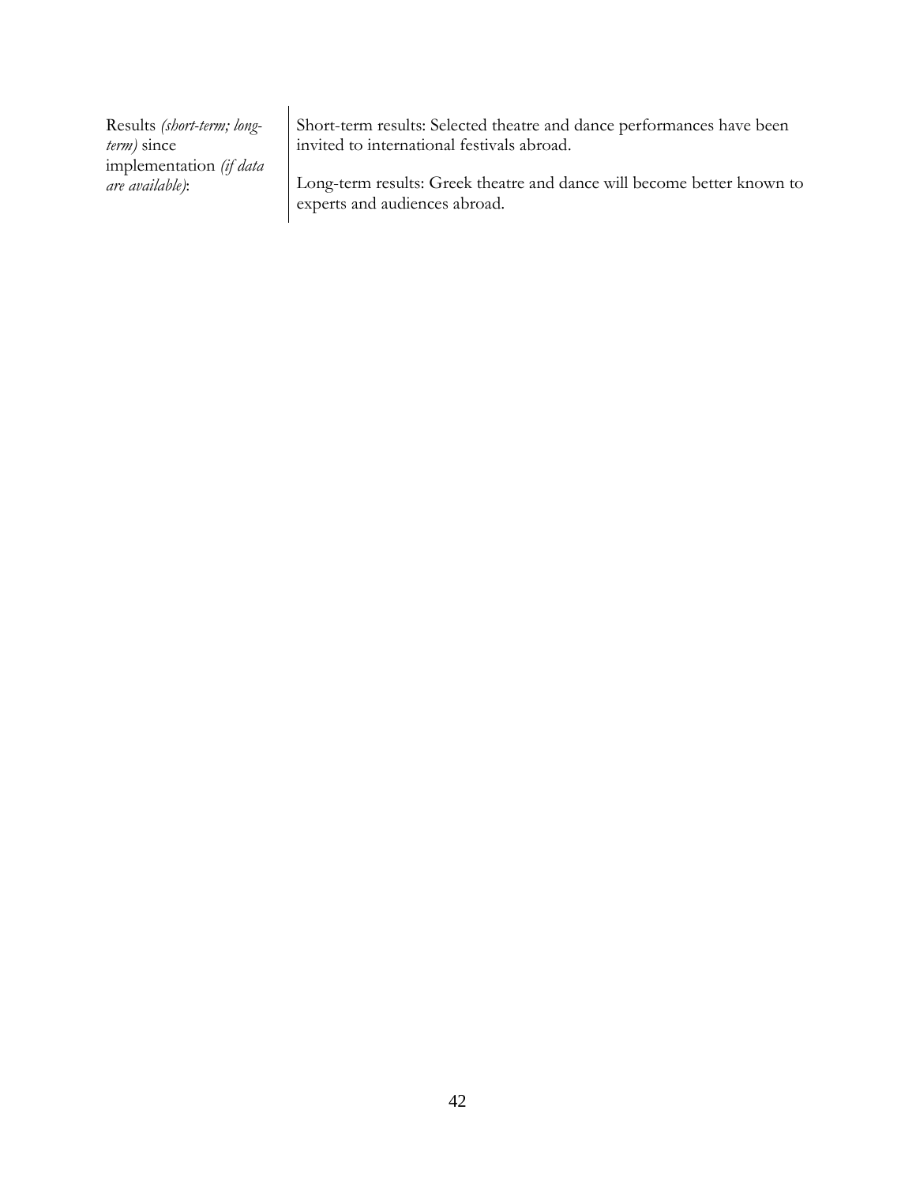| | |
|---|---|
| Results *(short-term; long-term)* since implementation *(if data are available)*: | Short-term results: Selected theatre and dance performances have been invited to international festivals abroad.<br><br>Long-term results: Greek theatre and dance will become better known to experts and audiences abroad. |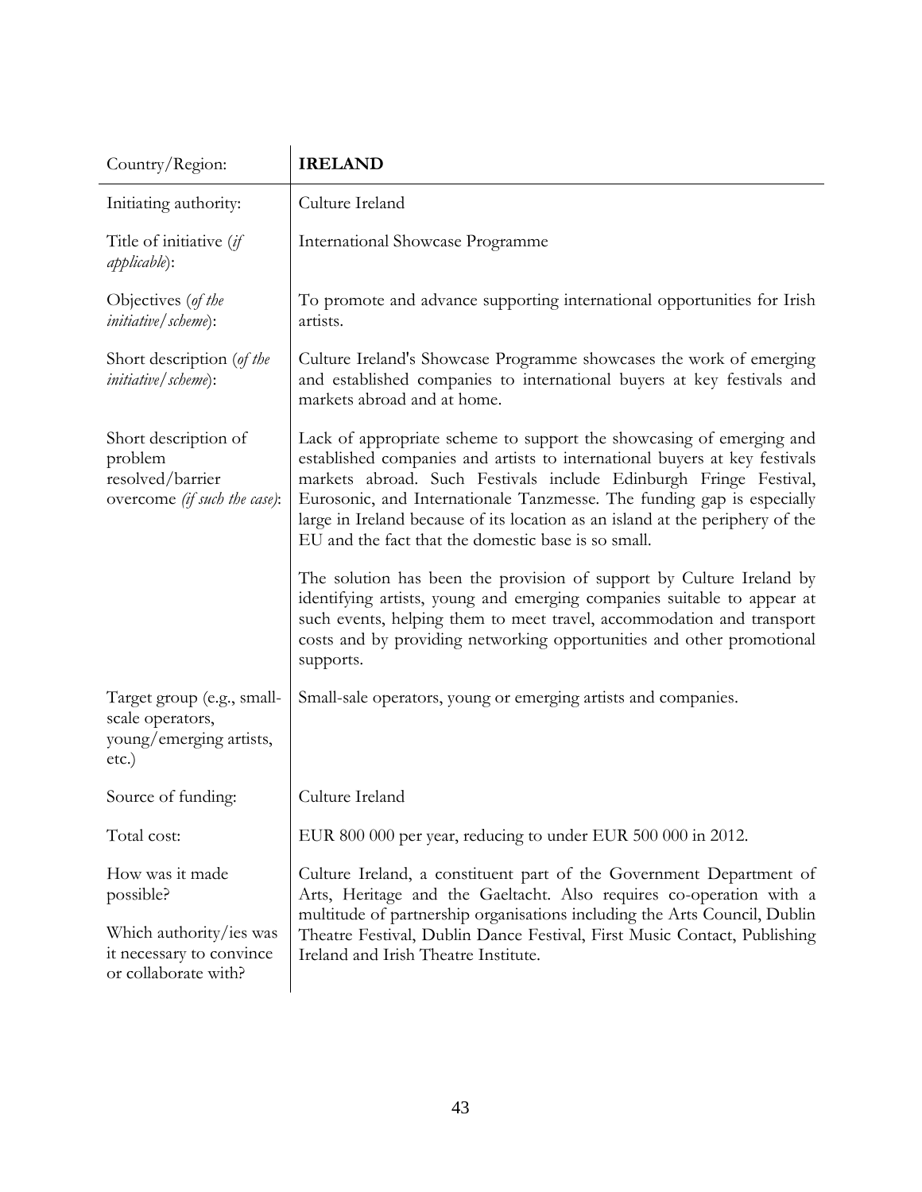| Country/Region: | **IRELAND** |
|---|---|
| Initiating authority: | Culture Ireland |
| Title of initiative (*if applicable*): | International Showcase Programme |
| Objectives (*of the initiative/scheme*): | To promote and advance supporting international opportunities for Irish artists. |
| Short description (*of the initiative/scheme*): | Culture Ireland's Showcase Programme showcases the work of emerging and established companies to international buyers at key festivals and markets abroad and at home. |
| Short description of problem resolved/barrier overcome *(if such the case)*: | Lack of appropriate scheme to support the showcasing of emerging and established companies and artists to international buyers at key festivals markets abroad. Such Festivals include Edinburgh Fringe Festival, Eurosonic, and Internationale Tanzmesse. The funding gap is especially large in Ireland because of its location as an island at the periphery of the EU and the fact that the domestic base is so small.<br><br>The solution has been the provision of support by Culture Ireland by identifying artists, young and emerging companies suitable to appear at such events, helping them to meet travel, accommodation and transport costs and by providing networking opportunities and other promotional supports. |
| Target group (e.g., small-scale operators, young/emerging artists, etc.) | Small-sale operators, young or emerging artists and companies. |
| Source of funding: | Culture Ireland |
| Total cost: | EUR 800 000 per year, reducing to under EUR 500 000 in 2012. |
| How was it made possible?<br><br>Which authority/ies was it necessary to convince or collaborate with? | Culture Ireland, a constituent part of the Government Department of Arts, Heritage and the Gaeltacht. Also requires co-operation with a multitude of partnership organisations including the Arts Council, Dublin Theatre Festival, Dublin Dance Festival, First Music Contact, Publishing Ireland and Irish Theatre Institute. |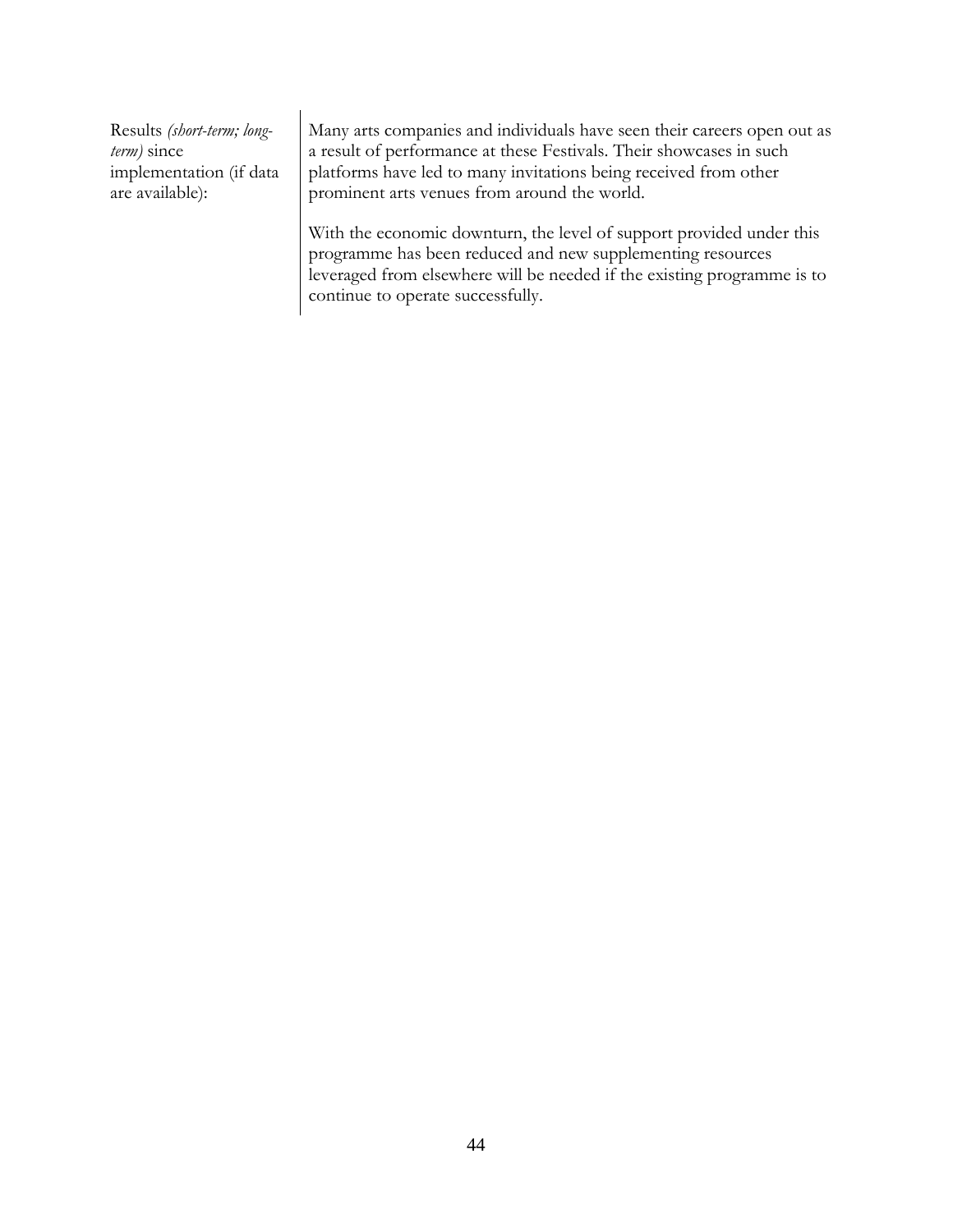| | |
|---|---|
| Results *(short-term; long-term)* since implementation (if data are available): | Many arts companies and individuals have seen their careers open out as a result of performance at these Festivals. Their showcases in such platforms have led to many invitations being received from other prominent arts venues from around the world.<br><br>With the economic downturn, the level of support provided under this programme has been reduced and new supplementing resources leveraged from elsewhere will be needed if the existing programme is to continue to operate successfully. |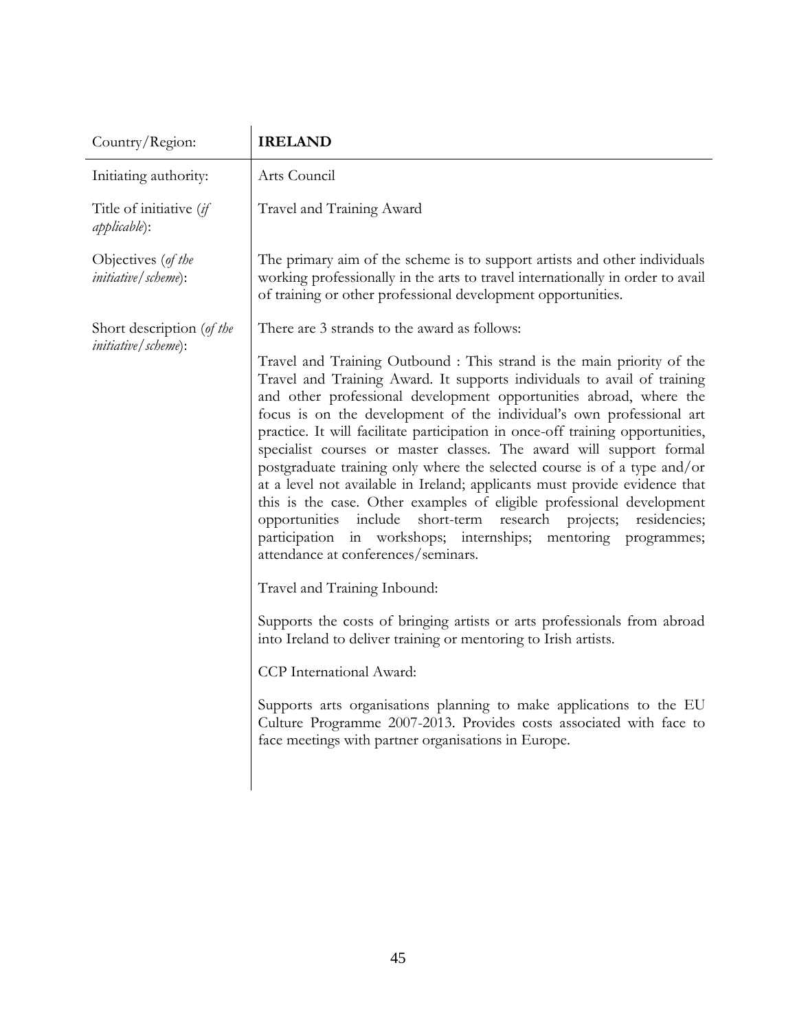| Country/Region: | **IRELAND** |
|---|---|
| Initiating authority: | Arts Council |
| Title of initiative (*if applicable*): | Travel and Training Award |
| Objectives (*of the initiative/scheme*): | The primary aim of the scheme is to support artists and other individuals working professionally in the arts to travel internationally in order to avail of training or other professional development opportunities. |
| Short description (*of the initiative/scheme*): | There are 3 strands to the award as follows:<br><br>Travel and Training Outbound : This strand is the main priority of the Travel and Training Award. It supports individuals to avail of training and other professional development opportunities abroad, where the focus is on the development of the individual's own professional art practice. It will facilitate participation in once-off training opportunities, specialist courses or master classes. The award will support formal postgraduate training only where the selected course is of a type and/or at a level not available in Ireland; applicants must provide evidence that this is the case. Other examples of eligible professional development opportunities include short-term research projects; residencies; participation in workshops; internships; mentoring programmes; attendance at conferences/seminars.<br><br>Travel and Training Inbound:<br><br>Supports the costs of bringing artists or arts professionals from abroad into Ireland to deliver training or mentoring to Irish artists.<br><br>CCP International Award:<br><br>Supports arts organisations planning to make applications to the EU Culture Programme 2007-2013. Provides costs associated with face to face meetings with partner organisations in Europe. |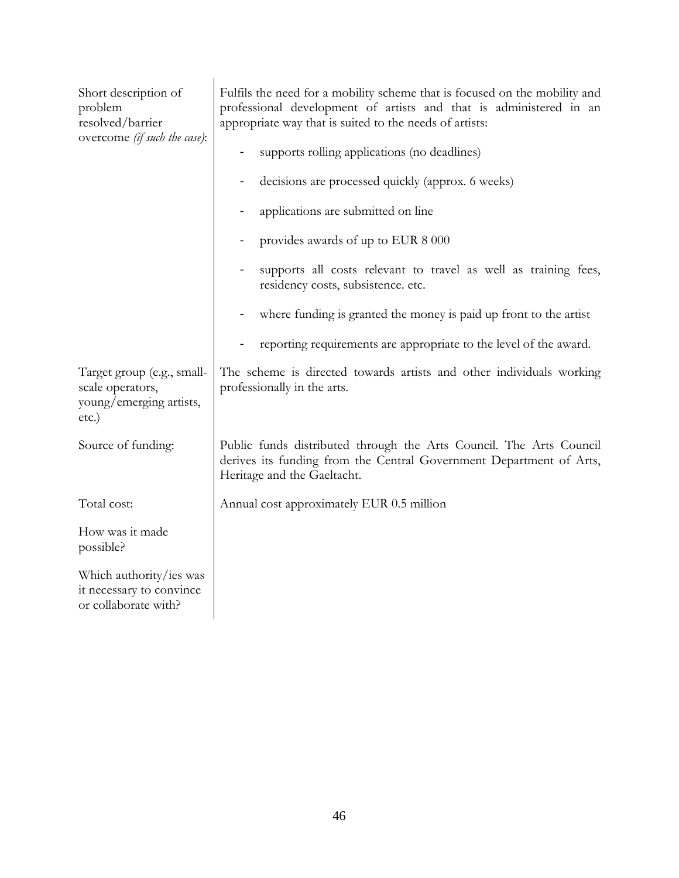| | |
|---|---|
| Short description of problem resolved/barrier overcome *(if such the case)*: | Fulfils the need for a mobility scheme that is focused on the mobility and professional development of artists and that is administered in an appropriate way that is suited to the needs of artists:<br>- supports rolling applications (no deadlines)<br>- decisions are processed quickly (approx. 6 weeks)<br>- applications are submitted on line<br>- provides awards of up to EUR 8 000<br>- supports all costs relevant to travel as well as training fees, residency costs, subsistence. etc.<br>- where funding is granted the money is paid up front to the artist<br>- reporting requirements are appropriate to the level of the award. |
| Target group (e.g., small-scale operators, young/emerging artists, etc.) | The scheme is directed towards artists and other individuals working professionally in the arts. |
| Source of funding: | Public funds distributed through the Arts Council. The Arts Council derives its funding from the Central Government Department of Arts, Heritage and the Gaeltacht. |
| Total cost: | Annual cost approximately EUR 0.5 million |
| How was it made possible? | |
| Which authority/ies was it necessary to convince or collaborate with? | |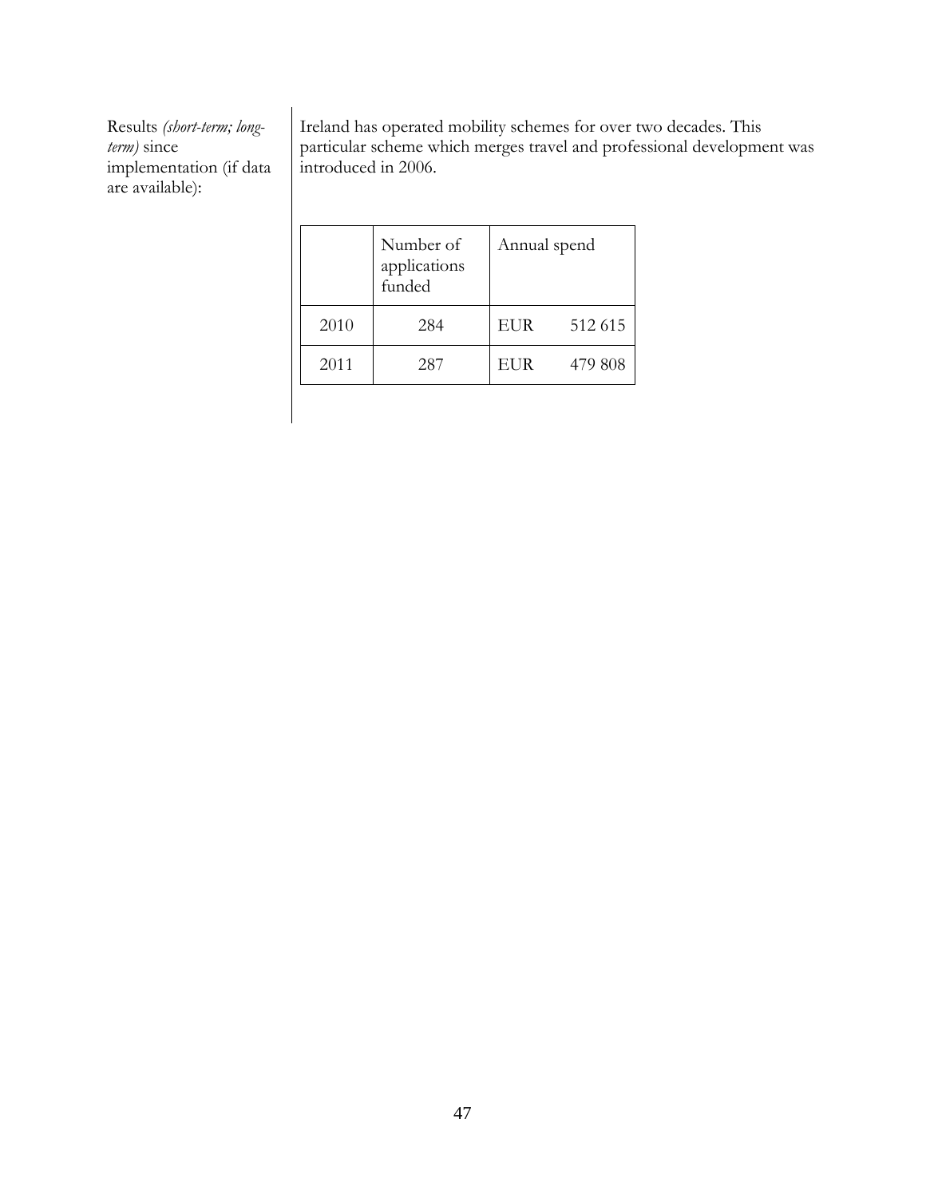Results *(short-term; long-term)* since implementation (if data are available):

Ireland has operated mobility schemes for over two decades. This particular scheme which merges travel and professional development was introduced in 2006.

| | Number of applications funded | Annual spend |
|---|---|---|
| 2010 | 284 | EUR 512 615 |
| 2011 | 287 | EUR 479 808 |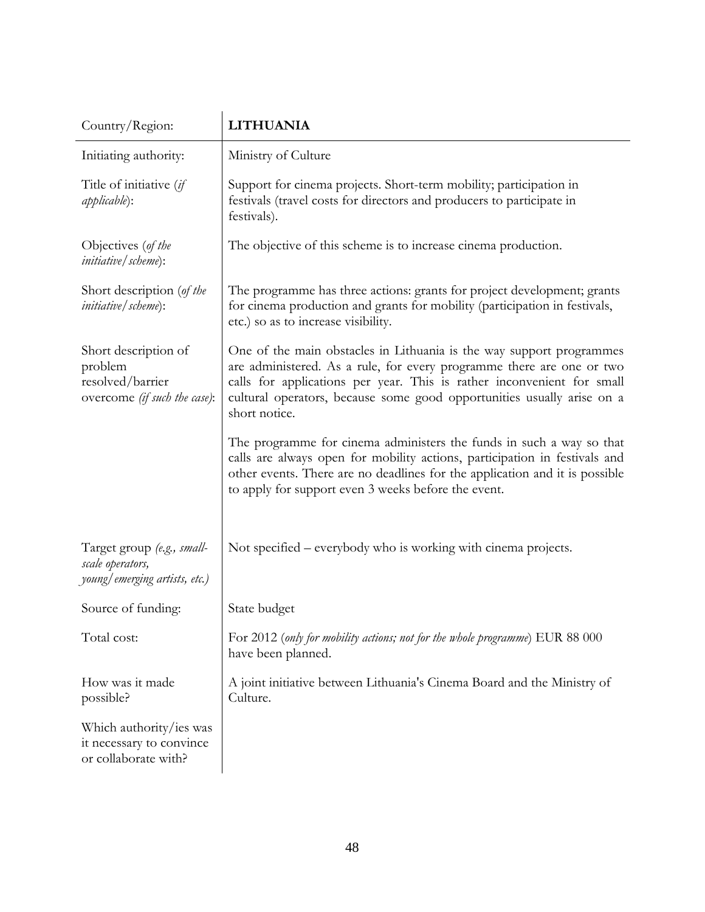| Country/Region: | **LITHUANIA** |
| --- | --- |
| Initiating authority: | Ministry of Culture |
| Title of initiative (*if applicable*): | Support for cinema projects. Short-term mobility; participation in festivals (travel costs for directors and producers to participate in festivals). |
| Objectives (*of the initiative/scheme*): | The objective of this scheme is to increase cinema production. |
| Short description (*of the initiative/scheme*): | The programme has three actions: grants for project development; grants for cinema production and grants for mobility (participation in festivals, etc.) so as to increase visibility. |
| Short description of problem resolved/barrier overcome *(if such the case)*: | One of the main obstacles in Lithuania is the way support programmes are administered. As a rule, for every programme there are one or two calls for applications per year. This is rather inconvenient for small cultural operators, because some good opportunities usually arise on a short notice.<br><br>The programme for cinema administers the funds in such a way so that calls are always open for mobility actions, participation in festivals and other events. There are no deadlines for the application and it is possible to apply for support even 3 weeks before the event. |
| Target group *(e.g., small-scale operators, young/emerging artists, etc.)* | Not specified – everybody who is working with cinema projects. |
| Source of funding: | State budget |
| Total cost: | For 2012 (*only for mobility actions; not for the whole programme*) EUR 88 000 have been planned. |
| How was it made possible?<br><br>Which authority/ies was it necessary to convince or collaborate with? | A joint initiative between Lithuania's Cinema Board and the Ministry of Culture. |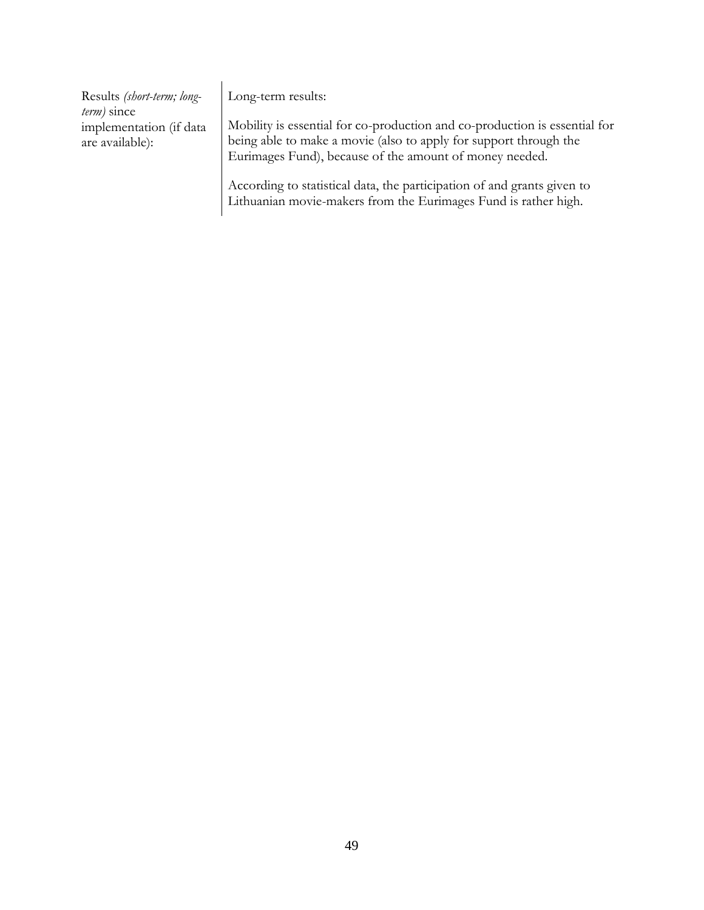| Results *(short-term; long-term)* since implementation (if data are available): | Long-term results:<br><br>Mobility is essential for co-production and co-production is essential for being able to make a movie (also to apply for support through the Eurimages Fund), because of the amount of money needed.<br><br>According to statistical data, the participation of and grants given to Lithuanian movie-makers from the Eurimages Fund is rather high. |
|---|---|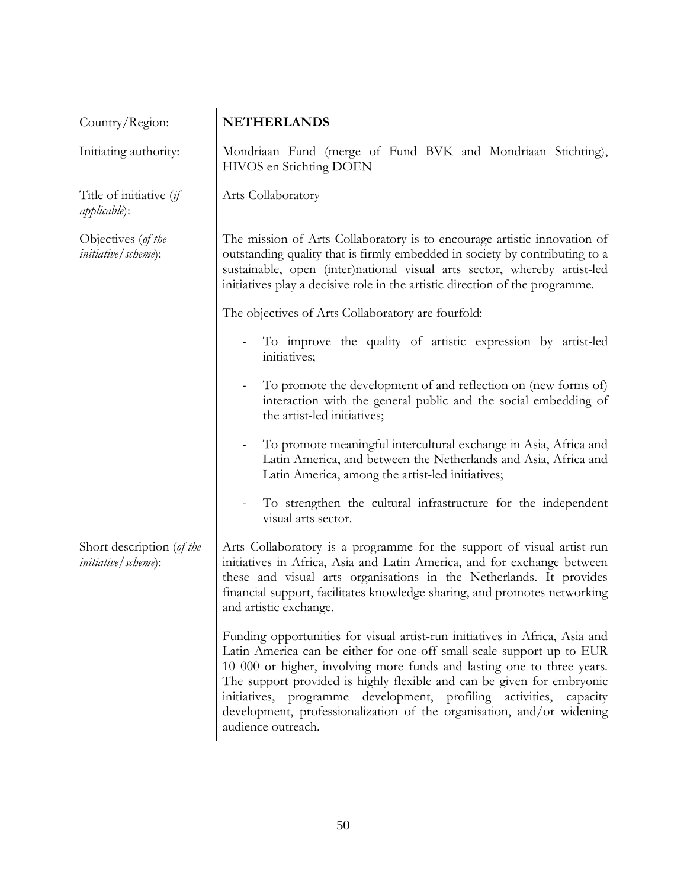| Country/Region: | **NETHERLANDS** |
|---|---|
| Initiating authority: | Mondriaan Fund (merge of Fund BVK and Mondriaan Stichting), HIVOS en Stichting DOEN |
| Title of initiative (*if applicable*): | Arts Collaboratory |
| Objectives (*of the initiative/scheme*): | The mission of Arts Collaboratory is to encourage artistic innovation of outstanding quality that is firmly embedded in society by contributing to a sustainable, open (inter)national visual arts sector, whereby artist-led initiatives play a decisive role in the artistic direction of the programme.<br><br>The objectives of Arts Collaboratory are fourfold:<br><br>- To improve the quality of artistic expression by artist-led initiatives;<br>- To promote the development of and reflection on (new forms of) interaction with the general public and the social embedding of the artist-led initiatives;<br>- To promote meaningful intercultural exchange in Asia, Africa and Latin America, and between the Netherlands and Asia, Africa and Latin America, among the artist-led initiatives;<br>- To strengthen the cultural infrastructure for the independent visual arts sector. |
| Short description (*of the initiative/scheme*): | Arts Collaboratory is a programme for the support of visual artist-run initiatives in Africa, Asia and Latin America, and for exchange between these and visual arts organisations in the Netherlands. It provides financial support, facilitates knowledge sharing, and promotes networking and artistic exchange.<br><br>Funding opportunities for visual artist-run initiatives in Africa, Asia and Latin America can be either for one-off small-scale support up to EUR 10 000 or higher, involving more funds and lasting one to three years. The support provided is highly flexible and can be given for embryonic initiatives, programme development, profiling activities, capacity development, professionalization of the organisation, and/or widening audience outreach. |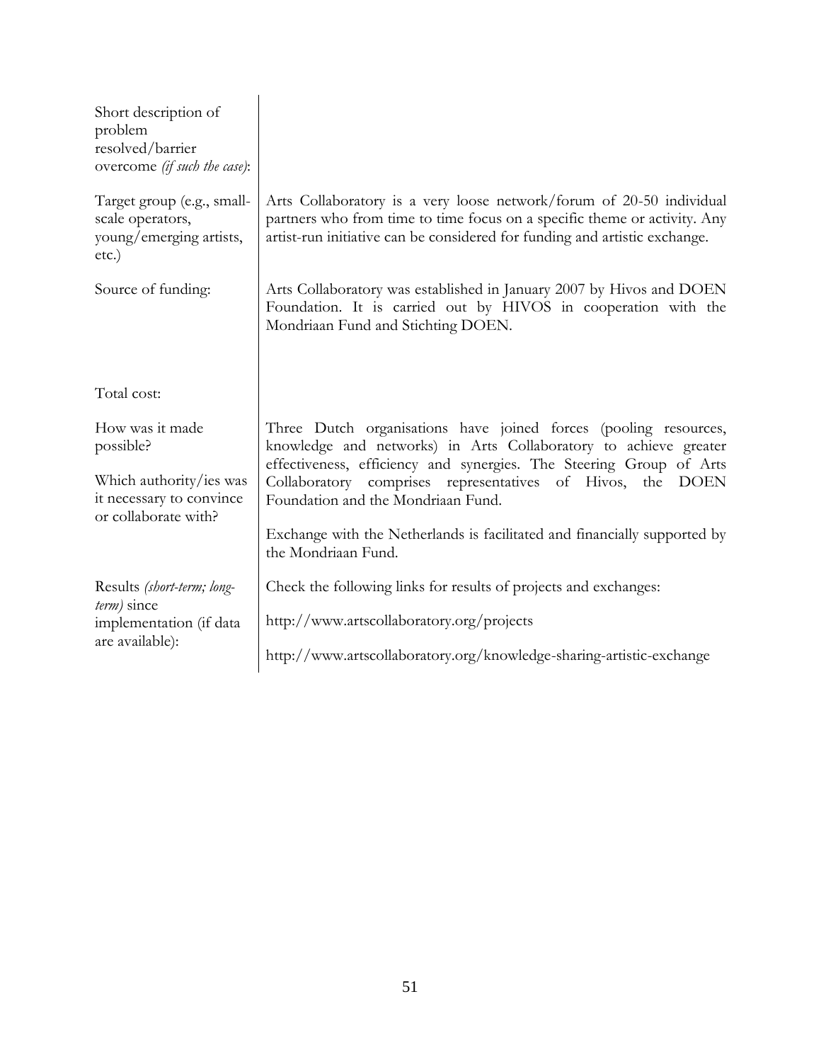| | |
|---|---|
| Short description of problem resolved/barrier overcome *(if such the case)*: | |
| Target group (e.g., small-scale operators, young/emerging artists, etc.) | Arts Collaboratory is a very loose network/forum of 20-50 individual partners who from time to time focus on a specific theme or activity. Any artist-run initiative can be considered for funding and artistic exchange. |
| Source of funding: | Arts Collaboratory was established in January 2007 by Hivos and DOEN Foundation. It is carried out by HIVOS in cooperation with the Mondriaan Fund and Stichting DOEN. |
| Total cost: | |
| How was it made possible?<br><br>Which authority/ies was it necessary to convince or collaborate with? | Three Dutch organisations have joined forces (pooling resources, knowledge and networks) in Arts Collaboratory to achieve greater effectiveness, efficiency and synergies. The Steering Group of Arts Collaboratory comprises representatives of Hivos, the DOEN Foundation and the Mondriaan Fund.<br><br>Exchange with the Netherlands is facilitated and financially supported by the Mondriaan Fund. |
| Results *(short-term; long-term)* since implementation (if data are available): | Check the following links for results of projects and exchanges:<br><br>http://www.artscollaboratory.org/projects<br><br>http://www.artscollaboratory.org/knowledge-sharing-artistic-exchange |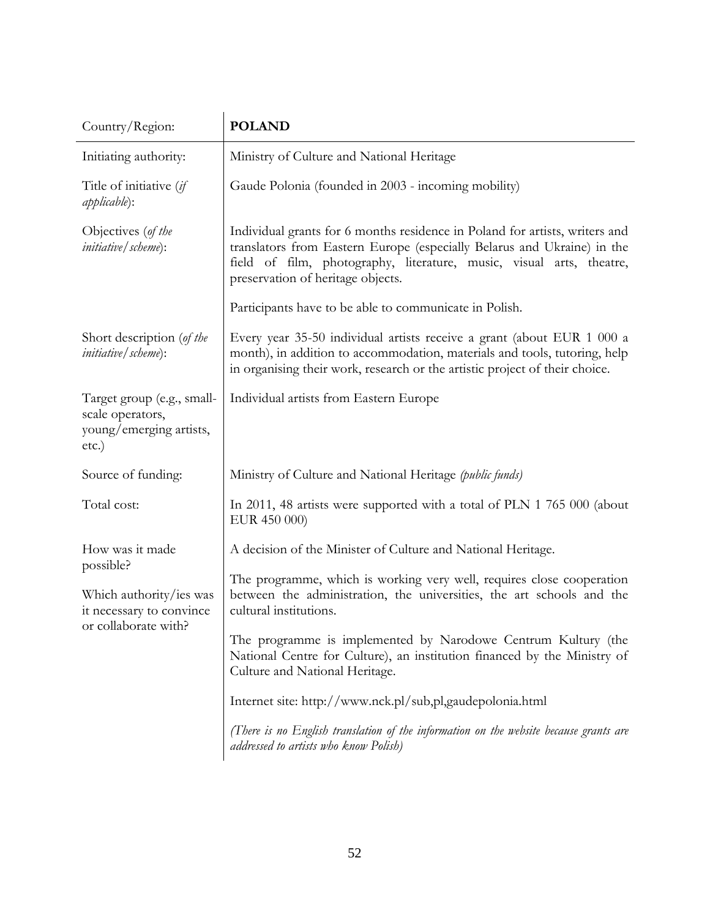| Country/Region: | **POLAND** |
|---|---|
| Initiating authority: | Ministry of Culture and National Heritage |
| Title of initiative (*if applicable*): | Gaude Polonia (founded in 2003 - incoming mobility) |
| Objectives (*of the initiative/scheme*): | Individual grants for 6 months residence in Poland for artists, writers and translators from Eastern Europe (especially Belarus and Ukraine) in the field of film, photography, literature, music, visual arts, theatre, preservation of heritage objects.<br><br>Participants have to be able to communicate in Polish. |
| Short description (*of the initiative/scheme*): | Every year 35-50 individual artists receive a grant (about EUR 1 000 a month), in addition to accommodation, materials and tools, tutoring, help in organising their work, research or the artistic project of their choice. |
| Target group (e.g., small-scale operators, young/emerging artists, etc.) | Individual artists from Eastern Europe |
| Source of funding: | Ministry of Culture and National Heritage *(public funds)* |
| Total cost: | In 2011, 48 artists were supported with a total of PLN 1 765 000 (about EUR 450 000) |
| How was it made possible?<br><br>Which authority/ies was it necessary to convince or collaborate with? | A decision of the Minister of Culture and National Heritage.<br><br>The programme, which is working very well, requires close cooperation between the administration, the universities, the art schools and the cultural institutions.<br><br>The programme is implemented by Narodowe Centrum Kultury (the National Centre for Culture), an institution financed by the Ministry of Culture and National Heritage.<br><br>Internet site: http://www.nck.pl/sub,pl,gaudepolonia.html<br><br>*(There is no English translation of the information on the website because grants are addressed to artists who know Polish)* |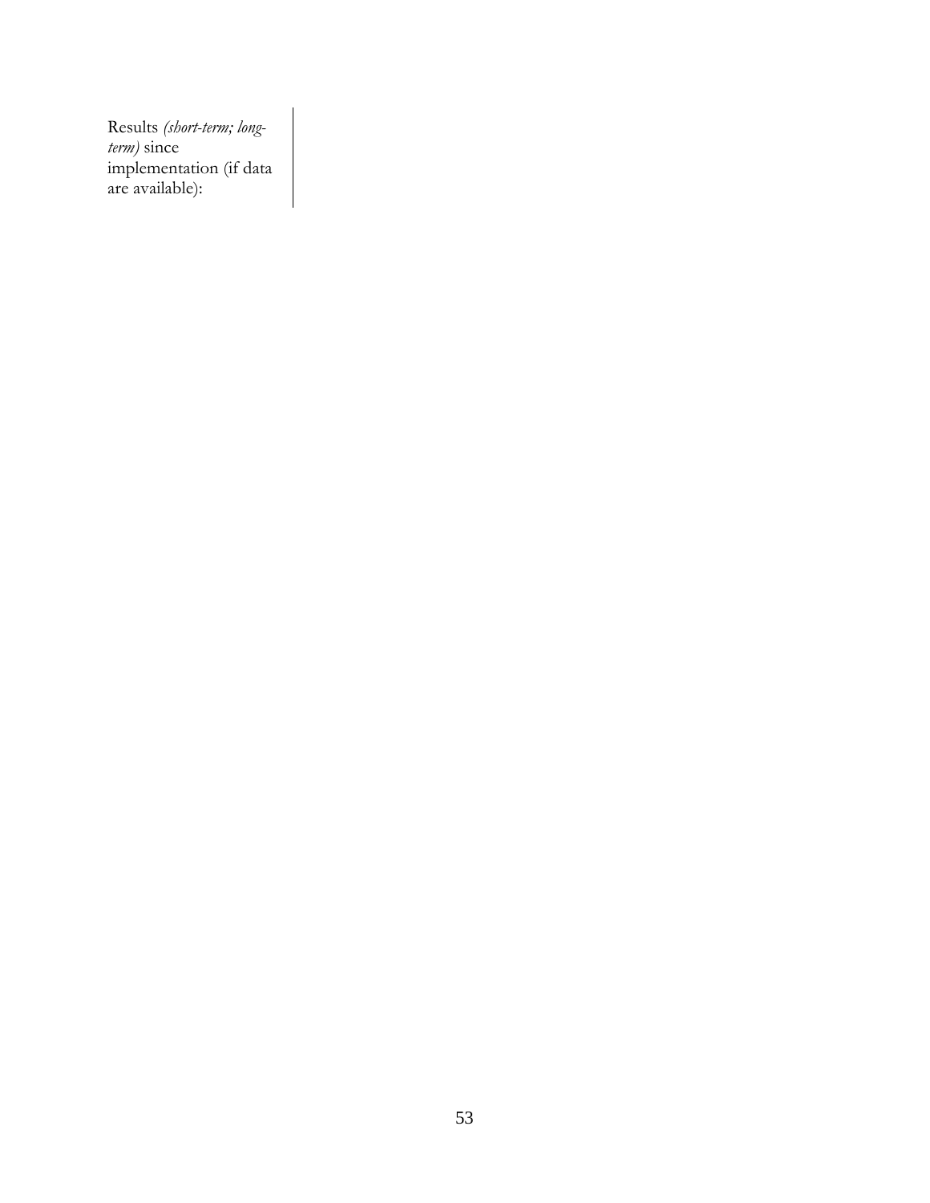| | |
| --- | --- |
| Results *(short-term; long-term)* since implementation (if data are available): | |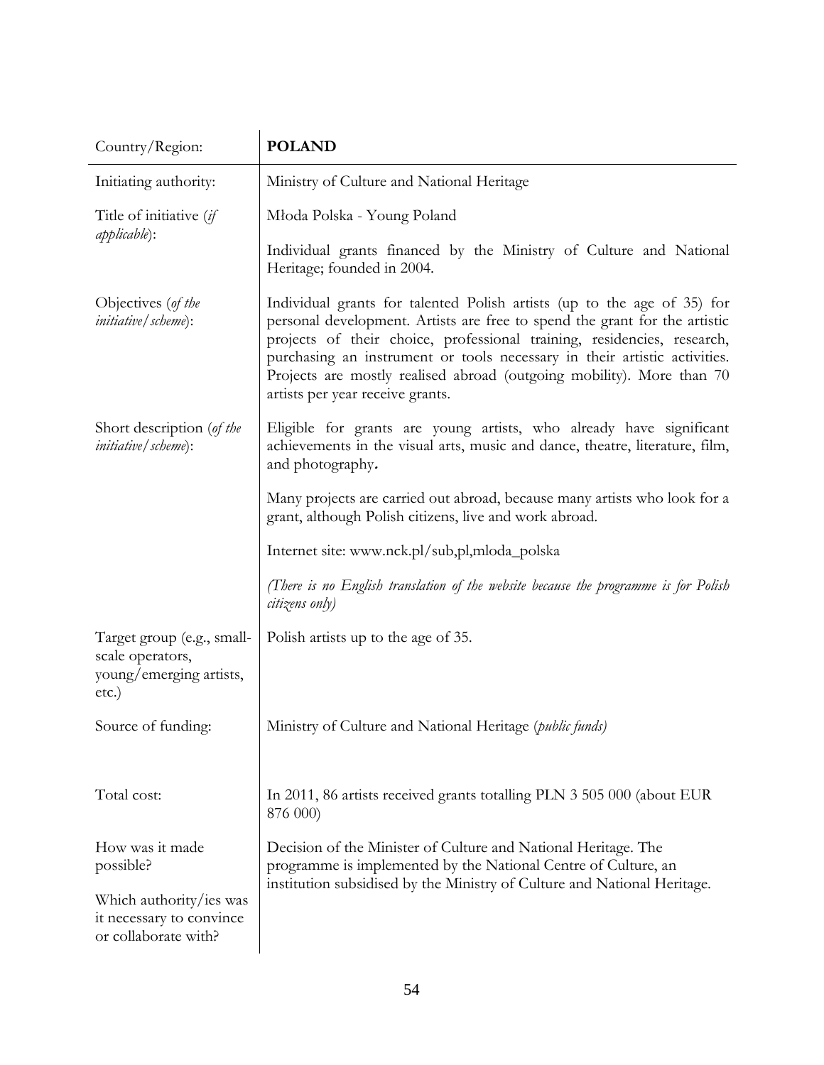| Country/Region: | **POLAND** |
|---|---|
| Initiating authority: | Ministry of Culture and National Heritage |
| Title of initiative (*if applicable*): | Młoda Polska - Young Poland<br><br>Individual grants financed by the Ministry of Culture and National Heritage; founded in 2004. |
| Objectives (*of the initiative/scheme*): | Individual grants for talented Polish artists (up to the age of 35) for personal development. Artists are free to spend the grant for the artistic projects of their choice, professional training, residencies, research, purchasing an instrument or tools necessary in their artistic activities. Projects are mostly realised abroad (outgoing mobility). More than 70 artists per year receive grants. |
| Short description (*of the initiative/scheme*): | Eligible for grants are young artists, who already have significant achievements in the visual arts, music and dance, theatre, literature, film, and photography**.**<br><br>Many projects are carried out abroad, because many artists who look for a grant, although Polish citizens, live and work abroad.<br><br>Internet site: www.nck.pl/sub,pl,mloda_polska<br><br>*(There is no English translation of the website because the programme is for Polish citizens only)* |
| Target group (e.g., small-scale operators, young/emerging artists, etc.) | Polish artists up to the age of 35. |
| Source of funding: | Ministry of Culture and National Heritage (*public funds)* |
| Total cost: | In 2011, 86 artists received grants totalling PLN 3 505 000 (about EUR 876 000) |
| How was it made possible?<br><br>Which authority/ies was it necessary to convince or collaborate with? | Decision of the Minister of Culture and National Heritage. The programme is implemented by the National Centre of Culture, an institution subsidised by the Ministry of Culture and National Heritage. |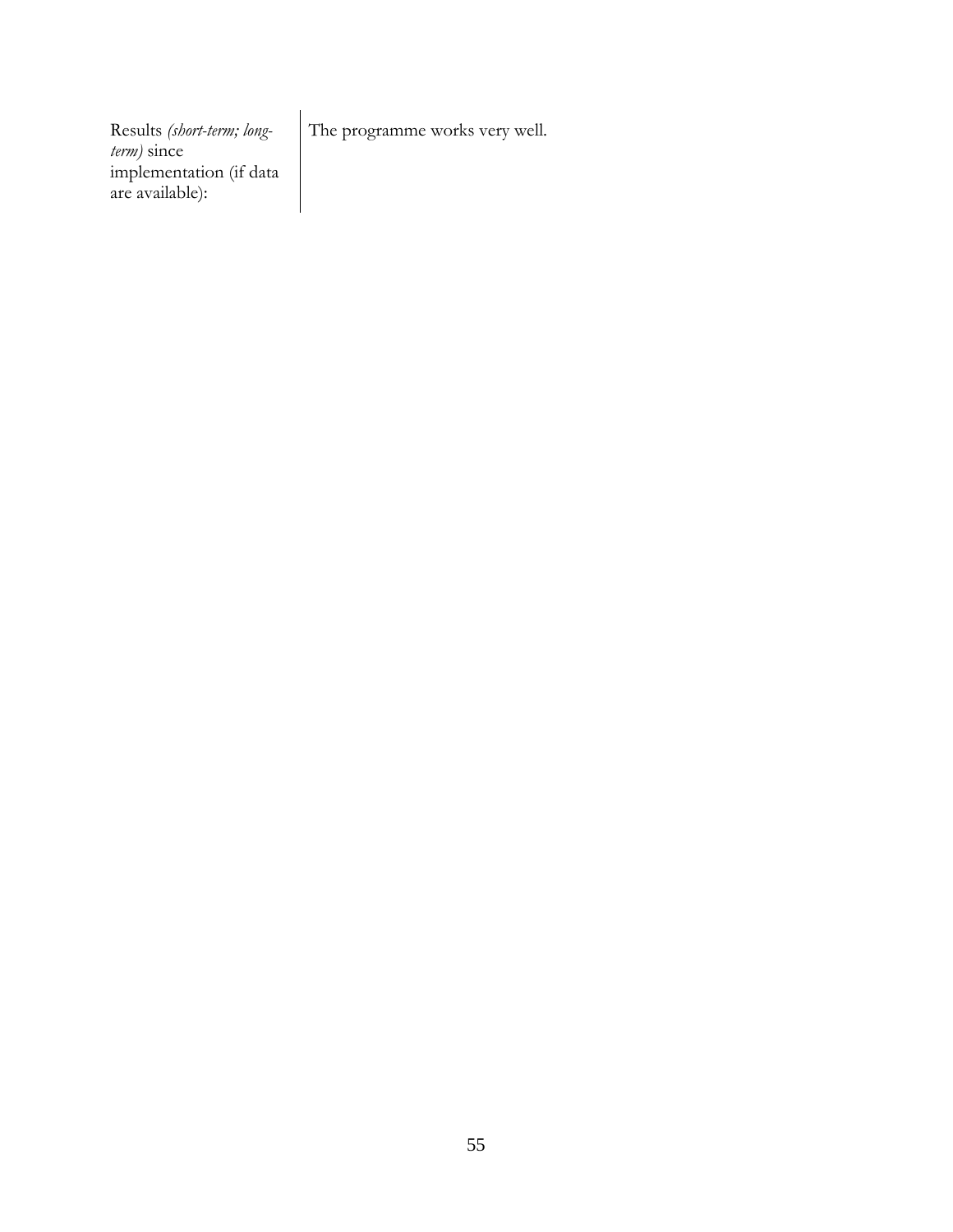| | |
|---|---|
| Results *(short-term; long-term)* since implementation (if data are available): | The programme works very well. |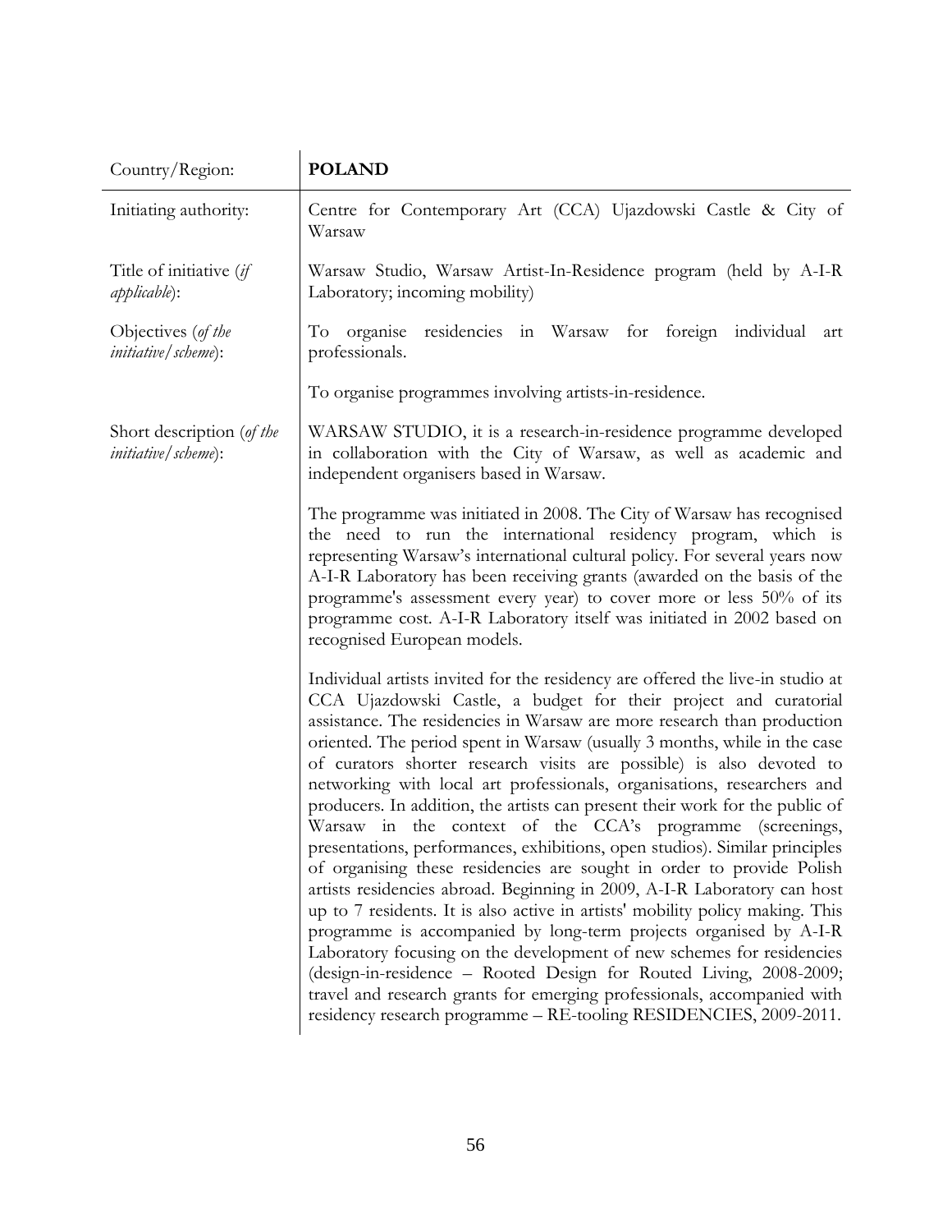| Country/Region: | **POLAND** |
|---|---|
| Initiating authority: | Centre for Contemporary Art (CCA) Ujazdowski Castle & City of Warsaw |
| Title of initiative (*if applicable*): | Warsaw Studio, Warsaw Artist-In-Residence program (held by A-I-R Laboratory; incoming mobility) |
| Objectives (*of the initiative/scheme*): | To organise residencies in Warsaw for foreign individual art professionals.<br><br>To organise programmes involving artists-in-residence. |
| Short description (*of the initiative/scheme*): | WARSAW STUDIO, it is a research-in-residence programme developed in collaboration with the City of Warsaw, as well as academic and independent organisers based in Warsaw.<br><br>The programme was initiated in 2008. The City of Warsaw has recognised the need to run the international residency program, which is representing Warsaw's international cultural policy. For several years now A-I-R Laboratory has been receiving grants (awarded on the basis of the programme's assessment every year) to cover more or less 50% of its programme cost. A-I-R Laboratory itself was initiated in 2002 based on recognised European models.<br><br>Individual artists invited for the residency are offered the live-in studio at CCA Ujazdowski Castle, a budget for their project and curatorial assistance. The residencies in Warsaw are more research than production oriented. The period spent in Warsaw (usually 3 months, while in the case of curators shorter research visits are possible) is also devoted to networking with local art professionals, organisations, researchers and producers. In addition, the artists can present their work for the public of Warsaw in the context of the CCA's programme (screenings, presentations, performances, exhibitions, open studios). Similar principles of organising these residencies are sought in order to provide Polish artists residencies abroad. Beginning in 2009, A-I-R Laboratory can host up to 7 residents. It is also active in artists' mobility policy making. This programme is accompanied by long-term projects organised by A-I-R Laboratory focusing on the development of new schemes for residencies (design-in-residence – Rooted Design for Routed Living, 2008-2009; travel and research grants for emerging professionals, accompanied with residency research programme – RE-tooling RESIDENCIES, 2009-2011. |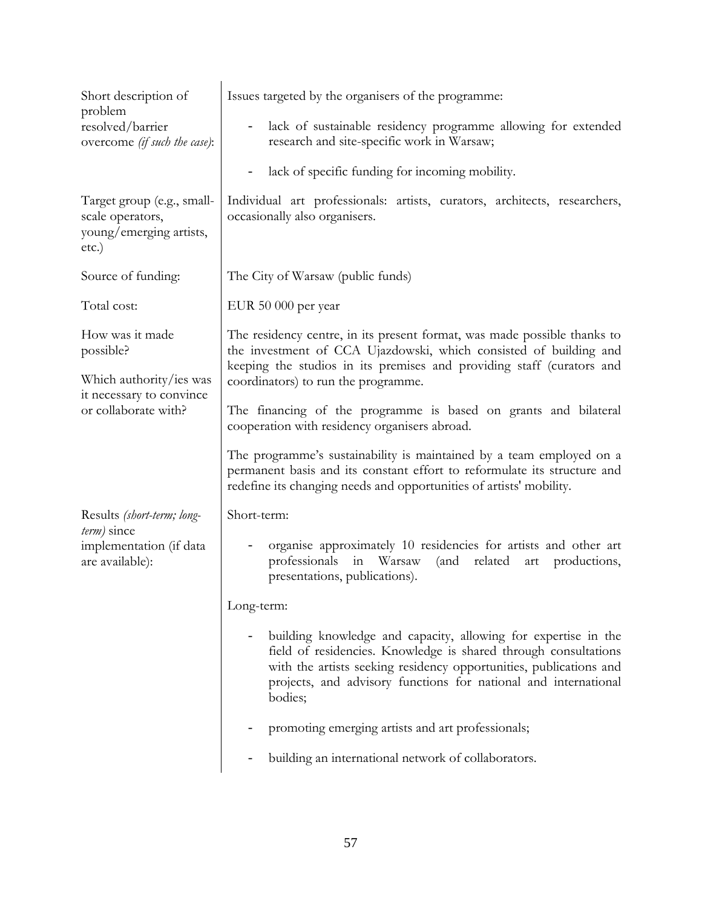| | |
|---|---|
| Short description of problem resolved/barrier overcome *(if such the case)*: | Issues targeted by the organisers of the programme:<br><br>- lack of sustainable residency programme allowing for extended research and site-specific work in Warsaw;<br>- lack of specific funding for incoming mobility. |
| Target group (e.g., small-scale operators, young/emerging artists, etc.) | Individual art professionals: artists, curators, architects, researchers, occasionally also organisers. |
| Source of funding: | The City of Warsaw (public funds) |
| Total cost: | EUR 50 000 per year |
| How was it made possible?<br><br>Which authority/ies was it necessary to convince or collaborate with? | The residency centre, in its present format, was made possible thanks to the investment of CCA Ujazdowski, which consisted of building and keeping the studios in its premises and providing staff (curators and coordinators) to run the programme.<br><br>The financing of the programme is based on grants and bilateral cooperation with residency organisers abroad.<br><br>The programme's sustainability is maintained by a team employed on a permanent basis and its constant effort to reformulate its structure and redefine its changing needs and opportunities of artists' mobility. |
| Results *(short-term; long-term)* since implementation (if data are available): | Short-term:<br><br>- organise approximately 10 residencies for artists and other art professionals in Warsaw (and related art productions, presentations, publications).<br><br>Long-term:<br><br>- building knowledge and capacity, allowing for expertise in the field of residencies. Knowledge is shared through consultations with the artists seeking residency opportunities, publications and projects, and advisory functions for national and international bodies;<br>- promoting emerging artists and art professionals;<br>- building an international network of collaborators. |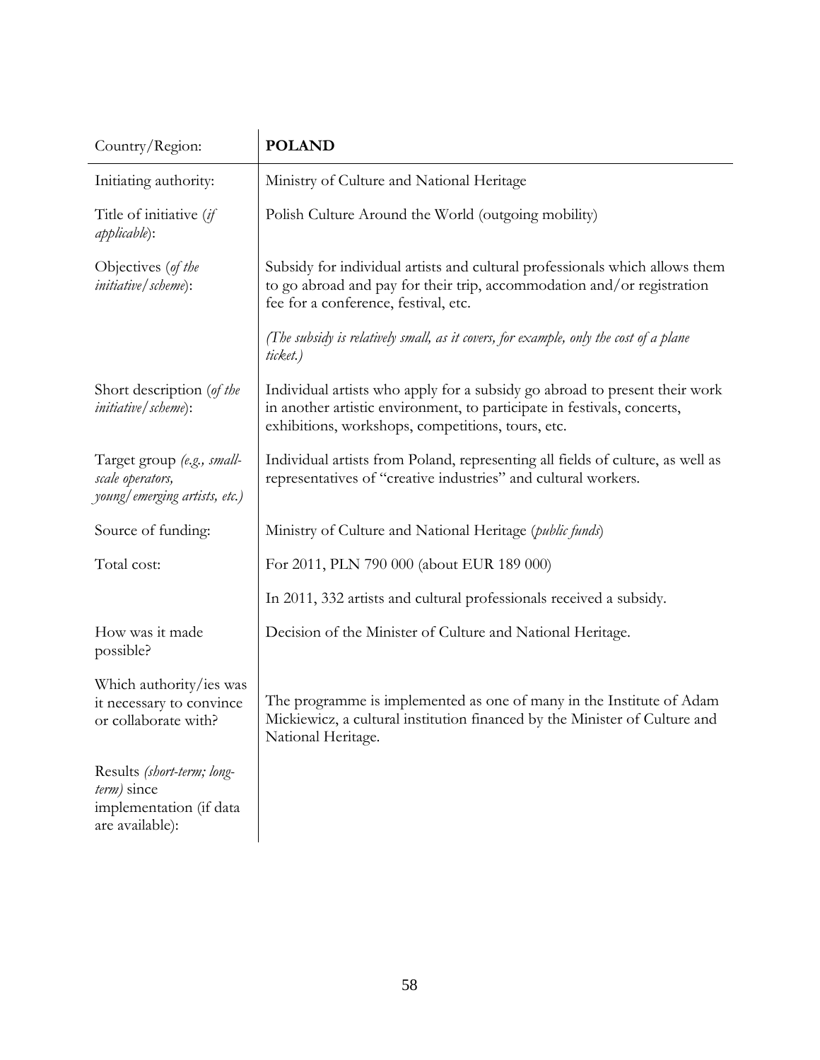| Country/Region: | **POLAND** |
|---|---|
| Initiating authority: | Ministry of Culture and National Heritage |
| Title of initiative (*if applicable*): | Polish Culture Around the World (outgoing mobility) |
| Objectives (*of the initiative/scheme*): | Subsidy for individual artists and cultural professionals which allows them to go abroad and pay for their trip, accommodation and/or registration fee for a conference, festival, etc.<br><br>*(The subsidy is relatively small, as it covers, for example, only the cost of a plane ticket.)* |
| Short description (*of the initiative/scheme*): | Individual artists who apply for a subsidy go abroad to present their work in another artistic environment, to participate in festivals, concerts, exhibitions, workshops, competitions, tours, etc. |
| Target group *(e.g., small-scale operators, young/emerging artists, etc.)* | Individual artists from Poland, representing all fields of culture, as well as representatives of "creative industries" and cultural workers. |
| Source of funding: | Ministry of Culture and National Heritage (*public funds*) |
| Total cost: | For 2011, PLN 790 000 (about EUR 189 000)<br><br>In 2011, 332 artists and cultural professionals received a subsidy. |
| How was it made possible? | Decision of the Minister of Culture and National Heritage. |
| Which authority/ies was it necessary to convince or collaborate with? | The programme is implemented as one of many in the Institute of Adam Mickiewicz, a cultural institution financed by the Minister of Culture and National Heritage. |
| Results *(short-term; long-term)* since implementation (if data are available): | |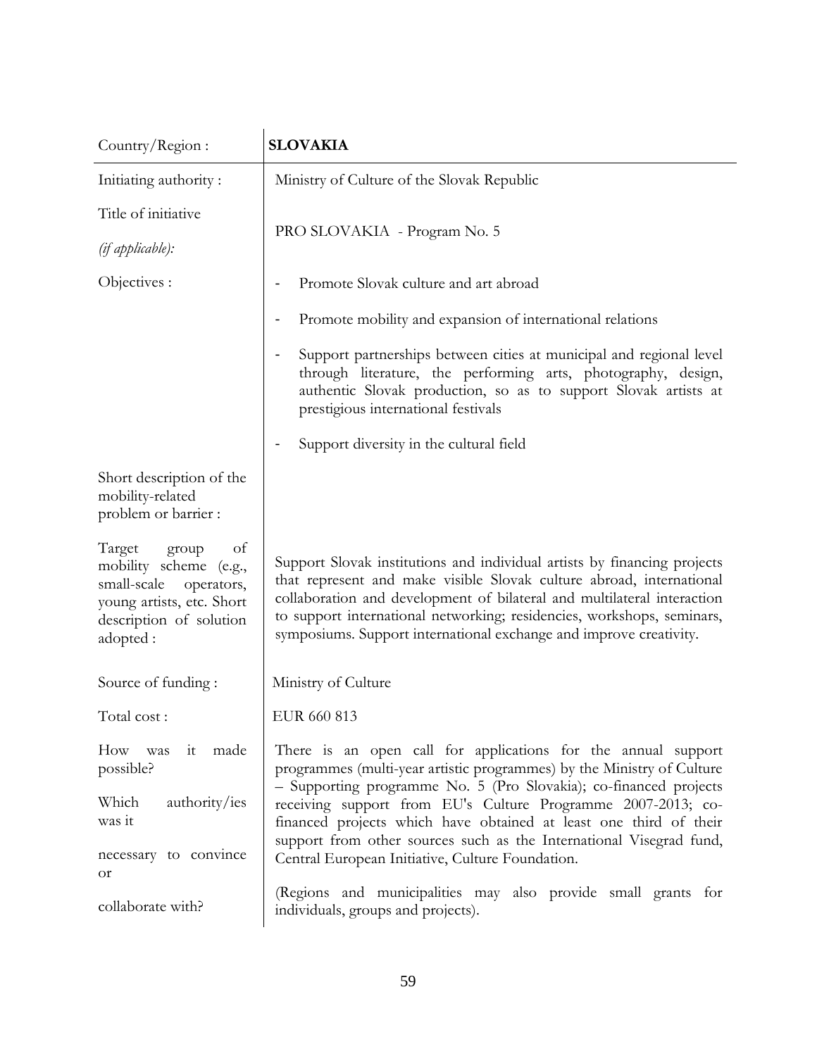| Country/Region : | **SLOVAKIA** |
|---|---|
| Initiating authority : | Ministry of Culture of the Slovak Republic |
| Title of initiative *(if applicable):* | PRO SLOVAKIA - Program No. 5 |
| Objectives : | - Promote Slovak culture and art abroad<br>- Promote mobility and expansion of international relations<br>- Support partnerships between cities at municipal and regional level through literature, the performing arts, photography, design, authentic Slovak production, so as to support Slovak artists at prestigious international festivals<br>- Support diversity in the cultural field |
| Short description of the mobility-related problem or barrier : | |
| Target group of mobility scheme (e.g., small-scale operators, young artists, etc. Short description of solution adopted : | Support Slovak institutions and individual artists by financing projects that represent and make visible Slovak culture abroad, international collaboration and development of bilateral and multilateral interaction to support international networking; residencies, workshops, seminars, symposiums. Support international exchange and improve creativity. |
| Source of funding : | Ministry of Culture |
| Total cost : | EUR 660 813 |
| How was it made possible?<br><br>Which authority/ies was it necessary to convince or collaborate with? | There is an open call for applications for the annual support programmes (multi-year artistic programmes) by the Ministry of Culture – Supporting programme No. 5 (Pro Slovakia); co-financed projects receiving support from EU's Culture Programme 2007-2013; co-financed projects which have obtained at least one third of their support from other sources such as the International Visegrad fund, Central European Initiative, Culture Foundation.<br><br>(Regions and municipalities may also provide small grants for individuals, groups and projects). |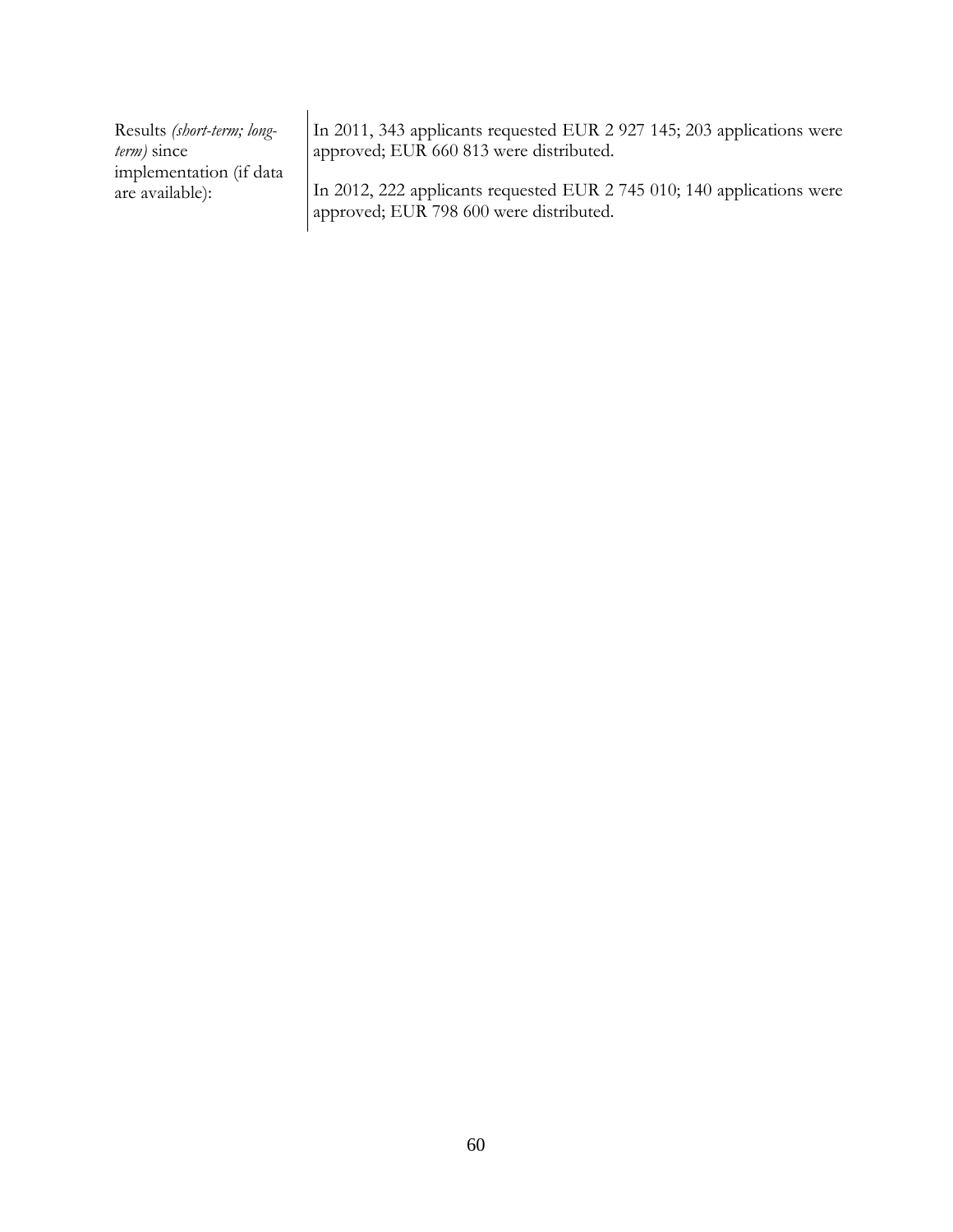| | |
|---|---|
| Results *(short-term; long-term)* since implementation (if data are available): | In 2011, 343 applicants requested EUR 2 927 145; 203 applications were approved; EUR 660 813 were distributed.<br><br>In 2012, 222 applicants requested EUR 2 745 010; 140 applications were approved; EUR 798 600 were distributed. |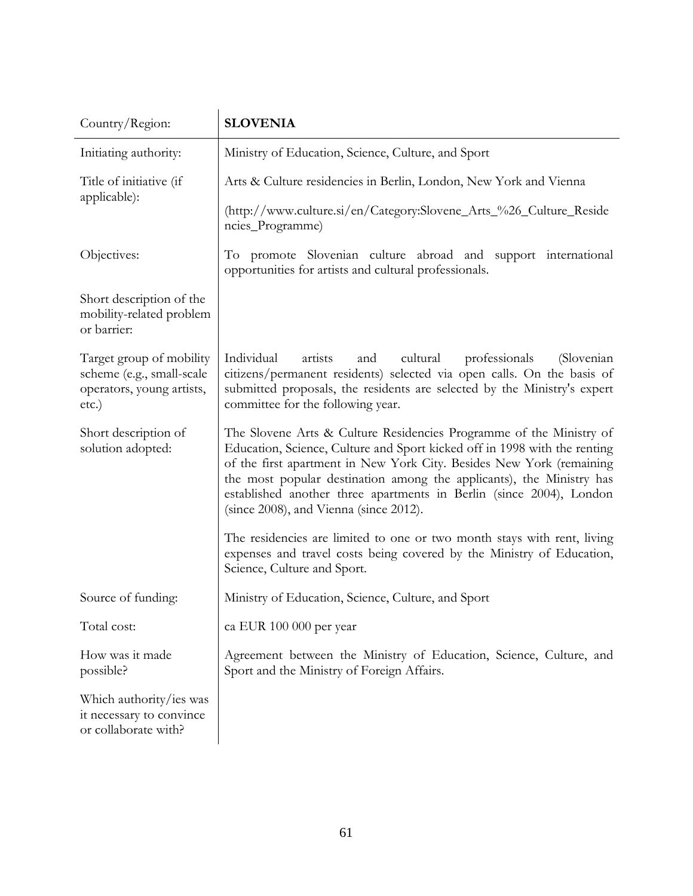| Country/Region: | **SLOVENIA** |
|---|---|
| Initiating authority: | Ministry of Education, Science, Culture, and Sport |
| Title of initiative (if applicable): | Arts & Culture residencies in Berlin, London, New York and Vienna<br><br>(http://www.culture.si/en/Category:Slovene_Arts_%26_Culture_Residencies_Programme) |
| Objectives: | To promote Slovenian culture abroad and support international opportunities for artists and cultural professionals. |
| Short description of the mobility-related problem or barrier: | |
| Target group of mobility scheme (e.g., small-scale operators, young artists, etc.) | Individual artists and cultural professionals (Slovenian citizens/permanent residents) selected via open calls. On the basis of submitted proposals, the residents are selected by the Ministry's expert committee for the following year. |
| Short description of solution adopted: | The Slovene Arts & Culture Residencies Programme of the Ministry of Education, Science, Culture and Sport kicked off in 1998 with the renting of the first apartment in New York City. Besides New York (remaining the most popular destination among the applicants), the Ministry has established another three apartments in Berlin (since 2004), London (since 2008), and Vienna (since 2012).<br><br>The residencies are limited to one or two month stays with rent, living expenses and travel costs being covered by the Ministry of Education, Science, Culture and Sport. |
| Source of funding: | Ministry of Education, Science, Culture, and Sport |
| Total cost: | ca EUR 100 000 per year |
| How was it made possible? | Agreement between the Ministry of Education, Science, Culture, and Sport and the Ministry of Foreign Affairs. |
| Which authority/ies was it necessary to convince or collaborate with? | |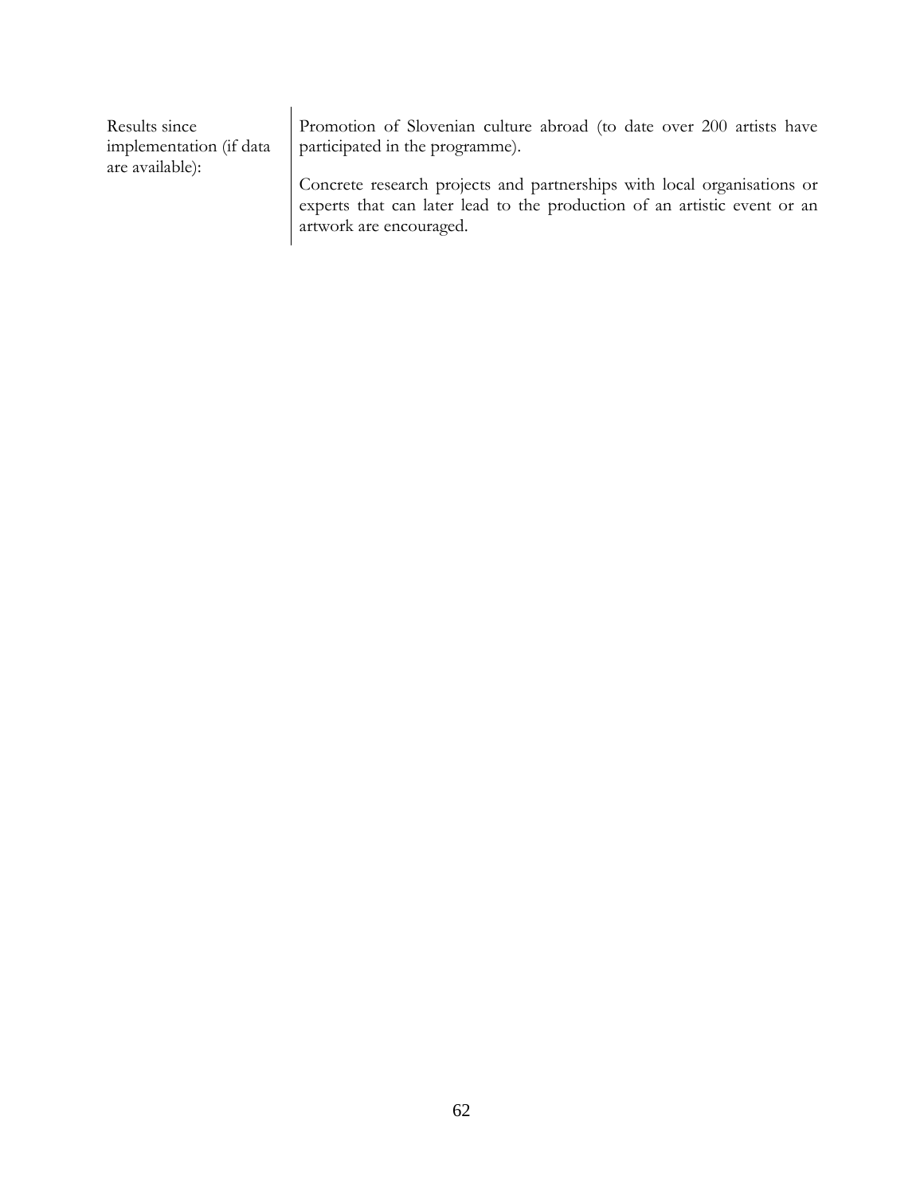| | |
|---|---|
| Results since implementation (if data are available): | Promotion of Slovenian culture abroad (to date over 200 artists have participated in the programme).<br><br>Concrete research projects and partnerships with local organisations or experts that can later lead to the production of an artistic event or an artwork are encouraged. |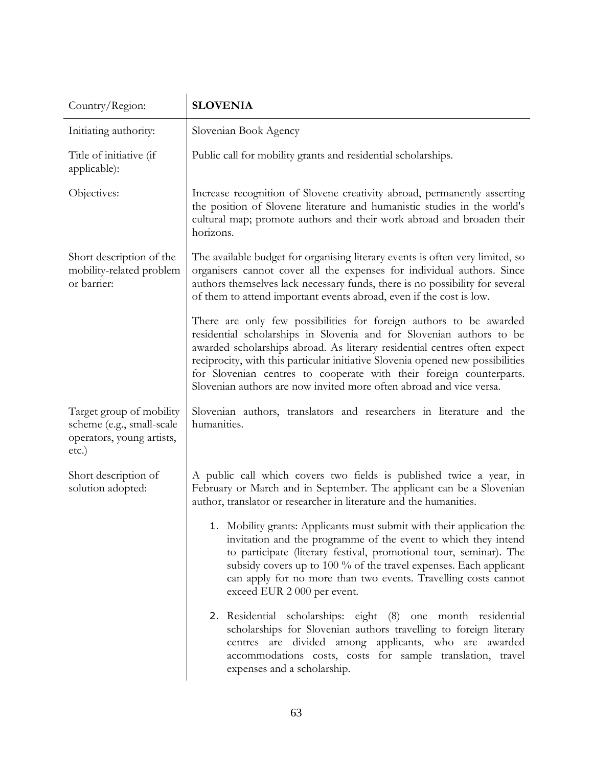| Country/Region: | **SLOVENIA** |
|---|---|
| Initiating authority: | Slovenian Book Agency |
| Title of initiative (if applicable): | Public call for mobility grants and residential scholarships. |
| Objectives: | Increase recognition of Slovene creativity abroad, permanently asserting the position of Slovene literature and humanistic studies in the world's cultural map; promote authors and their work abroad and broaden their horizons. |
| Short description of the mobility-related problem or barrier: | The available budget for organising literary events is often very limited, so organisers cannot cover all the expenses for individual authors. Since authors themselves lack necessary funds, there is no possibility for several of them to attend important events abroad, even if the cost is low.<br><br>There are only few possibilities for foreign authors to be awarded residential scholarships in Slovenia and for Slovenian authors to be awarded scholarships abroad. As literary residential centres often expect reciprocity, with this particular initiative Slovenia opened new possibilities for Slovenian centres to cooperate with their foreign counterparts. Slovenian authors are now invited more often abroad and vice versa. |
| Target group of mobility scheme (e.g., small-scale operators, young artists, etc.) | Slovenian authors, translators and researchers in literature and the humanities. |
| Short description of solution adopted: | A public call which covers two fields is published twice a year, in February or March and in September. The applicant can be a Slovenian author, translator or researcher in literature and the humanities.<br><br>1. Mobility grants: Applicants must submit with their application the invitation and the programme of the event to which they intend to participate (literary festival, promotional tour, seminar). The subsidy covers up to 100 % of the travel expenses. Each applicant can apply for no more than two events. Travelling costs cannot exceed EUR 2 000 per event.<br><br>2. Residential scholarships: eight (8) one month residential scholarships for Slovenian authors travelling to foreign literary centres are divided among applicants, who are awarded accommodations costs, costs for sample translation, travel expenses and a scholarship. |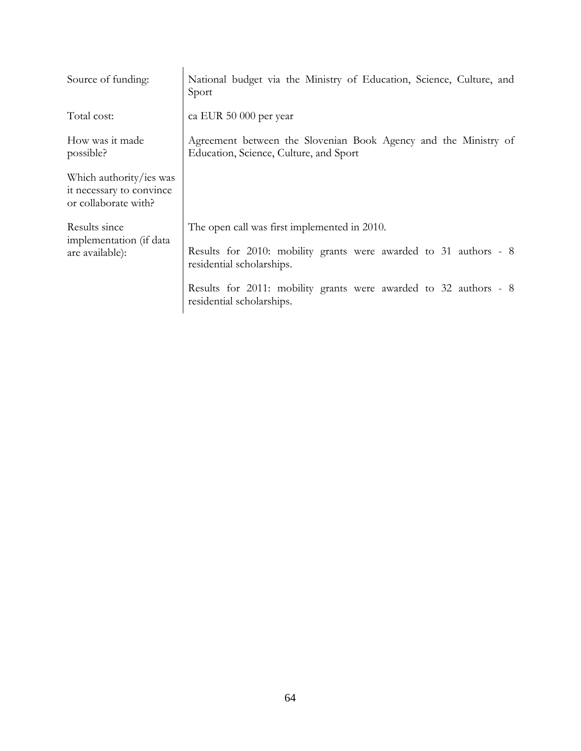| | |
|---|---|
| Source of funding: | National budget via the Ministry of Education, Science, Culture, and Sport |
| Total cost: | ca EUR 50 000 per year |
| How was it made possible? | Agreement between the Slovenian Book Agency and the Ministry of Education, Science, Culture, and Sport |
| Which authority/ies was it necessary to convince or collaborate with? | |
| Results since implementation (if data are available): | The open call was first implemented in 2010.<br><br>Results for 2010: mobility grants were awarded to 31 authors - 8 residential scholarships.<br><br>Results for 2011: mobility grants were awarded to 32 authors - 8 residential scholarships. |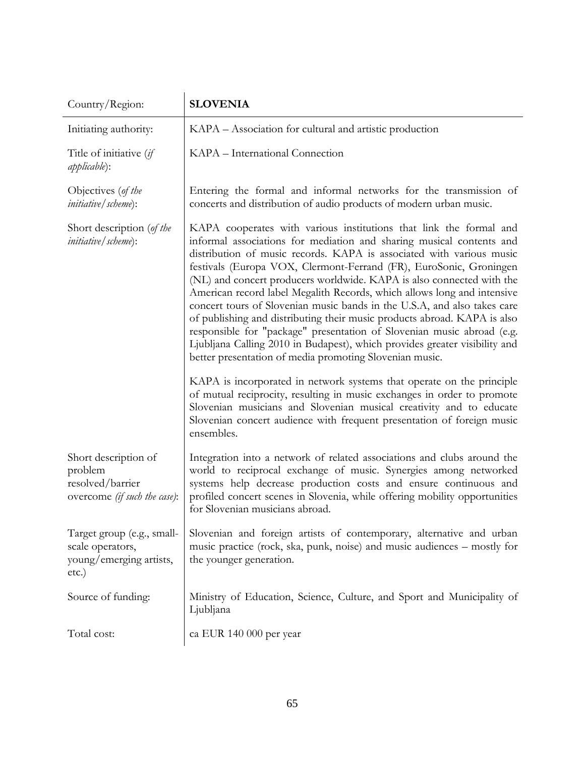| Country/Region: | **SLOVENIA** |
|---|---|
| Initiating authority: | KAPA – Association for cultural and artistic production |
| Title of initiative (*if applicable*): | KAPA – International Connection |
| Objectives (*of the initiative/scheme*): | Entering the formal and informal networks for the transmission of concerts and distribution of audio products of modern urban music. |
| Short description (*of the initiative/scheme*): | KAPA cooperates with various institutions that link the formal and informal associations for mediation and sharing musical contents and distribution of music records. KAPA is associated with various music festivals (Europa VOX, Clermont-Ferrand (FR), EuroSonic, Groningen (NL) and concert producers worldwide. KAPA is also connected with the American record label Megalith Records, which allows long and intensive concert tours of Slovenian music bands in the U.S.A, and also takes care of publishing and distributing their music products abroad. KAPA is also responsible for "package" presentation of Slovenian music abroad (e.g. Ljubljana Calling 2010 in Budapest), which provides greater visibility and better presentation of media promoting Slovenian music.<br><br>KAPA is incorporated in network systems that operate on the principle of mutual reciprocity, resulting in music exchanges in order to promote Slovenian musicians and Slovenian musical creativity and to educate Slovenian concert audience with frequent presentation of foreign music ensembles. |
| Short description of problem resolved/barrier overcome *(if such the case)*: | Integration into a network of related associations and clubs around the world to reciprocal exchange of music. Synergies among networked systems help decrease production costs and ensure continuous and profiled concert scenes in Slovenia, while offering mobility opportunities for Slovenian musicians abroad. |
| Target group (e.g., small-scale operators, young/emerging artists, etc.) | Slovenian and foreign artists of contemporary, alternative and urban music practice (rock, ska, punk, noise) and music audiences – mostly for the younger generation. |
| Source of funding: | Ministry of Education, Science, Culture, and Sport and Municipality of Ljubljana |
| Total cost: | ca EUR 140 000 per year |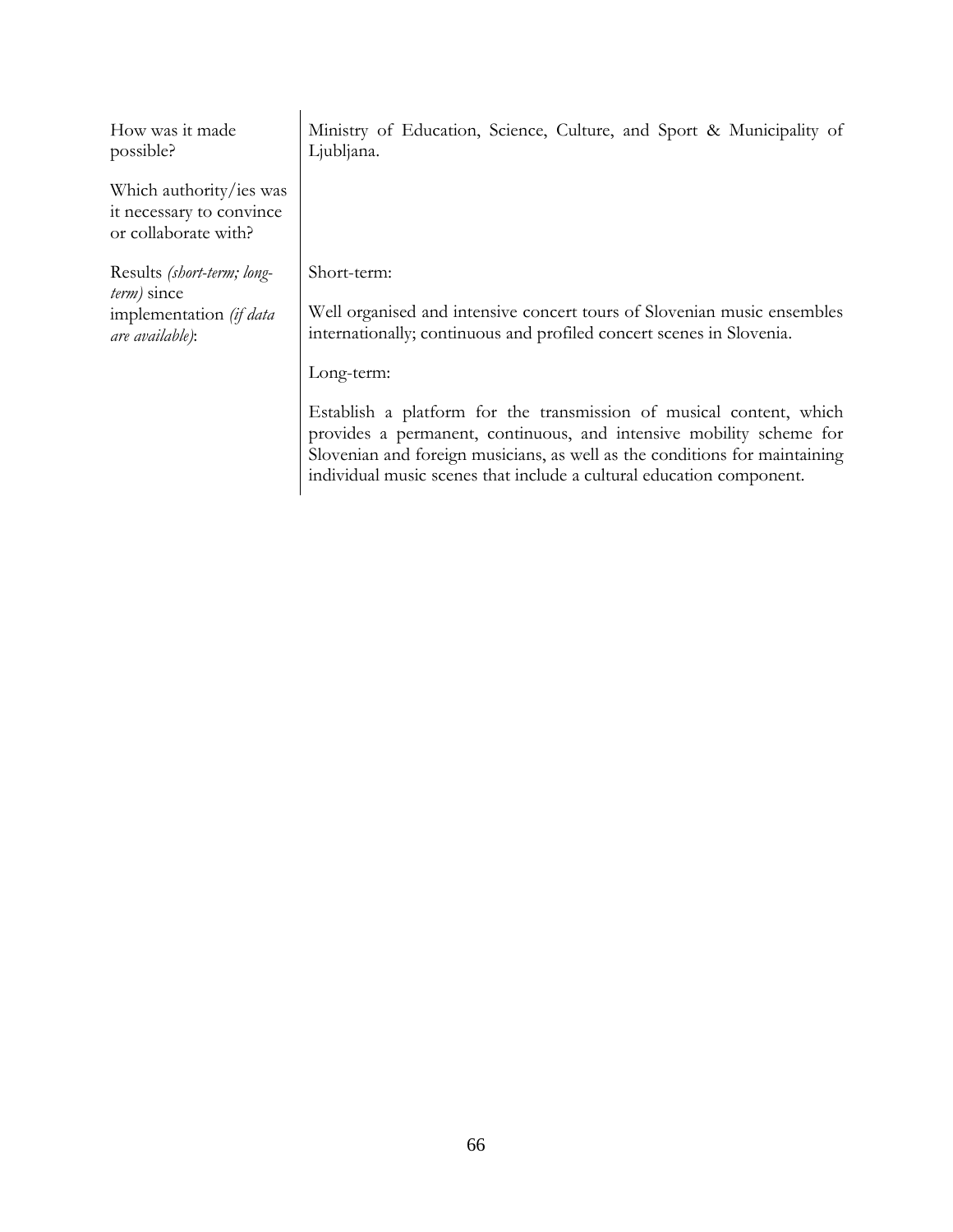| | |
|---|---|
| How was it made possible?<br><br>Which authority/ies was it necessary to convince or collaborate with? | Ministry of Education, Science, Culture, and Sport & Municipality of Ljubljana. |
| Results *(short-term; long-term)* since implementation *(if data are available)*: | Short-term:<br><br>Well organised and intensive concert tours of Slovenian music ensembles internationally; continuous and profiled concert scenes in Slovenia.<br><br>Long-term:<br><br>Establish a platform for the transmission of musical content, which provides a permanent, continuous, and intensive mobility scheme for Slovenian and foreign musicians, as well as the conditions for maintaining individual music scenes that include a cultural education component. |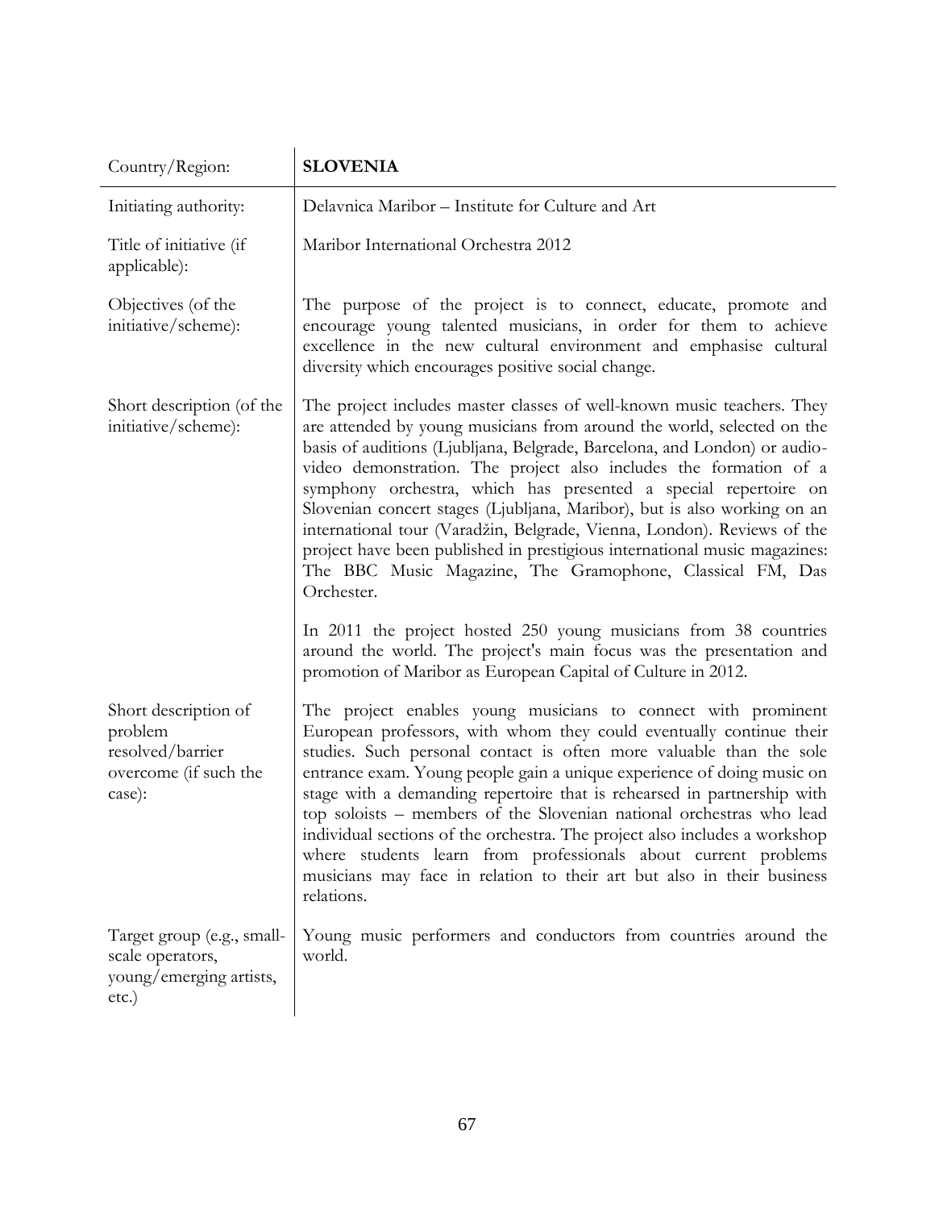| Country/Region: | **SLOVENIA** |
|---|---|
| Initiating authority: | Delavnica Maribor – Institute for Culture and Art |
| Title of initiative (if applicable): | Maribor International Orchestra 2012 |
| Objectives (of the initiative/scheme): | The purpose of the project is to connect, educate, promote and encourage young talented musicians, in order for them to achieve excellence in the new cultural environment and emphasise cultural diversity which encourages positive social change. |
| Short description (of the initiative/scheme): | The project includes master classes of well-known music teachers. They are attended by young musicians from around the world, selected on the basis of auditions (Ljubljana, Belgrade, Barcelona, and London) or audio-video demonstration. The project also includes the formation of a symphony orchestra, which has presented a special repertoire on Slovenian concert stages (Ljubljana, Maribor), but is also working on an international tour (Varadžin, Belgrade, Vienna, London). Reviews of the project have been published in prestigious international music magazines: The BBC Music Magazine, The Gramophone, Classical FM, Das Orchester.<br><br>In 2011 the project hosted 250 young musicians from 38 countries around the world. The project's main focus was the presentation and promotion of Maribor as European Capital of Culture in 2012. |
| Short description of problem resolved/barrier overcome (if such the case): | The project enables young musicians to connect with prominent European professors, with whom they could eventually continue their studies. Such personal contact is often more valuable than the sole entrance exam. Young people gain a unique experience of doing music on stage with a demanding repertoire that is rehearsed in partnership with top soloists – members of the Slovenian national orchestras who lead individual sections of the orchestra. The project also includes a workshop where students learn from professionals about current problems musicians may face in relation to their art but also in their business relations. |
| Target group (e.g., small-scale operators, young/emerging artists, etc.) | Young music performers and conductors from countries around the world. |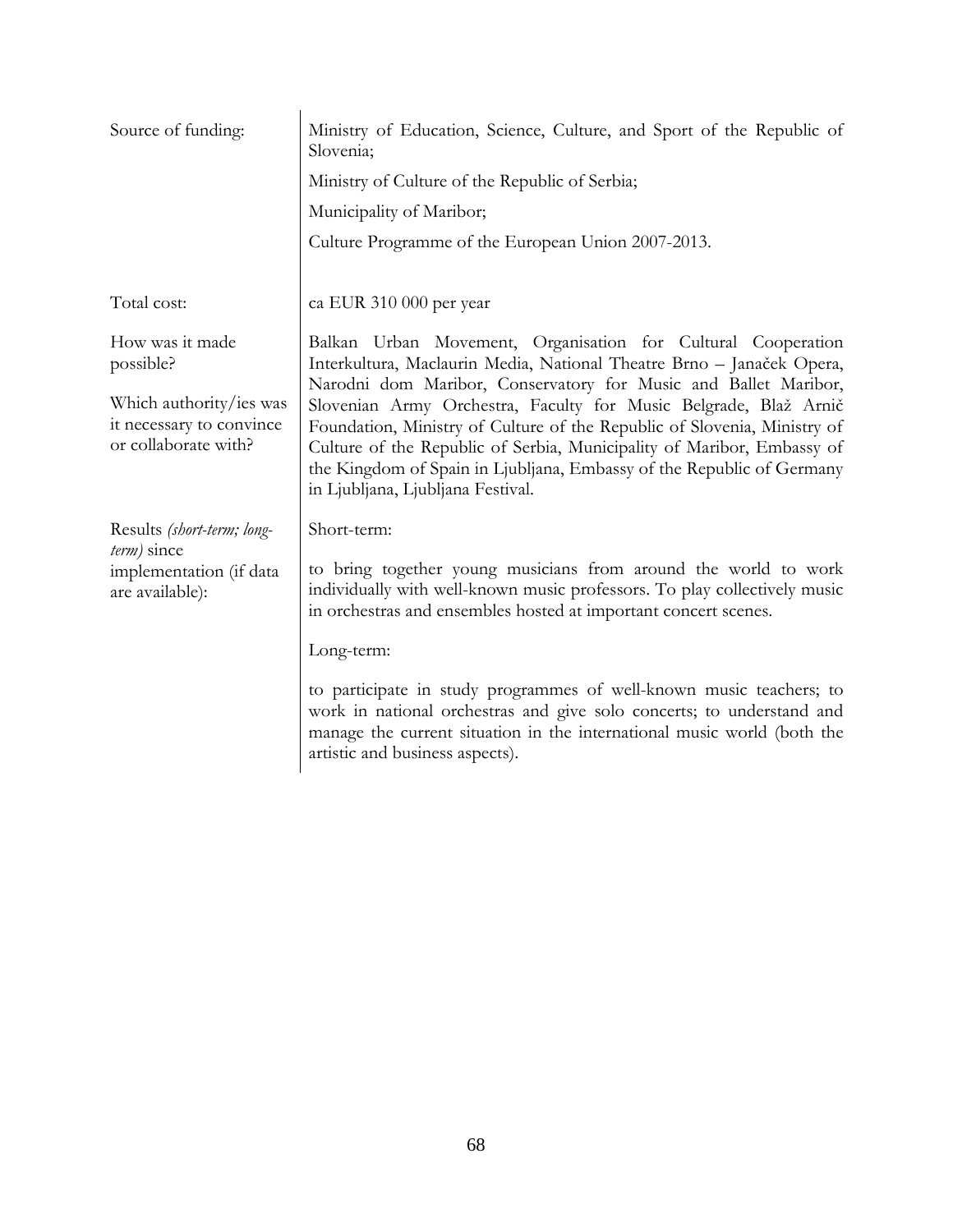| | |
|---|---|
| Source of funding: | Ministry of Education, Science, Culture, and Sport of the Republic of Slovenia;<br>Ministry of Culture of the Republic of Serbia;<br>Municipality of Maribor;<br>Culture Programme of the European Union 2007-2013. |
| Total cost: | ca EUR 310 000 per year |
| How was it made possible?<br><br>Which authority/ies was it necessary to convince or collaborate with? | Balkan Urban Movement, Organisation for Cultural Cooperation Interkultura, Maclaurin Media, National Theatre Brno – Janaček Opera, Narodni dom Maribor, Conservatory for Music and Ballet Maribor, Slovenian Army Orchestra, Faculty for Music Belgrade, Blaž Arnič Foundation, Ministry of Culture of the Republic of Slovenia, Ministry of Culture of the Republic of Serbia, Municipality of Maribor, Embassy of the Kingdom of Spain in Ljubljana, Embassy of the Republic of Germany in Ljubljana, Ljubljana Festival. |
| Results *(short-term; long-term)* since implementation (if data are available): | Short-term:<br><br>to bring together young musicians from around the world to work individually with well-known music professors. To play collectively music in orchestras and ensembles hosted at important concert scenes.<br><br>Long-term:<br><br>to participate in study programmes of well-known music teachers; to work in national orchestras and give solo concerts; to understand and manage the current situation in the international music world (both the artistic and business aspects). |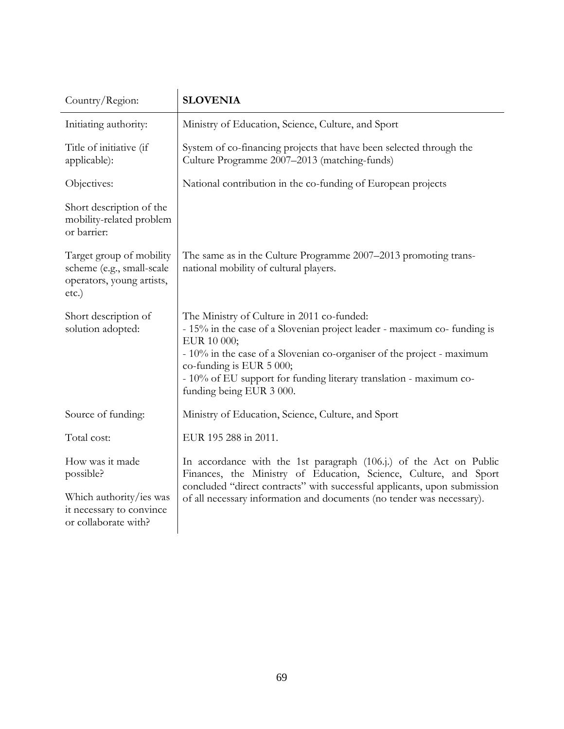| Country/Region: | **SLOVENIA** |
|---|---|
| Initiating authority: | Ministry of Education, Science, Culture, and Sport |
| Title of initiative (if applicable): | System of co-financing projects that have been selected through the Culture Programme 2007–2013 (matching-funds) |
| Objectives: | National contribution in the co-funding of European projects |
| Short description of the mobility-related problem or barrier: | |
| Target group of mobility scheme (e.g., small-scale operators, young artists, etc.) | The same as in the Culture Programme 2007–2013 promoting trans-national mobility of cultural players. |
| Short description of solution adopted: | The Ministry of Culture in 2011 co-funded:<br>- 15% in the case of a Slovenian project leader - maximum co- funding is EUR 10 000;<br>- 10% in the case of a Slovenian co-organiser of the project - maximum co-funding is EUR 5 000;<br>- 10% of EU support for funding literary translation - maximum co-funding being EUR 3 000. |
| Source of funding: | Ministry of Education, Science, Culture, and Sport |
| Total cost: | EUR 195 288 in 2011. |
| How was it made possible?<br><br>Which authority/ies was it necessary to convince or collaborate with? | In accordance with the 1st paragraph (106.j.) of the Act on Public Finances, the Ministry of Education, Science, Culture, and Sport concluded "direct contracts" with successful applicants, upon submission of all necessary information and documents (no tender was necessary). |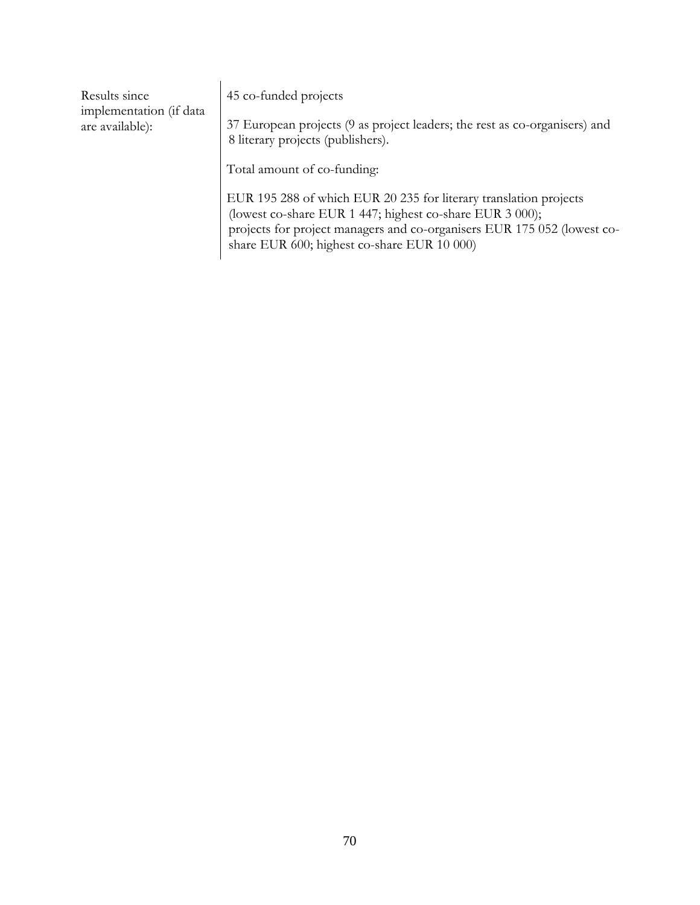| Results since implementation (if data are available): | 45 co-funded projects<br><br>37 European projects (9 as project leaders; the rest as co-organisers) and 8 literary projects (publishers).<br><br>Total amount of co-funding:<br><br>EUR 195 288 of which EUR 20 235 for literary translation projects (lowest co-share EUR 1 447; highest co-share EUR 3 000); projects for project managers and co-organisers EUR 175 052 (lowest co-share EUR 600; highest co-share EUR 10 000) |
| --- | --- |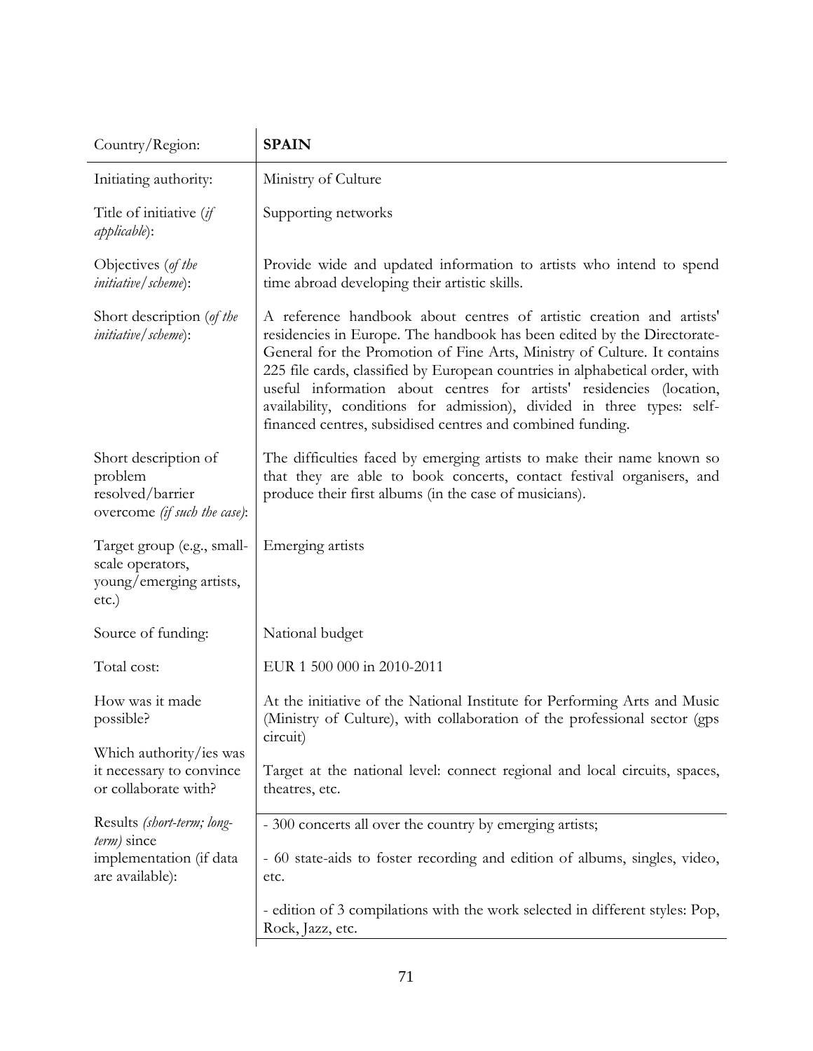| Country/Region: | **SPAIN** |
|---|---|
| Initiating authority: | Ministry of Culture |
| Title of initiative (*if applicable*): | Supporting networks |
| Objectives (*of the initiative/scheme*): | Provide wide and updated information to artists who intend to spend time abroad developing their artistic skills. |
| Short description (*of the initiative/scheme*): | A reference handbook about centres of artistic creation and artists' residencies in Europe. The handbook has been edited by the Directorate-General for the Promotion of Fine Arts, Ministry of Culture. It contains 225 file cards, classified by European countries in alphabetical order, with useful information about centres for artists' residencies (location, availability, conditions for admission), divided in three types: self-financed centres, subsidised centres and combined funding. |
| Short description of problem resolved/barrier overcome *(if such the case)*: | The difficulties faced by emerging artists to make their name known so that they are able to book concerts, contact festival organisers, and produce their first albums (in the case of musicians). |
| Target group (e.g., small-scale operators, young/emerging artists, etc.) | Emerging artists |
| Source of funding: | National budget |
| Total cost: | EUR 1 500 000 in 2010-2011 |
| How was it made possible? | At the initiative of the National Institute for Performing Arts and Music (Ministry of Culture), with collaboration of the professional sector (gps circuit) |
| Which authority/ies was it necessary to convince or collaborate with? | Target at the national level: connect regional and local circuits, spaces, theatres, etc. |
| Results *(short-term; long-term)* since implementation (if data are available): | - 300 concerts all over the country by emerging artists;<br><br>- 60 state-aids to foster recording and edition of albums, singles, video, etc.<br><br>- edition of 3 compilations with the work selected in different styles: Pop, Rock, Jazz, etc. |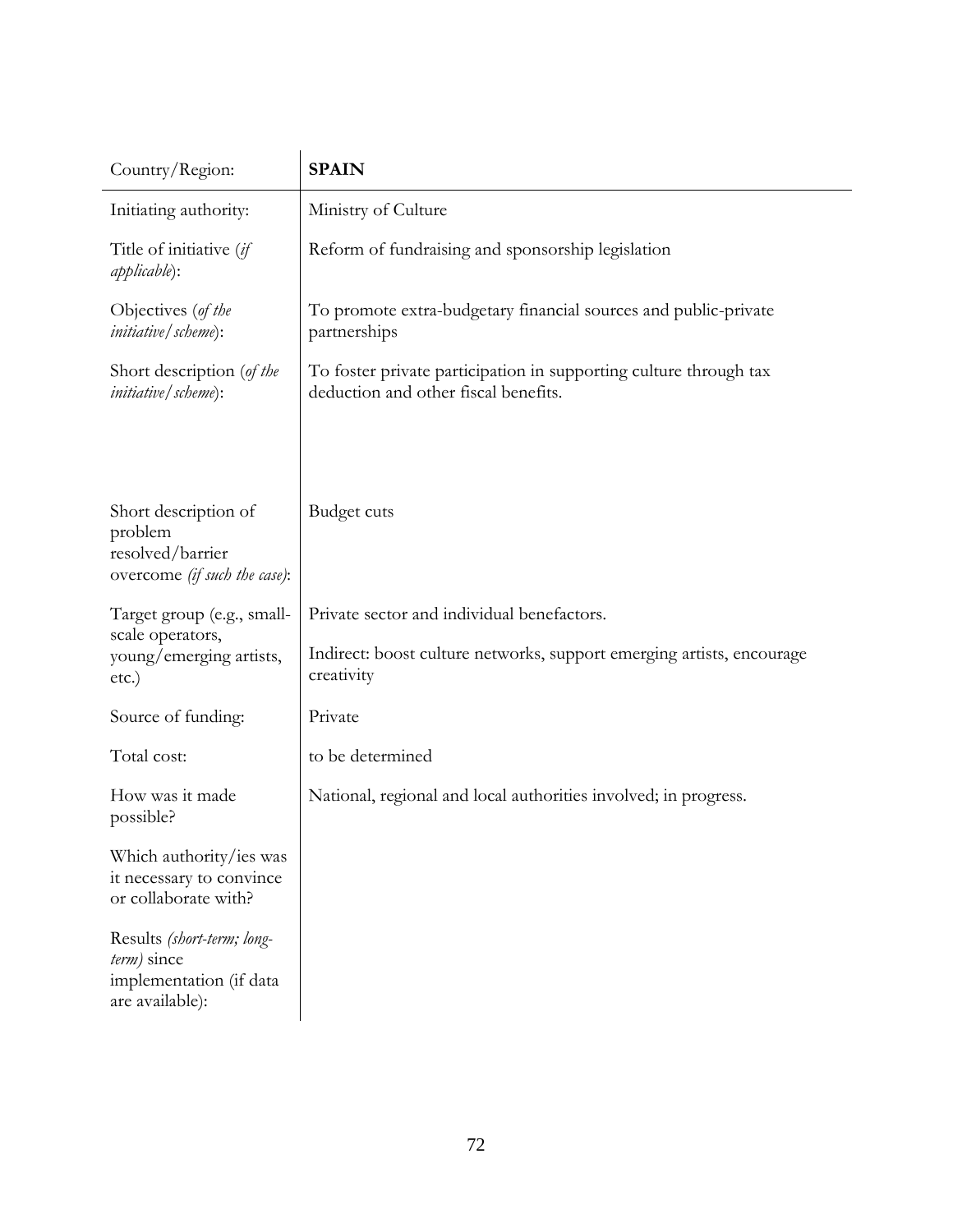| Country/Region: | **SPAIN** |
|---|---|
| Initiating authority: | Ministry of Culture |
| Title of initiative (*if applicable*): | Reform of fundraising and sponsorship legislation |
| Objectives (*of the initiative/scheme*): | To promote extra-budgetary financial sources and public-private partnerships |
| Short description (*of the initiative/scheme*): | To foster private participation in supporting culture through tax deduction and other fiscal benefits. |
| Short description of problem resolved/barrier overcome *(if such the case)*: | Budget cuts |
| Target group (e.g., small-scale operators, young/emerging artists, etc.) | Private sector and individual benefactors.<br><br>Indirect: boost culture networks, support emerging artists, encourage creativity |
| Source of funding: | Private |
| Total cost: | to be determined |
| How was it made possible? | National, regional and local authorities involved; in progress. |
| Which authority/ies was it necessary to convince or collaborate with? | |
| Results *(short-term; long-term)* since implementation (if data are available): | |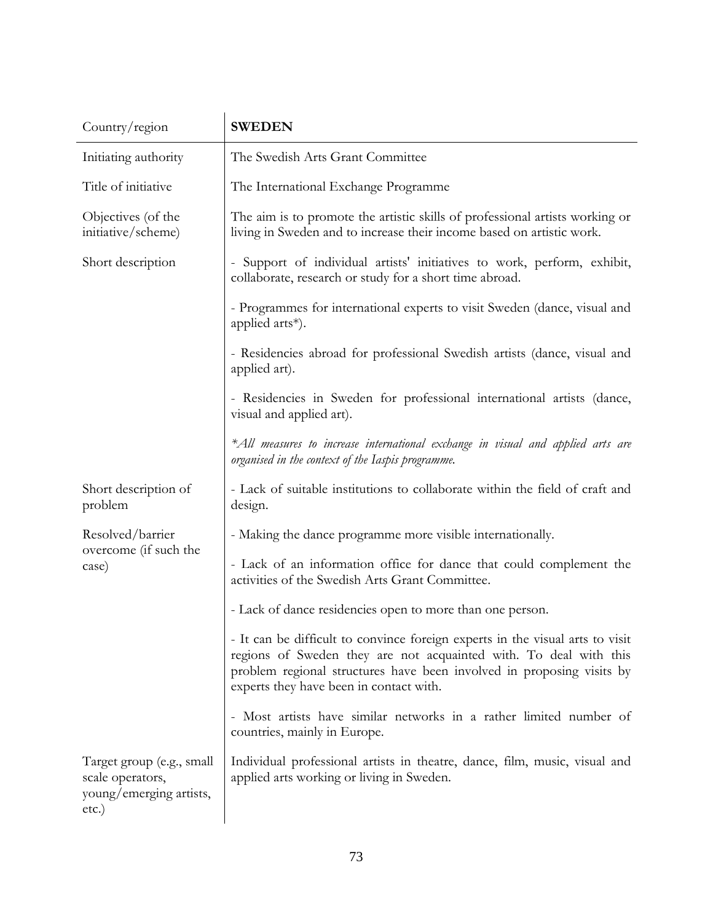| Country/region | **SWEDEN** |
|---|---|
| Initiating authority | The Swedish Arts Grant Committee |
| Title of initiative | The International Exchange Programme |
| Objectives (of the initiative/scheme) | The aim is to promote the artistic skills of professional artists working or living in Sweden and to increase their income based on artistic work. |
| Short description | - Support of individual artists' initiatives to work, perform, exhibit, collaborate, research or study for a short time abroad.<br><br>- Programmes for international experts to visit Sweden (dance, visual and applied arts*).<br><br>- Residencies abroad for professional Swedish artists (dance, visual and applied art).<br><br>- Residencies in Sweden for professional international artists (dance, visual and applied art).<br><br>*\*All measures to increase international exchange in visual and applied arts are organised in the context of the Iaspis programme.* |
| Short description of problem | - Lack of suitable institutions to collaborate within the field of craft and design. |
| Resolved/barrier overcome (if such the case) | - Making the dance programme more visible internationally.<br><br>- Lack of an information office for dance that could complement the activities of the Swedish Arts Grant Committee.<br><br>- Lack of dance residencies open to more than one person.<br><br>- It can be difficult to convince foreign experts in the visual arts to visit regions of Sweden they are not acquainted with. To deal with this problem regional structures have been involved in proposing visits by experts they have been in contact with.<br><br>- Most artists have similar networks in a rather limited number of countries, mainly in Europe. |
| Target group (e.g., small scale operators, young/emerging artists, etc.) | Individual professional artists in theatre, dance, film, music, visual and applied arts working or living in Sweden. |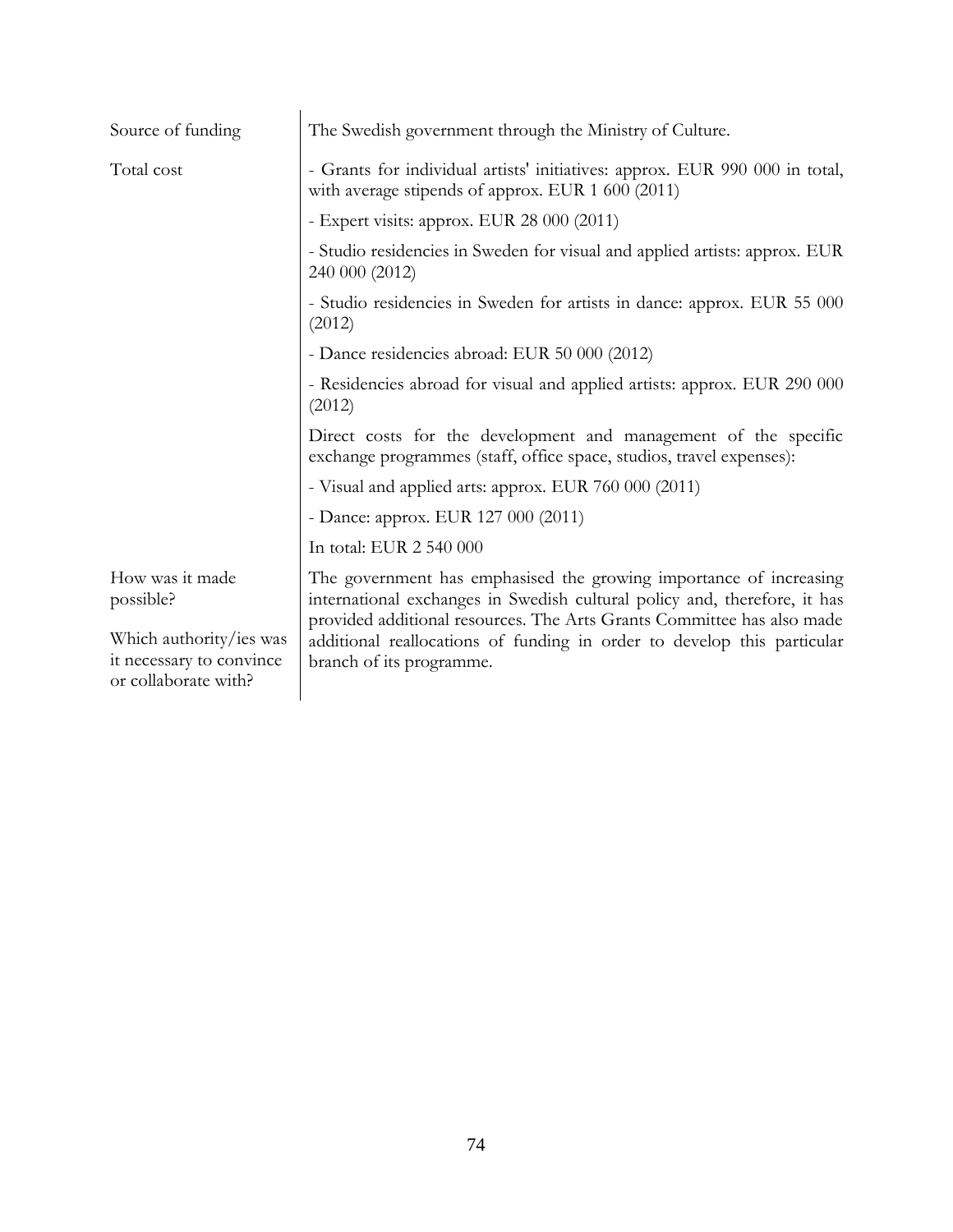| | |
|---|---|
| Source of funding | The Swedish government through the Ministry of Culture. |
| Total cost | - Grants for individual artists' initiatives: approx. EUR 990 000 in total, with average stipends of approx. EUR 1 600 (2011)<br><br>- Expert visits: approx. EUR 28 000 (2011)<br><br>- Studio residencies in Sweden for visual and applied artists: approx. EUR 240 000 (2012)<br><br>- Studio residencies in Sweden for artists in dance: approx. EUR 55 000 (2012)<br><br>- Dance residencies abroad: EUR 50 000 (2012)<br><br>- Residencies abroad for visual and applied artists: approx. EUR 290 000 (2012)<br><br>Direct costs for the development and management of the specific exchange programmes (staff, office space, studios, travel expenses):<br><br>- Visual and applied arts: approx. EUR 760 000 (2011)<br><br>- Dance: approx. EUR 127 000 (2011)<br><br>In total: EUR 2 540 000 |
| How was it made possible?<br><br>Which authority/ies was it necessary to convince or collaborate with? | The government has emphasised the growing importance of increasing international exchanges in Swedish cultural policy and, therefore, it has provided additional resources. The Arts Grants Committee has also made additional reallocations of funding in order to develop this particular branch of its programme. |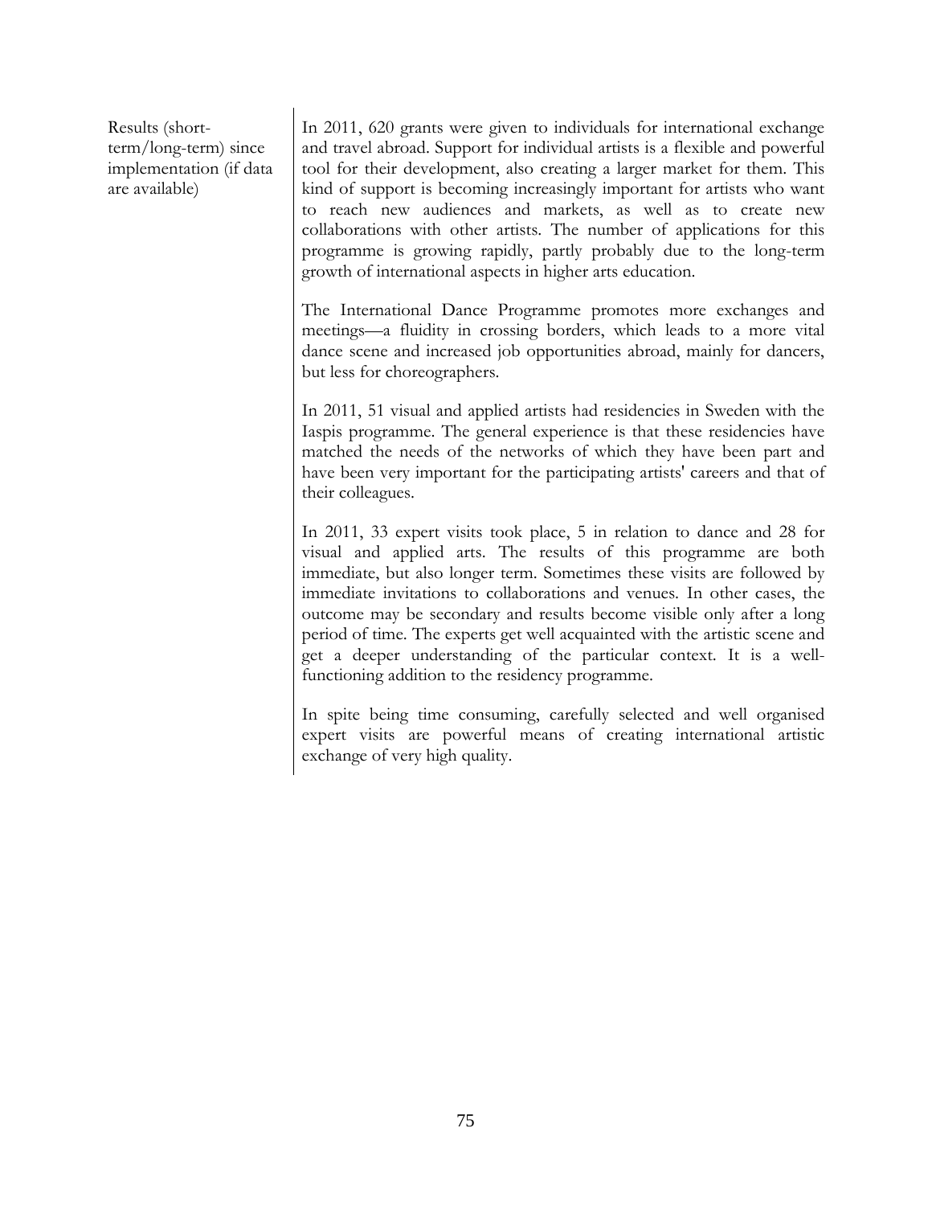| | |
|---|---|
| Results (short-term/long-term) since implementation (if data are available) | In 2011, 620 grants were given to individuals for international exchange and travel abroad. Support for individual artists is a flexible and powerful tool for their development, also creating a larger market for them. This kind of support is becoming increasingly important for artists who want to reach new audiences and markets, as well as to create new collaborations with other artists. The number of applications for this programme is growing rapidly, partly probably due to the long-term growth of international aspects in higher arts education.<br><br>The International Dance Programme promotes more exchanges and meetings—a fluidity in crossing borders, which leads to a more vital dance scene and increased job opportunities abroad, mainly for dancers, but less for choreographers.<br><br>In 2011, 51 visual and applied artists had residencies in Sweden with the Iaspis programme. The general experience is that these residencies have matched the needs of the networks of which they have been part and have been very important for the participating artists' careers and that of their colleagues.<br><br>In 2011, 33 expert visits took place, 5 in relation to dance and 28 for visual and applied arts. The results of this programme are both immediate, but also longer term. Sometimes these visits are followed by immediate invitations to collaborations and venues. In other cases, the outcome may be secondary and results become visible only after a long period of time. The experts get well acquainted with the artistic scene and get a deeper understanding of the particular context. It is a well-functioning addition to the residency programme.<br><br>In spite being time consuming, carefully selected and well organised expert visits are powerful means of creating international artistic exchange of very high quality. |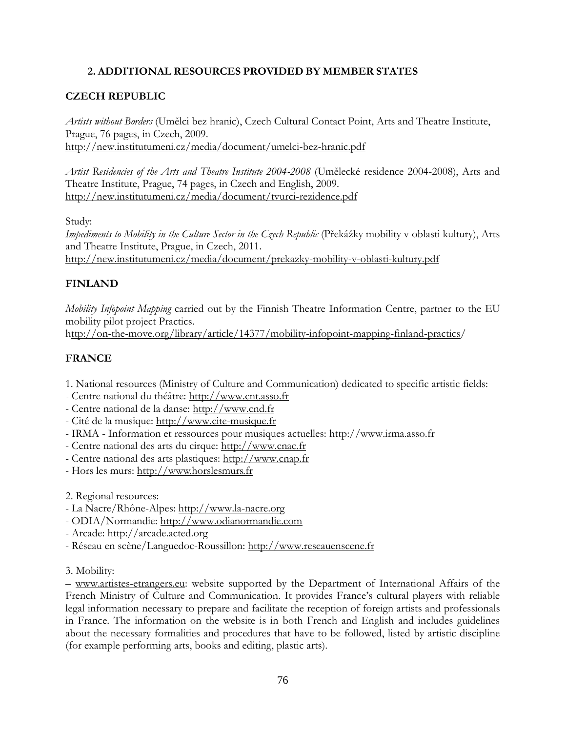## 2. ADDITIONAL RESOURCES PROVIDED BY MEMBER STATES

### CZECH REPUBLIC

*Artists without Borders* (Umělci bez hranic), Czech Cultural Contact Point, Arts and Theatre Institute, Prague, 76 pages, in Czech, 2009.
http://new.institutumeni.cz/media/document/umelci-bez-hranic.pdf

*Artist Residencies of the Arts and Theatre Institute 2004-2008* (Umělecké residence 2004-2008), Arts and Theatre Institute, Prague, 74 pages, in Czech and English, 2009.
http://new.institutumeni.cz/media/document/tvurci-rezidence.pdf

Study:
*Impediments to Mobility in the Culture Sector in the Czech Republic* (Překážky mobility v oblasti kultury), Arts and Theatre Institute, Prague, in Czech, 2011.
http://new.institutumeni.cz/media/document/prekazky-mobility-v-oblasti-kultury.pdf

### FINLAND

*Mobility Infopoint Mapping* carried out by the Finnish Theatre Information Centre, partner to the EU mobility pilot project Practics.
http://on-the-move.org/library/article/14377/mobility-infopoint-mapping-finland-practics/

### FRANCE

1. National resources (Ministry of Culture and Communication) dedicated to specific artistic fields:
- Centre national du théâtre: http://www.cnt.asso.fr
- Centre national de la danse: http://www.cnd.fr
- Cité de la musique: http://www.cite-musique.fr
- IRMA - Information et ressources pour musiques actuelles: http://www.irma.asso.fr
- Centre national des arts du cirque: http://www.cnac.fr
- Centre national des arts plastiques: http://www.cnap.fr
- Hors les murs: http://www.horslesmurs.fr

2. Regional resources:
- La Nacre/Rhône-Alpes: http://www.la-nacre.org
- ODIA/Normandie: http://www.odianormandie.com
- Arcade: http://arcade.acted.org
- Réseau en scène/Languedoc-Roussillon: http://www.reseauenscene.fr

3. Mobility:
– www.artistes-etrangers.eu: website supported by the Department of International Affairs of the French Ministry of Culture and Communication. It provides France's cultural players with reliable legal information necessary to prepare and facilitate the reception of foreign artists and professionals in France. The information on the website is in both French and English and includes guidelines about the necessary formalities and procedures that have to be followed, listed by artistic discipline (for example performing arts, books and editing, plastic arts).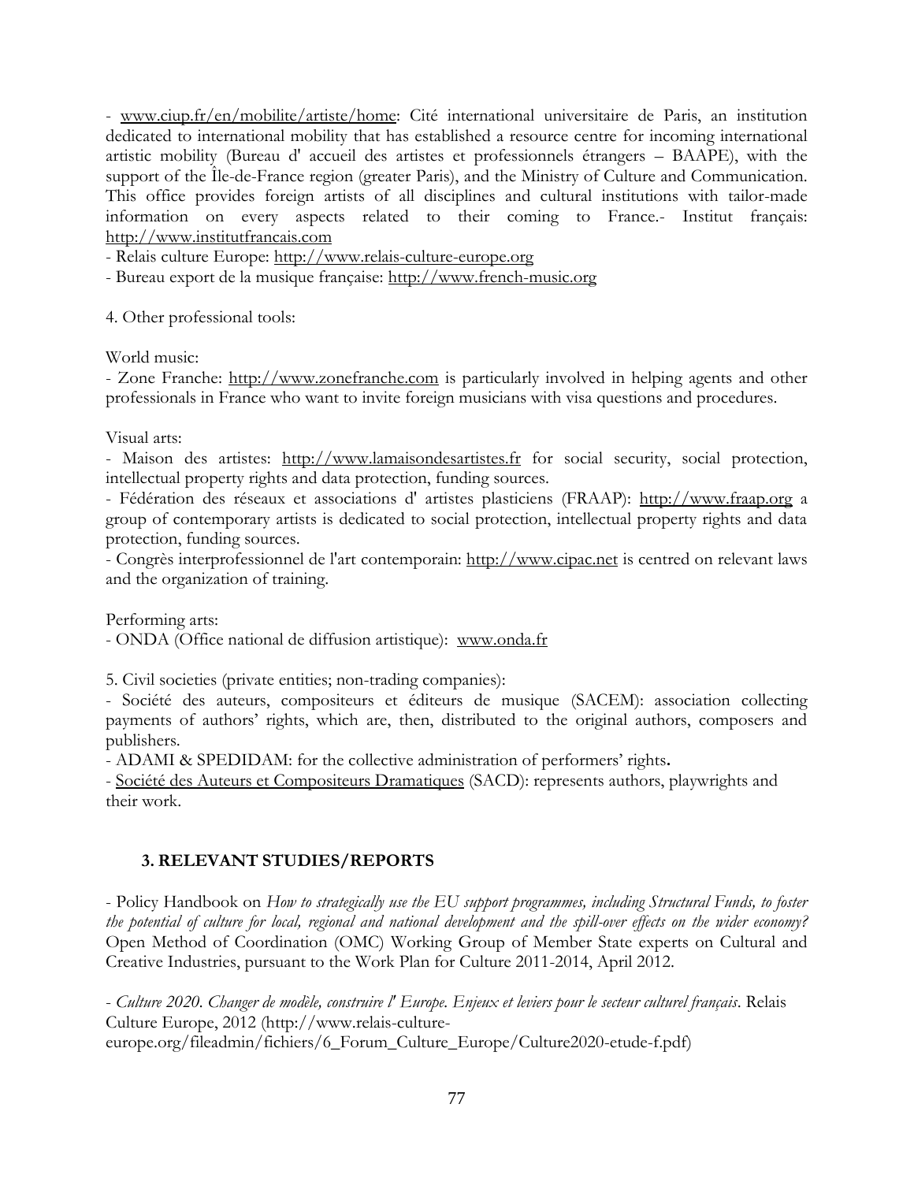- www.ciup.fr/en/mobilite/artiste/home: Cité international universitaire de Paris, an institution dedicated to international mobility that has established a resource centre for incoming international artistic mobility (Bureau d' accueil des artistes et professionnels étrangers – BAAPE), with the support of the Île-de-France region (greater Paris), and the Ministry of Culture and Communication. This office provides foreign artists of all disciplines and cultural institutions with tailor-made information on every aspects related to their coming to France.- Institut français: http://www.institutfrancais.com

- Relais culture Europe: http://www.relais-culture-europe.org
- Bureau export de la musique française: http://www.french-music.org

4. Other professional tools:

World music:

- Zone Franche: http://www.zonefranche.com is particularly involved in helping agents and other professionals in France who want to invite foreign musicians with visa questions and procedures.

Visual arts:

- Maison des artistes: http://www.lamaisondesartistes.fr for social security, social protection, intellectual property rights and data protection, funding sources.
- Fédération des réseaux et associations d' artistes plasticiens (FRAAP): http://www.fraap.org a group of contemporary artists is dedicated to social protection, intellectual property rights and data protection, funding sources.
- Congrès interprofessionnel de l'art contemporain: http://www.cipac.net is centred on relevant laws and the organization of training.

Performing arts:

- ONDA (Office national de diffusion artistique): www.onda.fr

5. Civil societies (private entities; non-trading companies):

- Société des auteurs, compositeurs et éditeurs de musique (SACEM): association collecting payments of authors' rights, which are, then, distributed to the original authors, composers and publishers.
- ADAMI & SPEDIDAM: for the collective administration of performers' rights**.**
- Société des Auteurs et Compositeurs Dramatiques (SACD): represents authors, playwrights and their work.

## 3. RELEVANT STUDIES/REPORTS

- Policy Handbook on *How to strategically use the EU support programmes, including Structural Funds, to foster the potential of culture for local, regional and national development and the spill-over effects on the wider economy?* Open Method of Coordination (OMC) Working Group of Member State experts on Cultural and Creative Industries, pursuant to the Work Plan for Culture 2011-2014, April 2012.

- *Culture 2020. Changer de modèle, construire l' Europe. Enjeux et leviers pour le secteur culturel français*. Relais Culture Europe, 2012 (http://www.relais-culture-europe.org/fileadmin/fichiers/6_Forum_Culture_Europe/Culture2020-etude-f.pdf)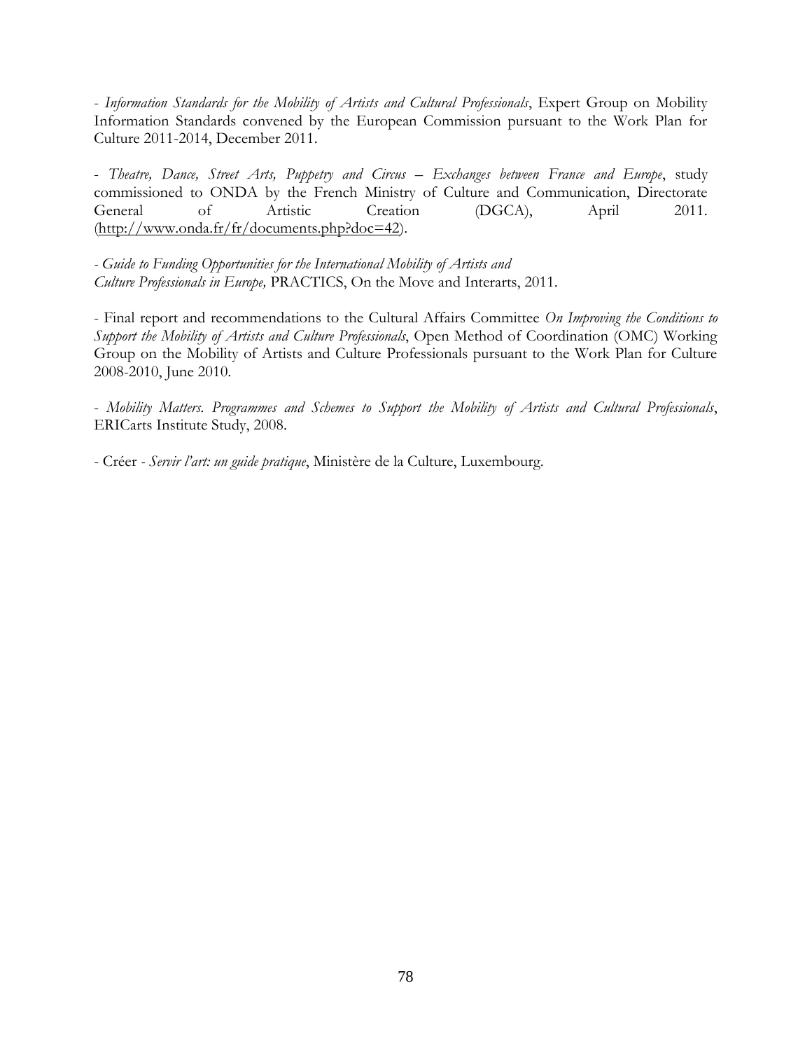- *Information Standards for the Mobility of Artists and Cultural Professionals*, Expert Group on Mobility Information Standards convened by the European Commission pursuant to the Work Plan for Culture 2011-2014, December 2011.

- *Theatre, Dance, Street Arts, Puppetry and Circus – Exchanges between France and Europe*, study commissioned to ONDA by the French Ministry of Culture and Communication, Directorate General of Artistic Creation (DGCA), April 2011. (http://www.onda.fr/fr/documents.php?doc=42).

- *Guide to Funding Opportunities for the International Mobility of Artists and Culture Professionals in Europe,* PRACTICS, On the Move and Interarts, 2011.

- Final report and recommendations to the Cultural Affairs Committee *On Improving the Conditions to Support the Mobility of Artists and Culture Professionals*, Open Method of Coordination (OMC) Working Group on the Mobility of Artists and Culture Professionals pursuant to the Work Plan for Culture 2008-2010, June 2010.

- *Mobility Matters. Programmes and Schemes to Support the Mobility of Artists and Cultural Professionals*, ERICarts Institute Study, 2008.

- Créer - *Servir l'art: un guide pratique*, Ministère de la Culture, Luxembourg.